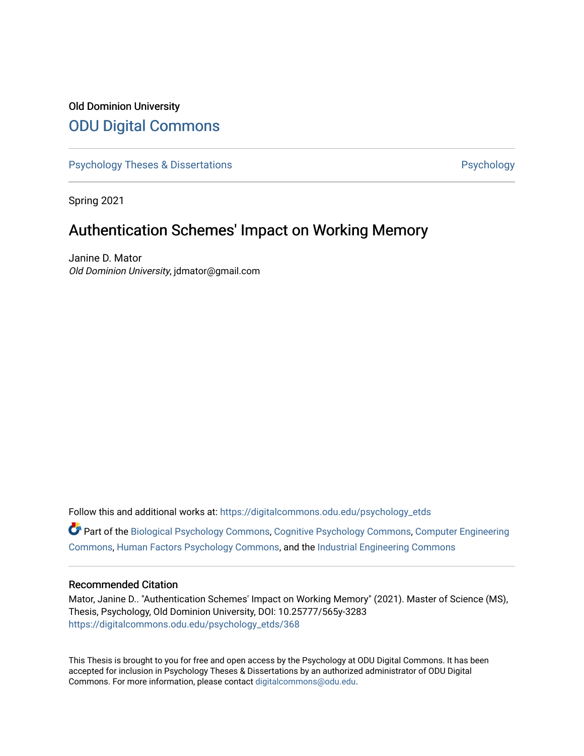Old Dominion University

# ODU Digital Commons

Psychology Theses & Dissertations

Psychology

Spring 2021

## Authentication Schemes' Impact on Working Memory

Janine D. Mator
*Old Dominion University*, jdmator@gmail.com

Follow this and additional works at: https://digitalcommons.odu.edu/psychology_etds

Part of the Biological Psychology Commons, Cognitive Psychology Commons, Computer Engineering Commons, Human Factors Psychology Commons, and the Industrial Engineering Commons

### Recommended Citation

Mator, Janine D.. "Authentication Schemes' Impact on Working Memory" (2021). Master of Science (MS), Thesis, Psychology, Old Dominion University, DOI: 10.25777/565y-3283
https://digitalcommons.odu.edu/psychology_etds/368

This Thesis is brought to you for free and open access by the Psychology at ODU Digital Commons. It has been accepted for inclusion in Psychology Theses & Dissertations by an authorized administrator of ODU Digital Commons. For more information, please contact digitalcommons@odu.edu.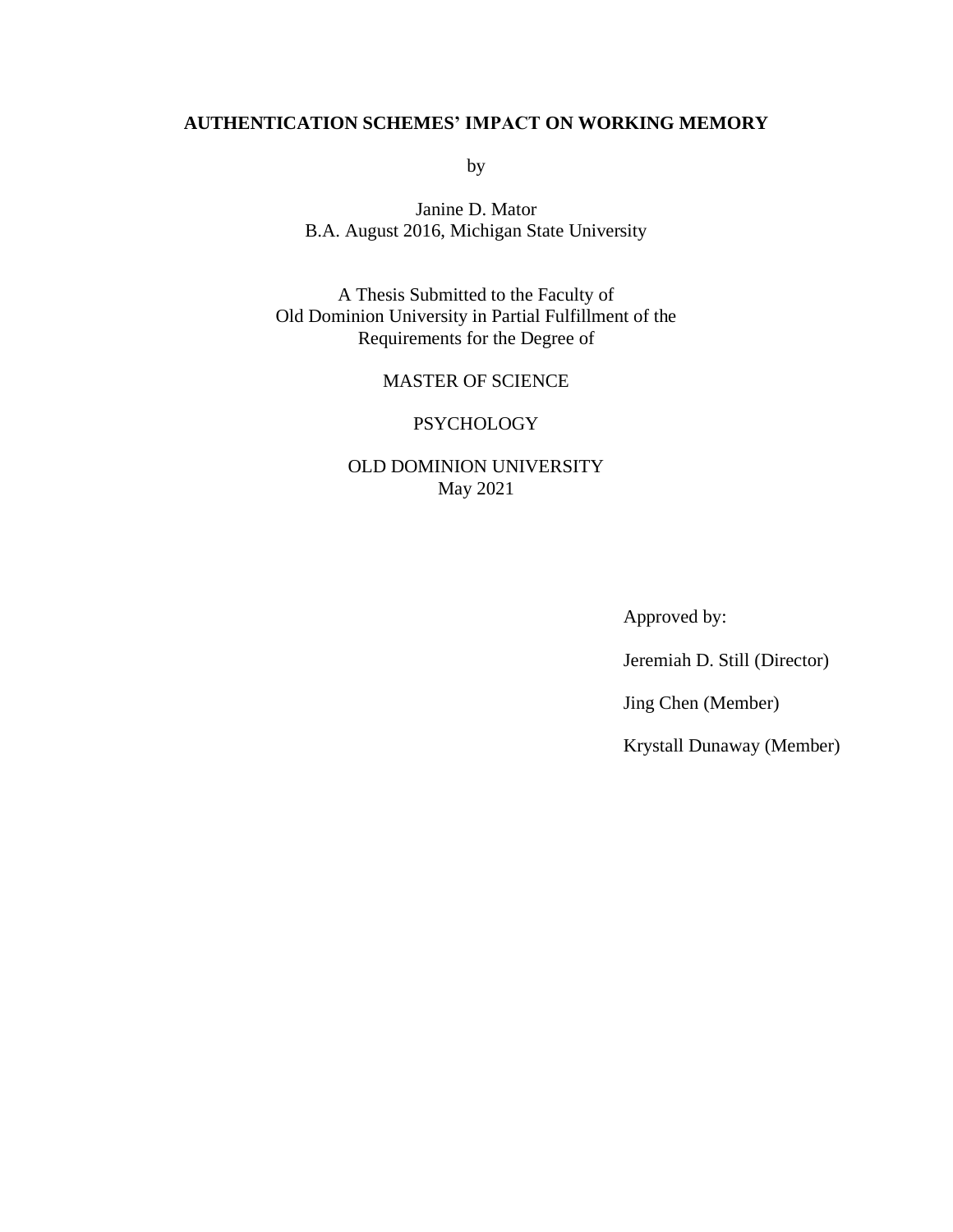**AUTHENTICATION SCHEMES' IMPACT ON WORKING MEMORY**

by

Janine D. Mator
B.A. August 2016, Michigan State University

A Thesis Submitted to the Faculty of
Old Dominion University in Partial Fulfillment of the
Requirements for the Degree of

MASTER OF SCIENCE

PSYCHOLOGY

OLD DOMINION UNIVERSITY
May 2021

Approved by:

Jeremiah D. Still (Director)

Jing Chen (Member)

Krystall Dunaway (Member)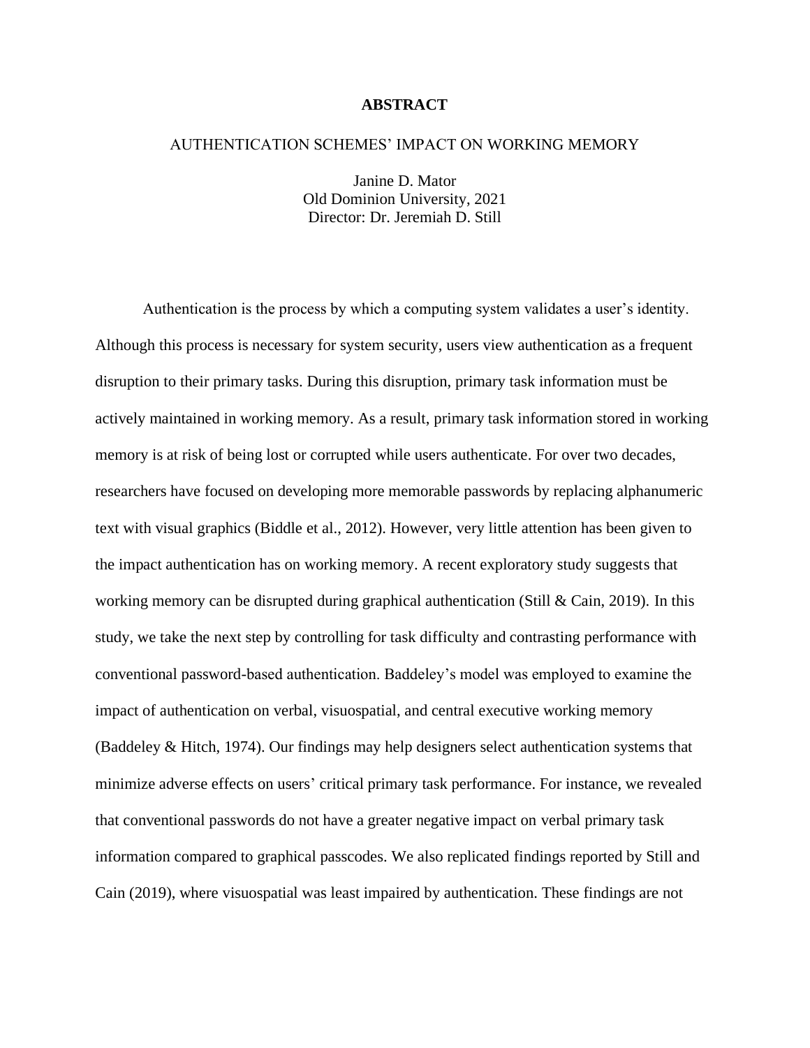# ABSTRACT

AUTHENTICATION SCHEMES' IMPACT ON WORKING MEMORY

Janine D. Mator
Old Dominion University, 2021
Director: Dr. Jeremiah D. Still

Authentication is the process by which a computing system validates a user's identity. Although this process is necessary for system security, users view authentication as a frequent disruption to their primary tasks. During this disruption, primary task information must be actively maintained in working memory. As a result, primary task information stored in working memory is at risk of being lost or corrupted while users authenticate. For over two decades, researchers have focused on developing more memorable passwords by replacing alphanumeric text with visual graphics (Biddle et al., 2012). However, very little attention has been given to the impact authentication has on working memory. A recent exploratory study suggests that working memory can be disrupted during graphical authentication (Still & Cain, 2019). In this study, we take the next step by controlling for task difficulty and contrasting performance with conventional password-based authentication. Baddeley's model was employed to examine the impact of authentication on verbal, visuospatial, and central executive working memory (Baddeley & Hitch, 1974). Our findings may help designers select authentication systems that minimize adverse effects on users' critical primary task performance. For instance, we revealed that conventional passwords do not have a greater negative impact on verbal primary task information compared to graphical passcodes. We also replicated findings reported by Still and Cain (2019), where visuospatial was least impaired by authentication. These findings are not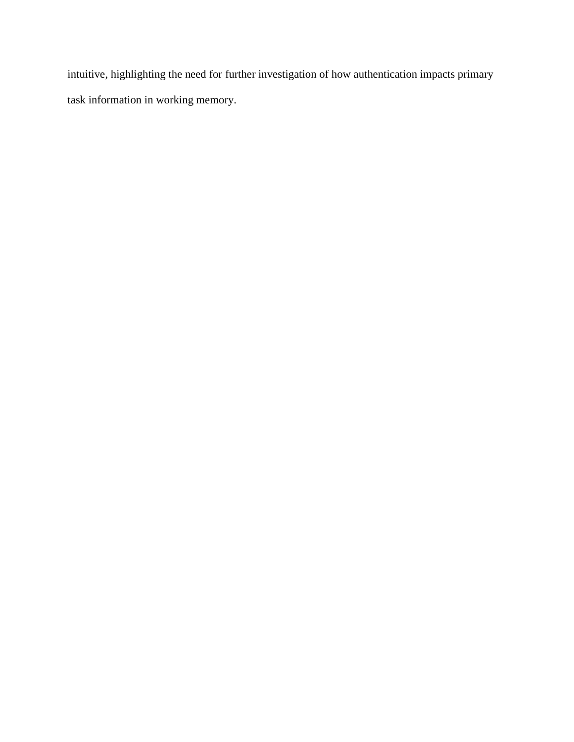intuitive, highlighting the need for further investigation of how authentication impacts primary task information in working memory.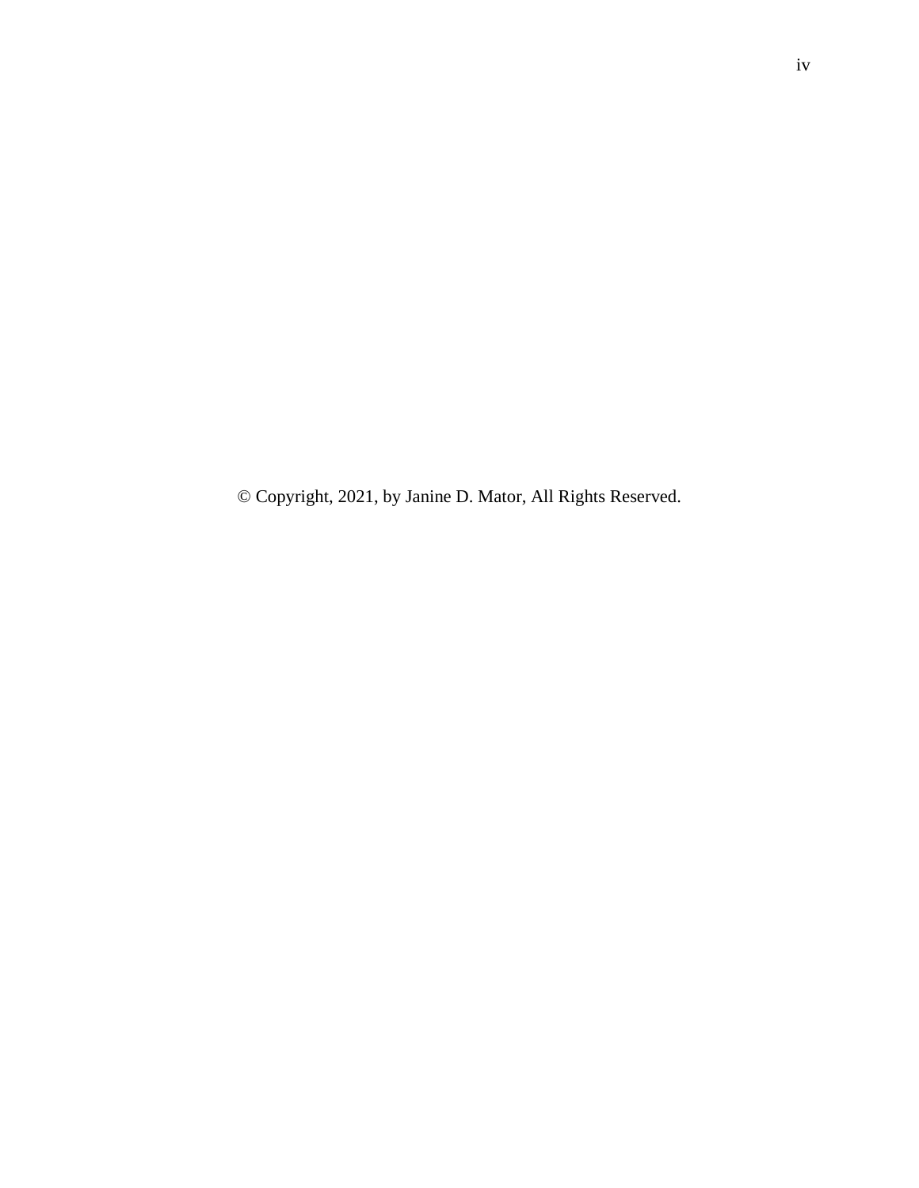© Copyright, 2021, by Janine D. Mator, All Rights Reserved.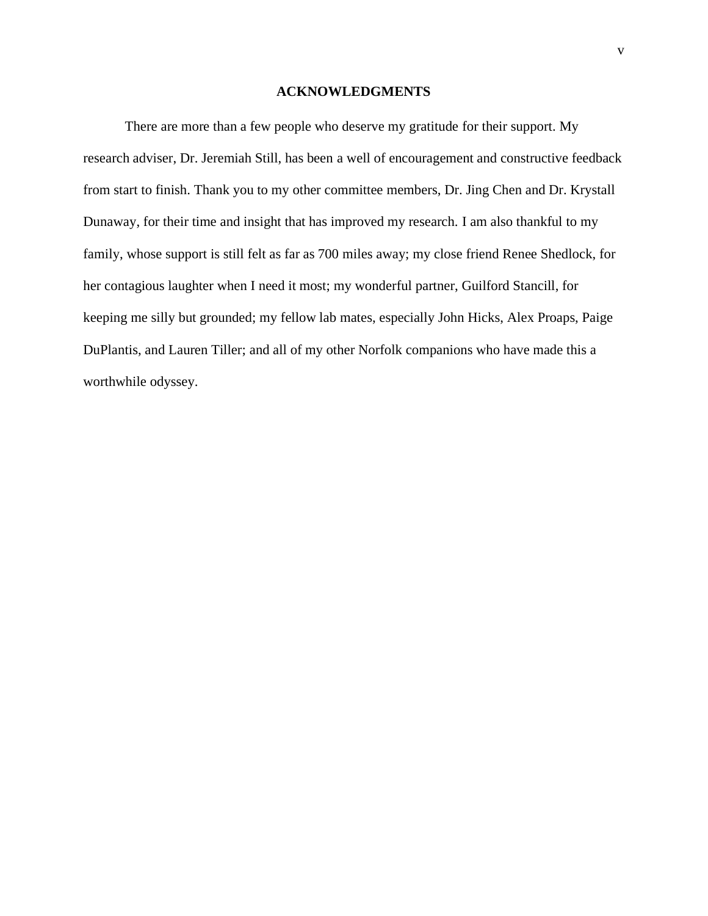# ACKNOWLEDGMENTS

There are more than a few people who deserve my gratitude for their support. My research adviser, Dr. Jeremiah Still, has been a well of encouragement and constructive feedback from start to finish. Thank you to my other committee members, Dr. Jing Chen and Dr. Krystall Dunaway, for their time and insight that has improved my research. I am also thankful to my family, whose support is still felt as far as 700 miles away; my close friend Renee Shedlock, for her contagious laughter when I need it most; my wonderful partner, Guilford Stancill, for keeping me silly but grounded; my fellow lab mates, especially John Hicks, Alex Proaps, Paige DuPlantis, and Lauren Tiller; and all of my other Norfolk companions who have made this a worthwhile odyssey.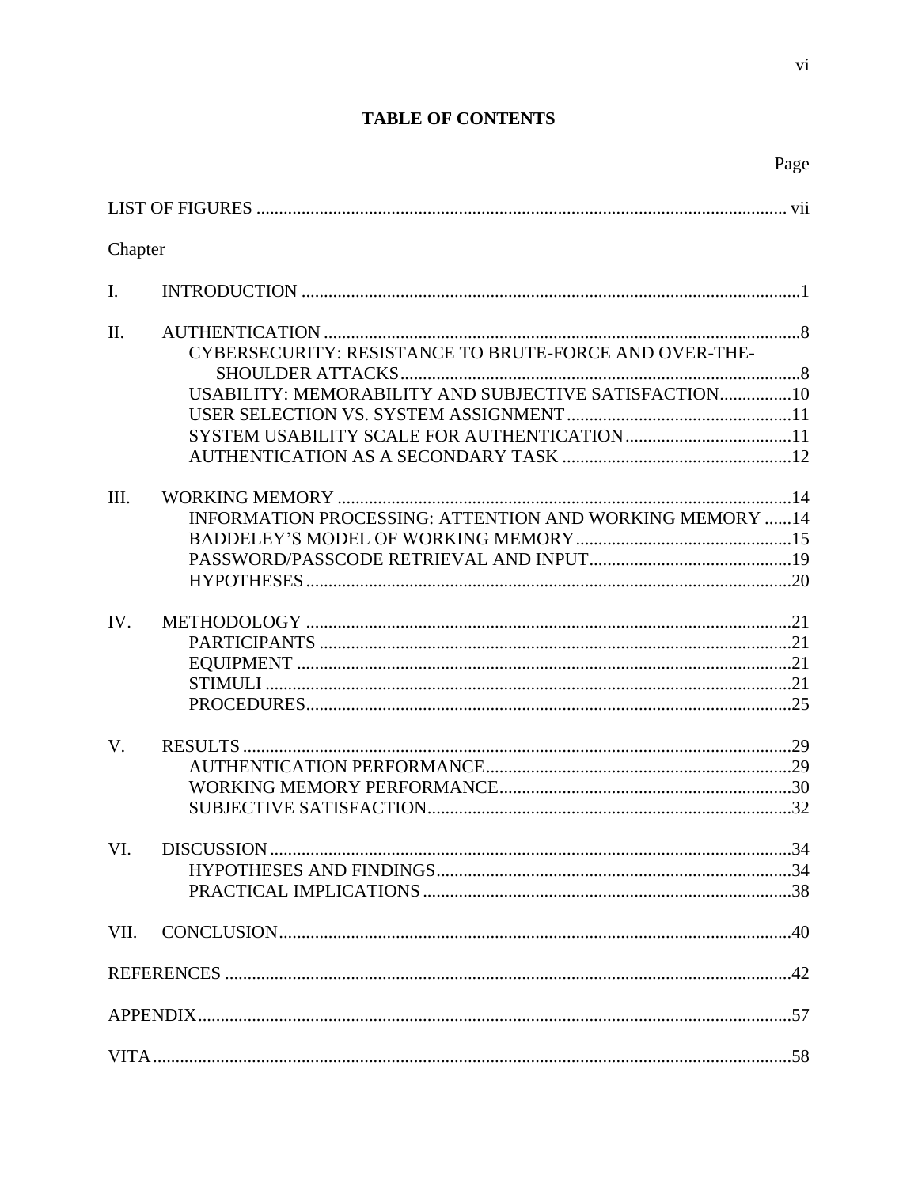# TABLE OF CONTENTS

| | | Page |
|---|---|---|
| LIST OF FIGURES | | vii |
| Chapter | | |
| I. | INTRODUCTION | 1 |
| II. | AUTHENTICATION | 8 |
| | CYBERSECURITY: RESISTANCE TO BRUTE-FORCE AND OVER-THE-SHOULDER ATTACKS | 8 |
| | USABILITY: MEMORABILITY AND SUBJECTIVE SATISFACTION | 10 |
| | USER SELECTION VS. SYSTEM ASSIGNMENT | 11 |
| | SYSTEM USABILITY SCALE FOR AUTHENTICATION | 11 |
| | AUTHENTICATION AS A SECONDARY TASK | 12 |
| III. | WORKING MEMORY | 14 |
| | INFORMATION PROCESSING: ATTENTION AND WORKING MEMORY | 14 |
| | BADDELEY'S MODEL OF WORKING MEMORY | 15 |
| | PASSWORD/PASSCODE RETRIEVAL AND INPUT | 19 |
| | HYPOTHESES | 20 |
| IV. | METHODOLOGY | 21 |
| | PARTICIPANTS | 21 |
| | EQUIPMENT | 21 |
| | STIMULI | 21 |
| | PROCEDURES | 25 |
| V. | RESULTS | 29 |
| | AUTHENTICATION PERFORMANCE | 29 |
| | WORKING MEMORY PERFORMANCE | 30 |
| | SUBJECTIVE SATISFACTION | 32 |
| VI. | DISCUSSION | 34 |
| | HYPOTHESES AND FINDINGS | 34 |
| | PRACTICAL IMPLICATIONS | 38 |
| VII. | CONCLUSION | 40 |
| REFERENCES | | 42 |
| APPENDIX | | 57 |
| VITA | | 58 |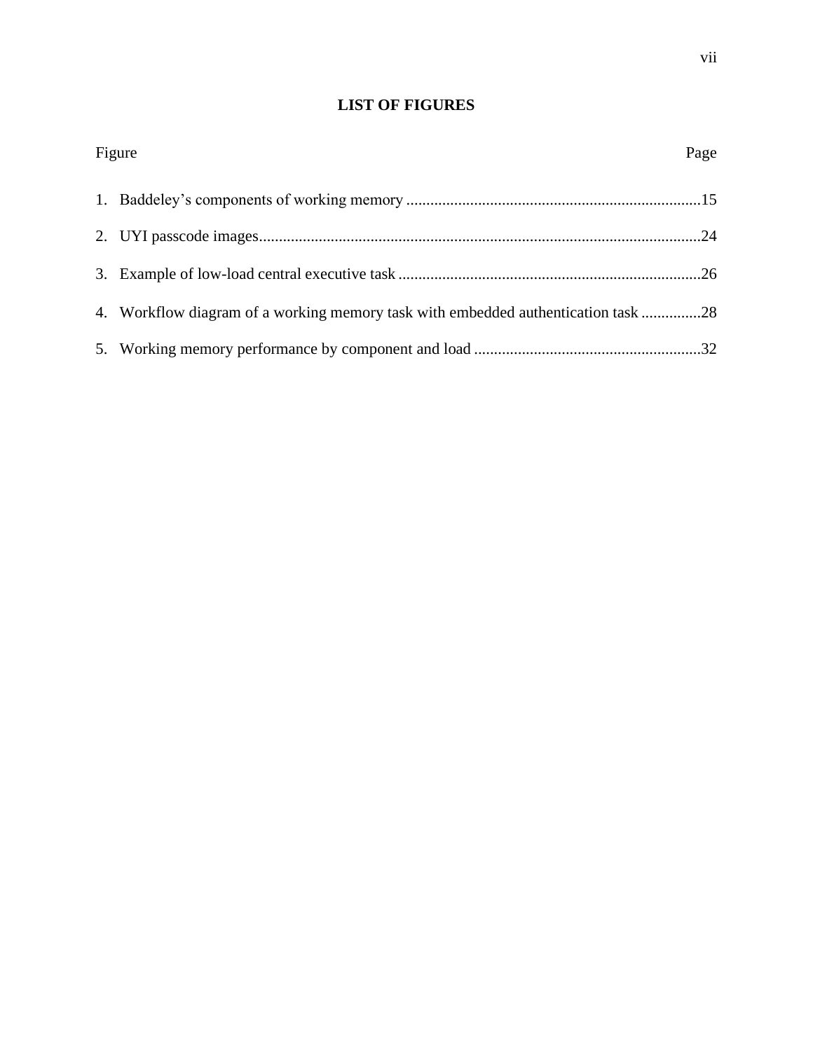# LIST OF FIGURES

| Figure | Page |
|---|---|
| 1. Baddeley's components of working memory | 15 |
| 2. UYI passcode images | 24 |
| 3. Example of low-load central executive task | 26 |
| 4. Workflow diagram of a working memory task with embedded authentication task | 28 |
| 5. Working memory performance by component and load | 32 |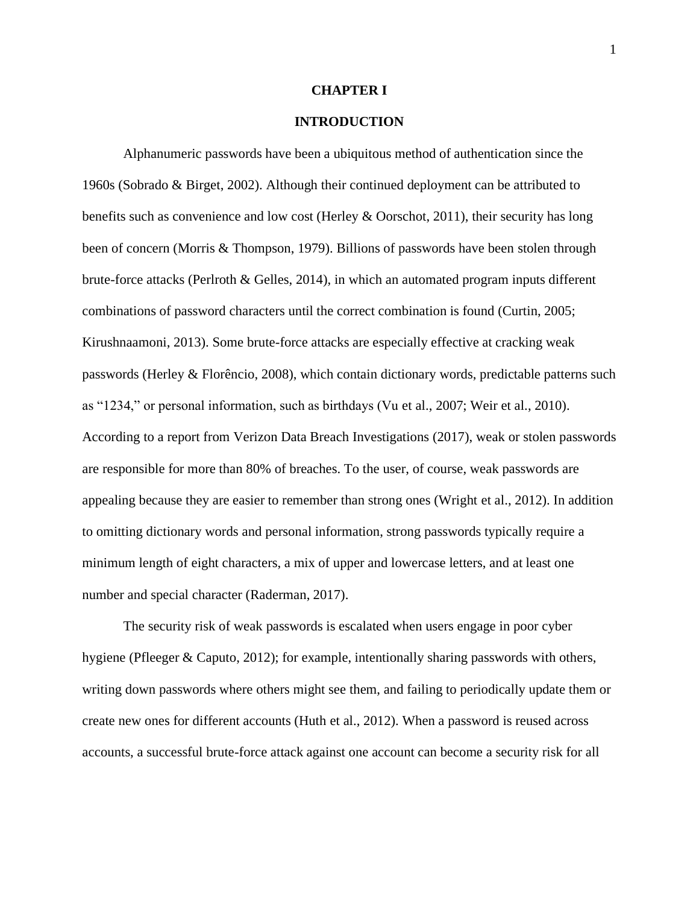# CHAPTER I

## INTRODUCTION

Alphanumeric passwords have been a ubiquitous method of authentication since the 1960s (Sobrado & Birget, 2002). Although their continued deployment can be attributed to benefits such as convenience and low cost (Herley & Oorschot, 2011), their security has long been of concern (Morris & Thompson, 1979). Billions of passwords have been stolen through brute-force attacks (Perlroth & Gelles, 2014), in which an automated program inputs different combinations of password characters until the correct combination is found (Curtin, 2005; Kirushnaamoni, 2013). Some brute-force attacks are especially effective at cracking weak passwords (Herley & Florêncio, 2008), which contain dictionary words, predictable patterns such as "1234," or personal information, such as birthdays (Vu et al., 2007; Weir et al., 2010). According to a report from Verizon Data Breach Investigations (2017), weak or stolen passwords are responsible for more than 80% of breaches. To the user, of course, weak passwords are appealing because they are easier to remember than strong ones (Wright et al., 2012). In addition to omitting dictionary words and personal information, strong passwords typically require a minimum length of eight characters, a mix of upper and lowercase letters, and at least one number and special character (Raderman, 2017).

The security risk of weak passwords is escalated when users engage in poor cyber hygiene (Pfleeger & Caputo, 2012); for example, intentionally sharing passwords with others, writing down passwords where others might see them, and failing to periodically update them or create new ones for different accounts (Huth et al., 2012). When a password is reused across accounts, a successful brute-force attack against one account can become a security risk for all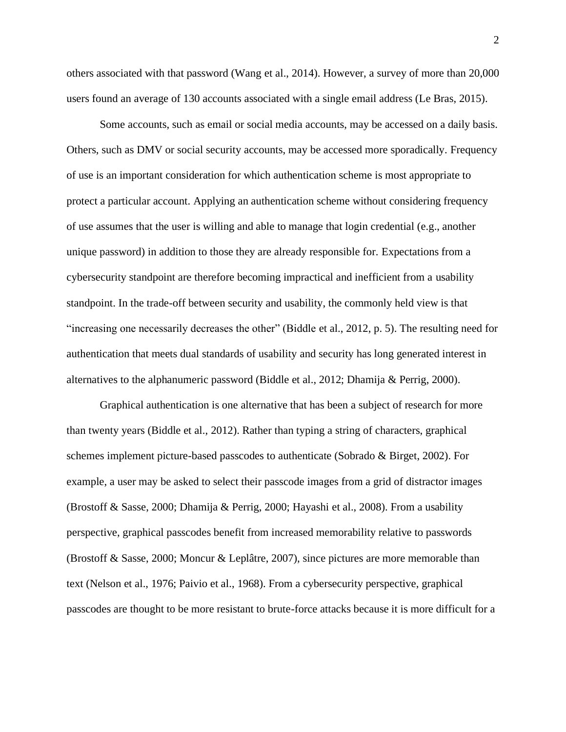others associated with that password (Wang et al., 2014). However, a survey of more than 20,000 users found an average of 130 accounts associated with a single email address (Le Bras, 2015).

Some accounts, such as email or social media accounts, may be accessed on a daily basis. Others, such as DMV or social security accounts, may be accessed more sporadically. Frequency of use is an important consideration for which authentication scheme is most appropriate to protect a particular account. Applying an authentication scheme without considering frequency of use assumes that the user is willing and able to manage that login credential (e.g., another unique password) in addition to those they are already responsible for. Expectations from a cybersecurity standpoint are therefore becoming impractical and inefficient from a usability standpoint. In the trade-off between security and usability, the commonly held view is that "increasing one necessarily decreases the other" (Biddle et al., 2012, p. 5). The resulting need for authentication that meets dual standards of usability and security has long generated interest in alternatives to the alphanumeric password (Biddle et al., 2012; Dhamija & Perrig, 2000).

Graphical authentication is one alternative that has been a subject of research for more than twenty years (Biddle et al., 2012). Rather than typing a string of characters, graphical schemes implement picture-based passcodes to authenticate (Sobrado & Birget, 2002). For example, a user may be asked to select their passcode images from a grid of distractor images (Brostoff & Sasse, 2000; Dhamija & Perrig, 2000; Hayashi et al., 2008). From a usability perspective, graphical passcodes benefit from increased memorability relative to passwords (Brostoff & Sasse, 2000; Moncur & Leplâtre, 2007), since pictures are more memorable than text (Nelson et al., 1976; Paivio et al., 1968). From a cybersecurity perspective, graphical passcodes are thought to be more resistant to brute-force attacks because it is more difficult for a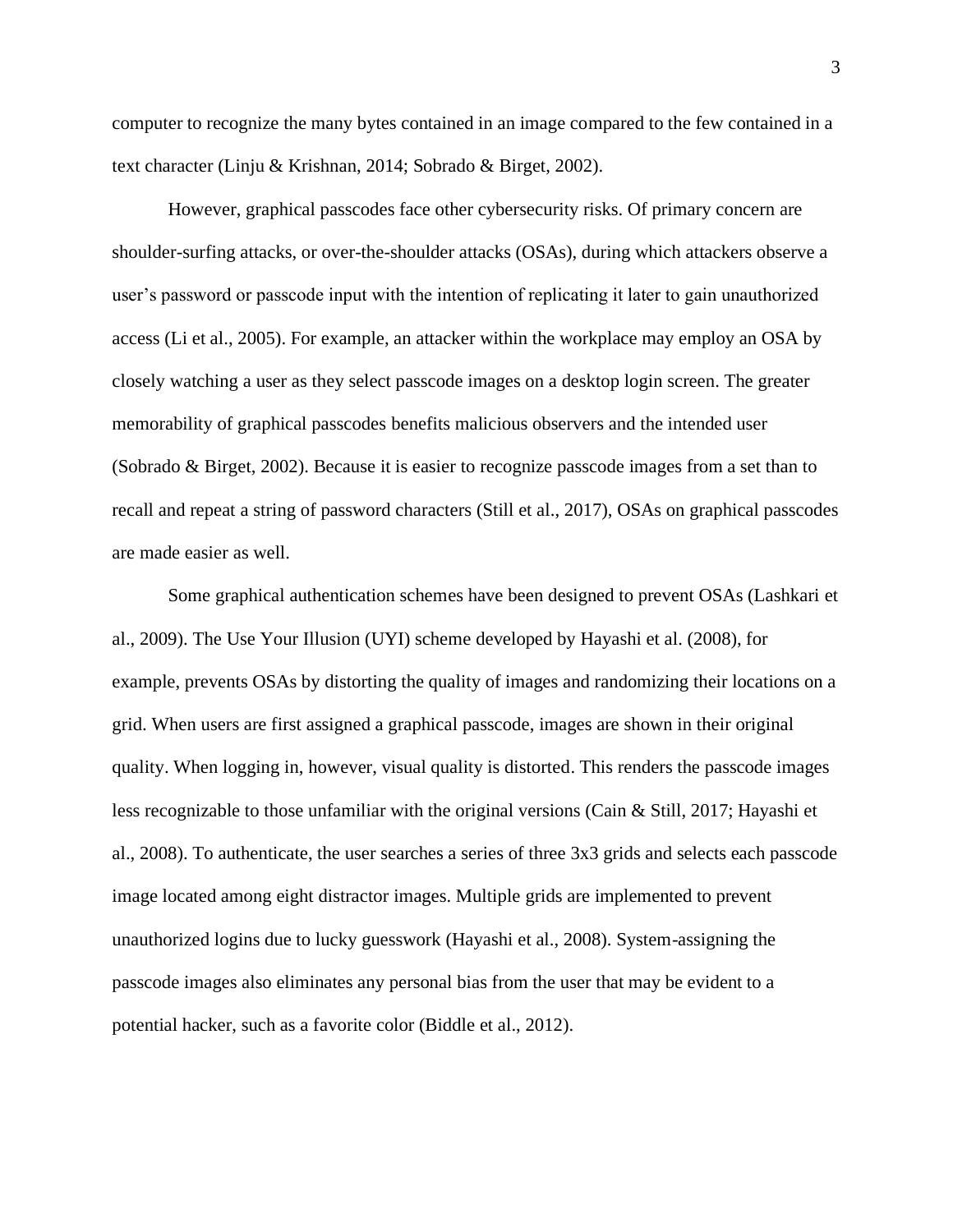computer to recognize the many bytes contained in an image compared to the few contained in a text character (Linju & Krishnan, 2014; Sobrado & Birget, 2002).

However, graphical passcodes face other cybersecurity risks. Of primary concern are shoulder-surfing attacks, or over-the-shoulder attacks (OSAs), during which attackers observe a user's password or passcode input with the intention of replicating it later to gain unauthorized access (Li et al., 2005). For example, an attacker within the workplace may employ an OSA by closely watching a user as they select passcode images on a desktop login screen. The greater memorability of graphical passcodes benefits malicious observers and the intended user (Sobrado & Birget, 2002). Because it is easier to recognize passcode images from a set than to recall and repeat a string of password characters (Still et al., 2017), OSAs on graphical passcodes are made easier as well.

Some graphical authentication schemes have been designed to prevent OSAs (Lashkari et al., 2009). The Use Your Illusion (UYI) scheme developed by Hayashi et al. (2008), for example, prevents OSAs by distorting the quality of images and randomizing their locations on a grid. When users are first assigned a graphical passcode, images are shown in their original quality. When logging in, however, visual quality is distorted. This renders the passcode images less recognizable to those unfamiliar with the original versions (Cain & Still, 2017; Hayashi et al., 2008). To authenticate, the user searches a series of three 3x3 grids and selects each passcode image located among eight distractor images. Multiple grids are implemented to prevent unauthorized logins due to lucky guesswork (Hayashi et al., 2008). System-assigning the passcode images also eliminates any personal bias from the user that may be evident to a potential hacker, such as a favorite color (Biddle et al., 2012).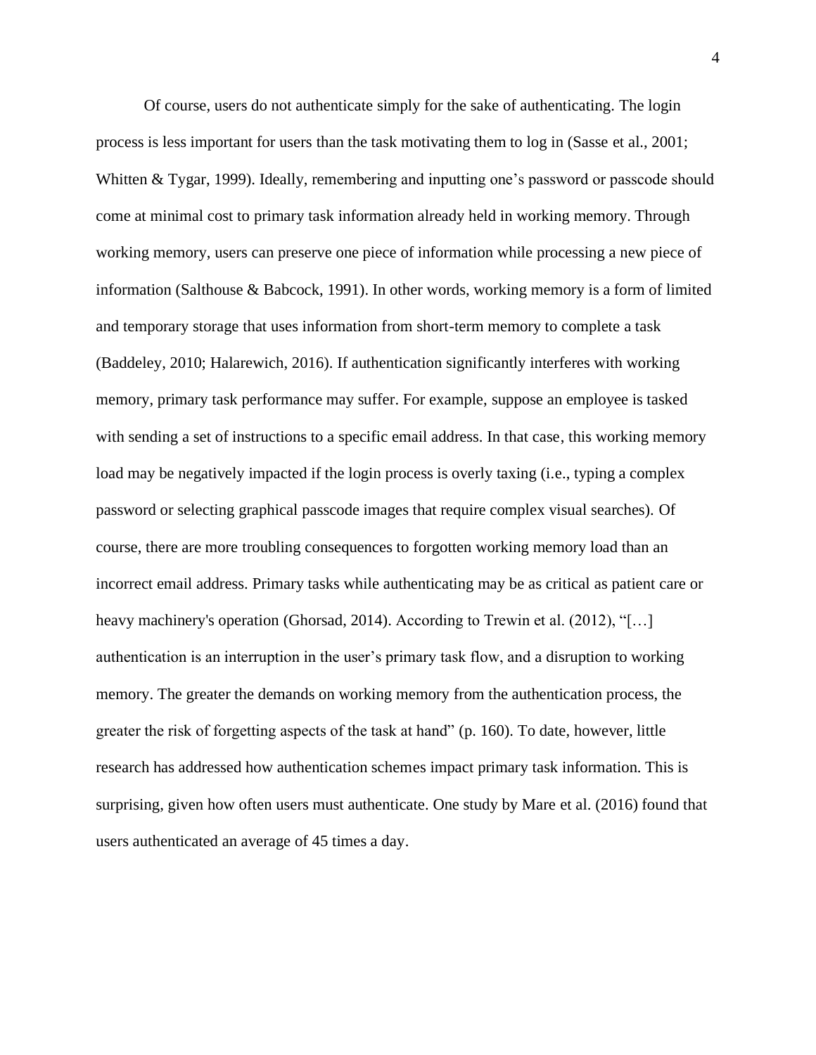Of course, users do not authenticate simply for the sake of authenticating. The login process is less important for users than the task motivating them to log in (Sasse et al., 2001; Whitten & Tygar, 1999). Ideally, remembering and inputting one's password or passcode should come at minimal cost to primary task information already held in working memory. Through working memory, users can preserve one piece of information while processing a new piece of information (Salthouse & Babcock, 1991). In other words, working memory is a form of limited and temporary storage that uses information from short-term memory to complete a task (Baddeley, 2010; Halarewich, 2016). If authentication significantly interferes with working memory, primary task performance may suffer. For example, suppose an employee is tasked with sending a set of instructions to a specific email address. In that case, this working memory load may be negatively impacted if the login process is overly taxing (i.e., typing a complex password or selecting graphical passcode images that require complex visual searches). Of course, there are more troubling consequences to forgotten working memory load than an incorrect email address. Primary tasks while authenticating may be as critical as patient care or heavy machinery's operation (Ghorsad, 2014). According to Trewin et al. (2012), "[…] authentication is an interruption in the user's primary task flow, and a disruption to working memory. The greater the demands on working memory from the authentication process, the greater the risk of forgetting aspects of the task at hand" (p. 160). To date, however, little research has addressed how authentication schemes impact primary task information. This is surprising, given how often users must authenticate. One study by Mare et al. (2016) found that users authenticated an average of 45 times a day.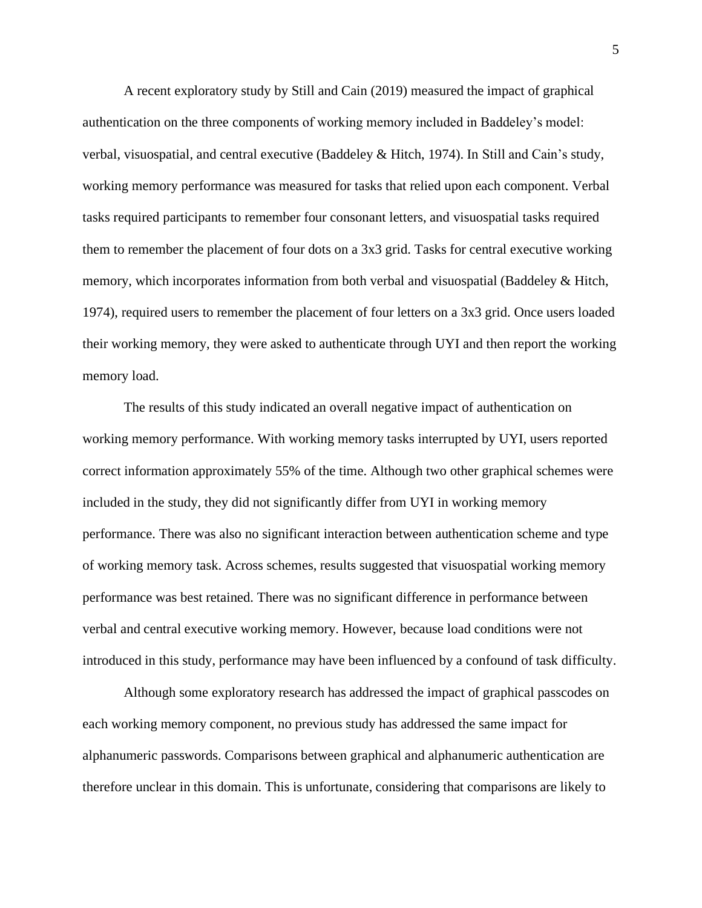A recent exploratory study by Still and Cain (2019) measured the impact of graphical authentication on the three components of working memory included in Baddeley's model: verbal, visuospatial, and central executive (Baddeley & Hitch, 1974). In Still and Cain's study, working memory performance was measured for tasks that relied upon each component. Verbal tasks required participants to remember four consonant letters, and visuospatial tasks required them to remember the placement of four dots on a 3x3 grid. Tasks for central executive working memory, which incorporates information from both verbal and visuospatial (Baddeley & Hitch, 1974), required users to remember the placement of four letters on a 3x3 grid. Once users loaded their working memory, they were asked to authenticate through UYI and then report the working memory load.

The results of this study indicated an overall negative impact of authentication on working memory performance. With working memory tasks interrupted by UYI, users reported correct information approximately 55% of the time. Although two other graphical schemes were included in the study, they did not significantly differ from UYI in working memory performance. There was also no significant interaction between authentication scheme and type of working memory task. Across schemes, results suggested that visuospatial working memory performance was best retained. There was no significant difference in performance between verbal and central executive working memory. However, because load conditions were not introduced in this study, performance may have been influenced by a confound of task difficulty.

Although some exploratory research has addressed the impact of graphical passcodes on each working memory component, no previous study has addressed the same impact for alphanumeric passwords. Comparisons between graphical and alphanumeric authentication are therefore unclear in this domain. This is unfortunate, considering that comparisons are likely to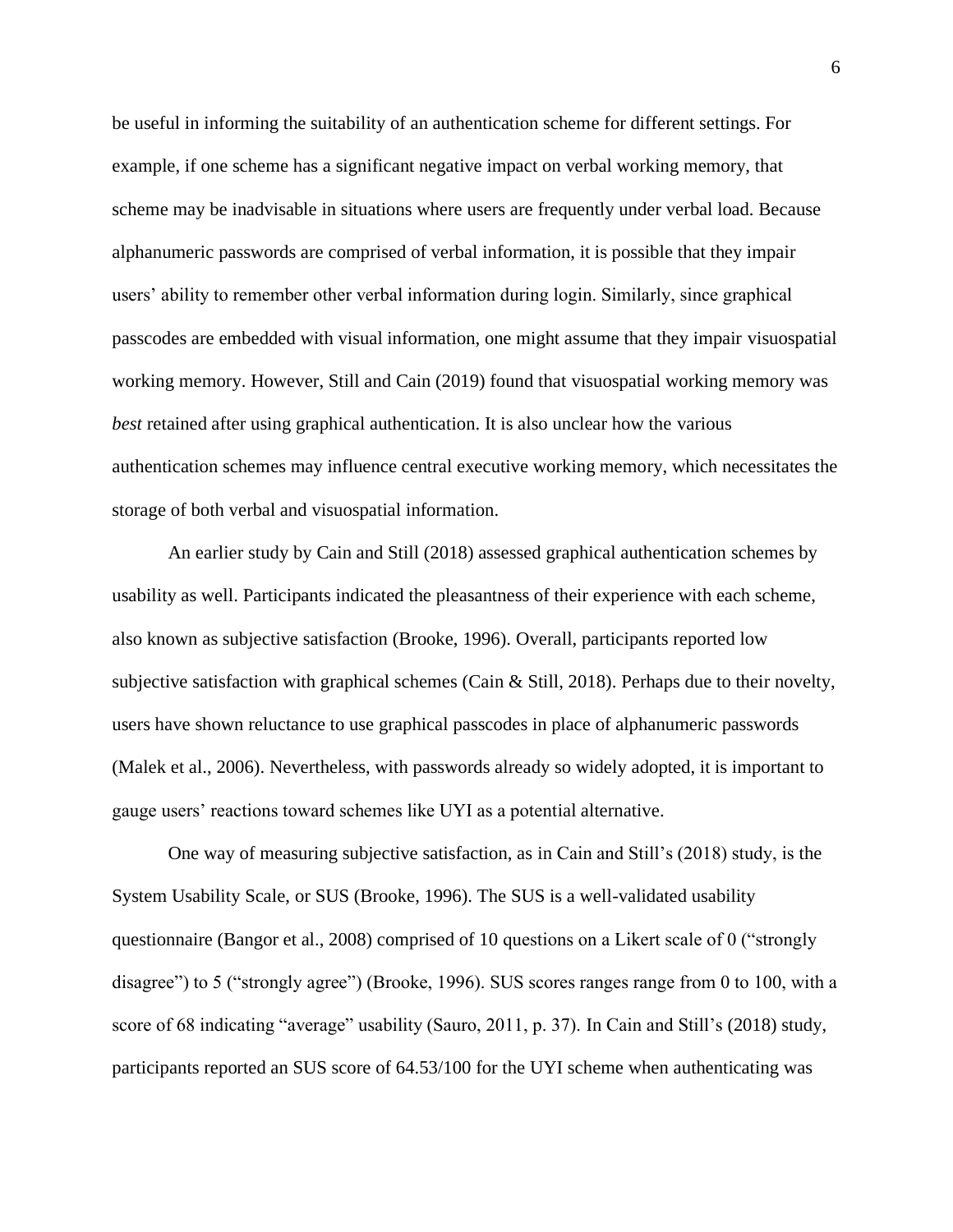be useful in informing the suitability of an authentication scheme for different settings. For example, if one scheme has a significant negative impact on verbal working memory, that scheme may be inadvisable in situations where users are frequently under verbal load. Because alphanumeric passwords are comprised of verbal information, it is possible that they impair users' ability to remember other verbal information during login. Similarly, since graphical passcodes are embedded with visual information, one might assume that they impair visuospatial working memory. However, Still and Cain (2019) found that visuospatial working memory was *best* retained after using graphical authentication. It is also unclear how the various authentication schemes may influence central executive working memory, which necessitates the storage of both verbal and visuospatial information.

An earlier study by Cain and Still (2018) assessed graphical authentication schemes by usability as well. Participants indicated the pleasantness of their experience with each scheme, also known as subjective satisfaction (Brooke, 1996). Overall, participants reported low subjective satisfaction with graphical schemes (Cain & Still, 2018). Perhaps due to their novelty, users have shown reluctance to use graphical passcodes in place of alphanumeric passwords (Malek et al., 2006). Nevertheless, with passwords already so widely adopted, it is important to gauge users' reactions toward schemes like UYI as a potential alternative.

One way of measuring subjective satisfaction, as in Cain and Still's (2018) study, is the System Usability Scale, or SUS (Brooke, 1996). The SUS is a well-validated usability questionnaire (Bangor et al., 2008) comprised of 10 questions on a Likert scale of 0 ("strongly disagree") to 5 ("strongly agree") (Brooke, 1996). SUS scores ranges range from 0 to 100, with a score of 68 indicating "average" usability (Sauro, 2011, p. 37). In Cain and Still's (2018) study, participants reported an SUS score of 64.53/100 for the UYI scheme when authenticating was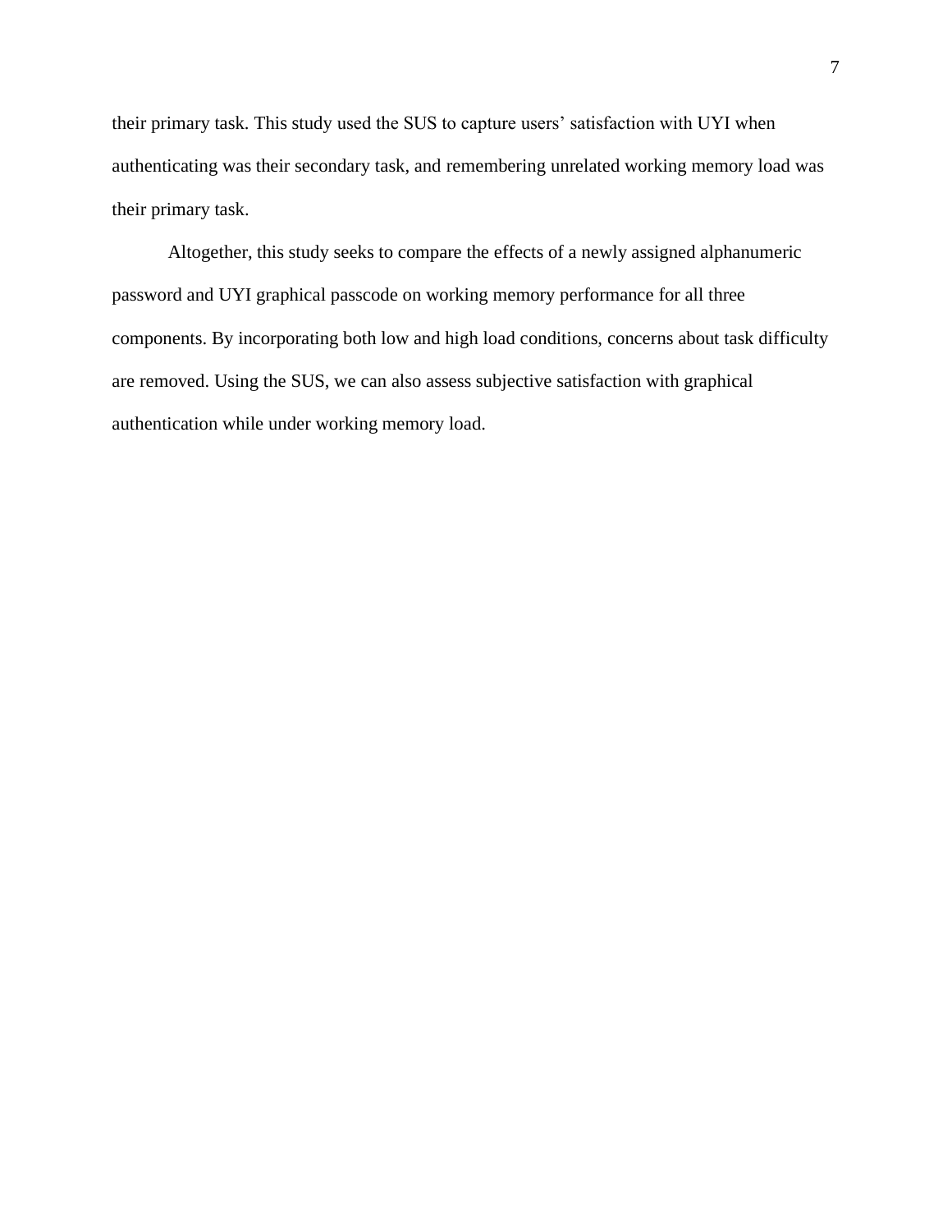their primary task. This study used the SUS to capture users' satisfaction with UYI when authenticating was their secondary task, and remembering unrelated working memory load was their primary task.

Altogether, this study seeks to compare the effects of a newly assigned alphanumeric password and UYI graphical passcode on working memory performance for all three components. By incorporating both low and high load conditions, concerns about task difficulty are removed. Using the SUS, we can also assess subjective satisfaction with graphical authentication while under working memory load.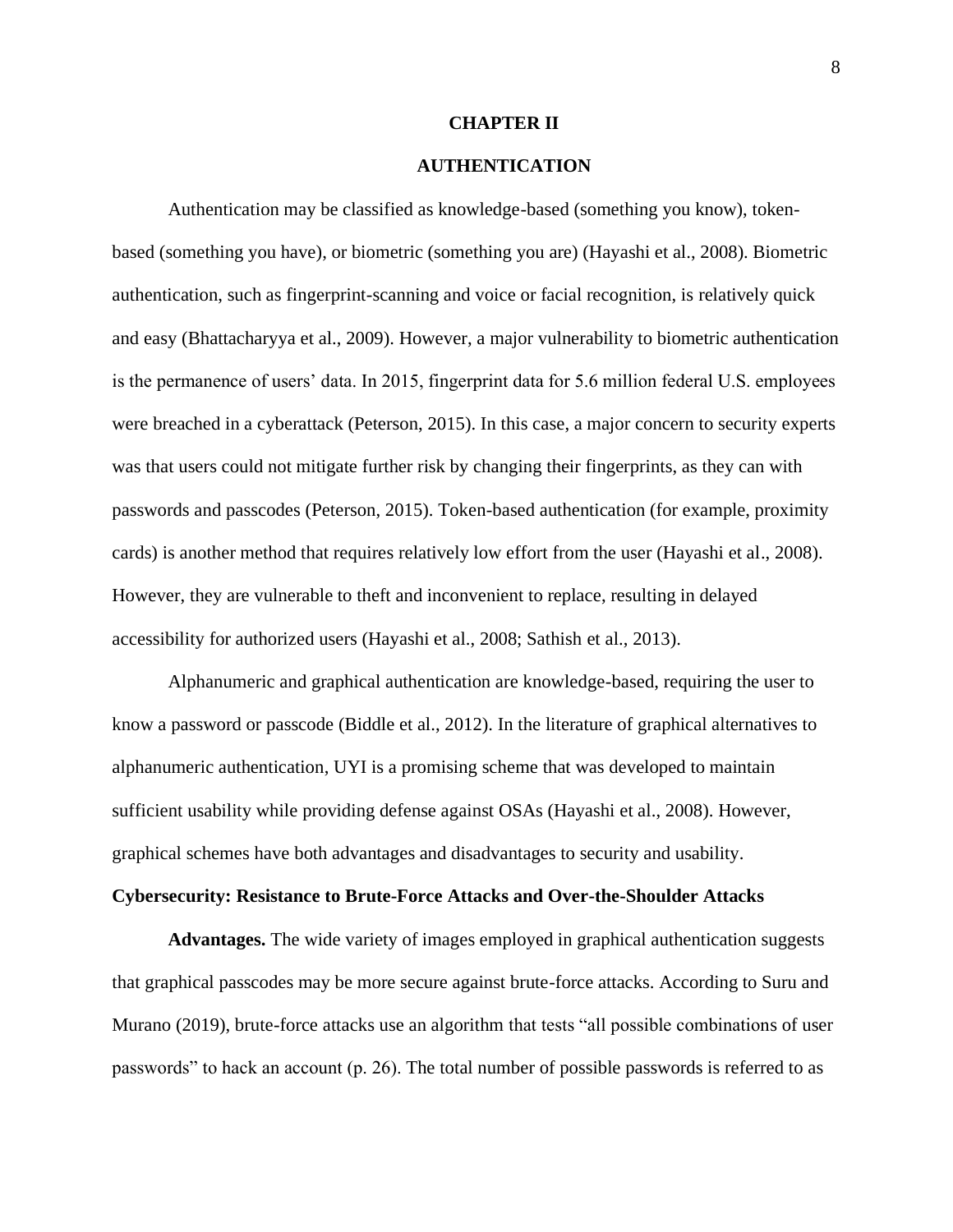# CHAPTER II

# AUTHENTICATION

Authentication may be classified as knowledge-based (something you know), token-based (something you have), or biometric (something you are) (Hayashi et al., 2008). Biometric authentication, such as fingerprint-scanning and voice or facial recognition, is relatively quick and easy (Bhattacharyya et al., 2009). However, a major vulnerability to biometric authentication is the permanence of users' data. In 2015, fingerprint data for 5.6 million federal U.S. employees were breached in a cyberattack (Peterson, 2015). In this case, a major concern to security experts was that users could not mitigate further risk by changing their fingerprints, as they can with passwords and passcodes (Peterson, 2015). Token-based authentication (for example, proximity cards) is another method that requires relatively low effort from the user (Hayashi et al., 2008). However, they are vulnerable to theft and inconvenient to replace, resulting in delayed accessibility for authorized users (Hayashi et al., 2008; Sathish et al., 2013).

Alphanumeric and graphical authentication are knowledge-based, requiring the user to know a password or passcode (Biddle et al., 2012). In the literature of graphical alternatives to alphanumeric authentication, UYI is a promising scheme that was developed to maintain sufficient usability while providing defense against OSAs (Hayashi et al., 2008). However, graphical schemes have both advantages and disadvantages to security and usability.

## Cybersecurity: Resistance to Brute-Force Attacks and Over-the-Shoulder Attacks

**Advantages.** The wide variety of images employed in graphical authentication suggests that graphical passcodes may be more secure against brute-force attacks. According to Suru and Murano (2019), brute-force attacks use an algorithm that tests "all possible combinations of user passwords" to hack an account (p. 26). The total number of possible passwords is referred to as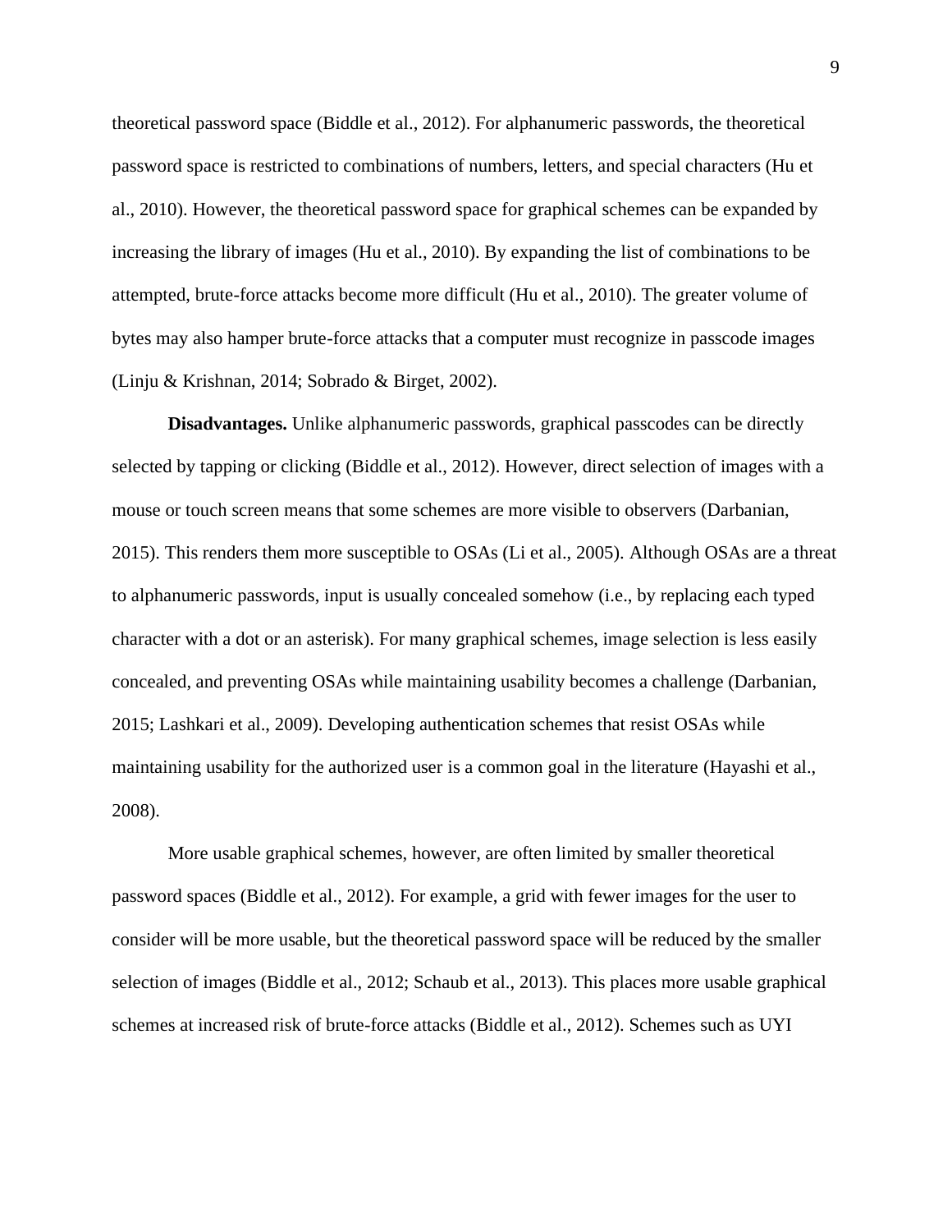theoretical password space (Biddle et al., 2012). For alphanumeric passwords, the theoretical password space is restricted to combinations of numbers, letters, and special characters (Hu et al., 2010). However, the theoretical password space for graphical schemes can be expanded by increasing the library of images (Hu et al., 2010). By expanding the list of combinations to be attempted, brute-force attacks become more difficult (Hu et al., 2010). The greater volume of bytes may also hamper brute-force attacks that a computer must recognize in passcode images (Linju & Krishnan, 2014; Sobrado & Birget, 2002).

**Disadvantages.** Unlike alphanumeric passwords, graphical passcodes can be directly selected by tapping or clicking (Biddle et al., 2012). However, direct selection of images with a mouse or touch screen means that some schemes are more visible to observers (Darbanian, 2015). This renders them more susceptible to OSAs (Li et al., 2005). Although OSAs are a threat to alphanumeric passwords, input is usually concealed somehow (i.e., by replacing each typed character with a dot or an asterisk). For many graphical schemes, image selection is less easily concealed, and preventing OSAs while maintaining usability becomes a challenge (Darbanian, 2015; Lashkari et al., 2009). Developing authentication schemes that resist OSAs while maintaining usability for the authorized user is a common goal in the literature (Hayashi et al., 2008).

More usable graphical schemes, however, are often limited by smaller theoretical password spaces (Biddle et al., 2012). For example, a grid with fewer images for the user to consider will be more usable, but the theoretical password space will be reduced by the smaller selection of images (Biddle et al., 2012; Schaub et al., 2013). This places more usable graphical schemes at increased risk of brute-force attacks (Biddle et al., 2012). Schemes such as UYI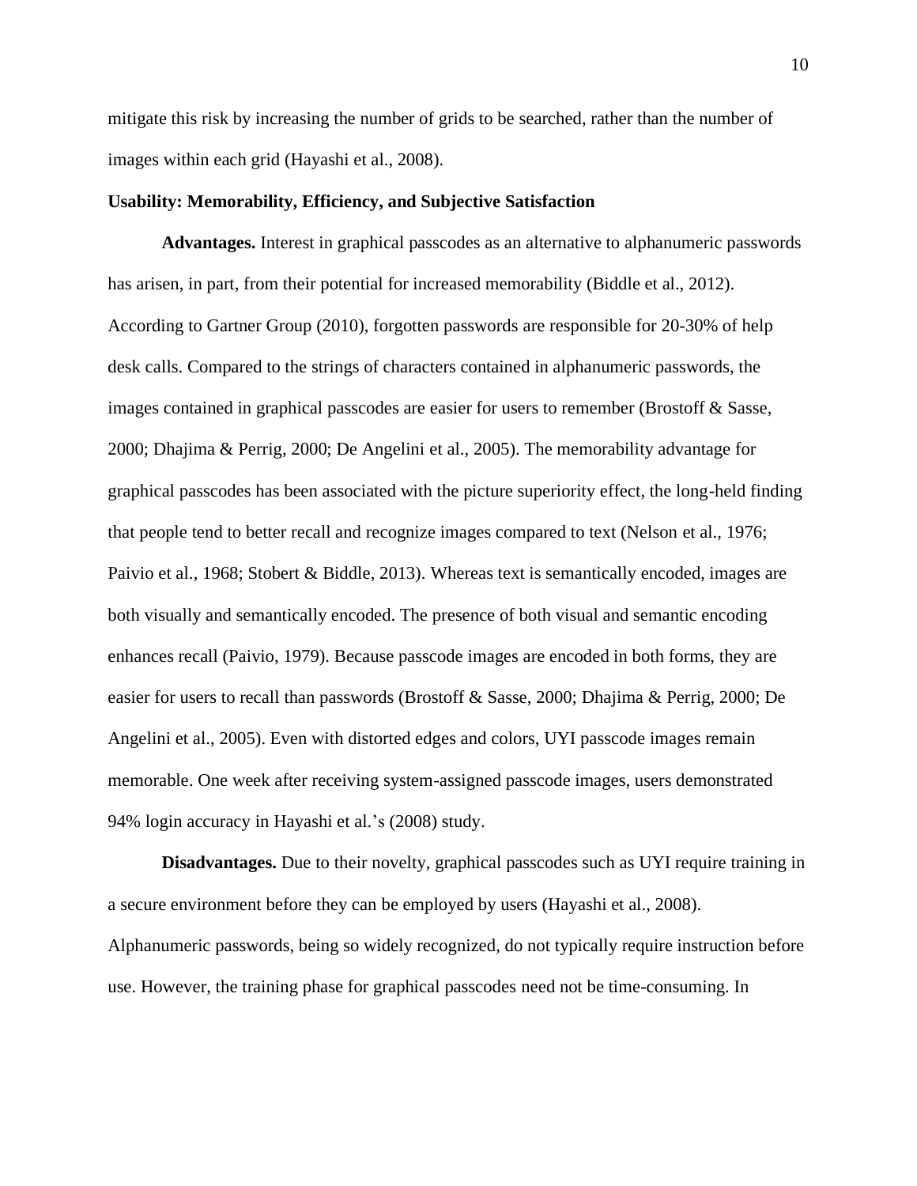mitigate this risk by increasing the number of grids to be searched, rather than the number of images within each grid (Hayashi et al., 2008).

**Usability: Memorability, Efficiency, and Subjective Satisfaction**

**Advantages.** Interest in graphical passcodes as an alternative to alphanumeric passwords has arisen, in part, from their potential for increased memorability (Biddle et al., 2012). According to Gartner Group (2010), forgotten passwords are responsible for 20-30% of help desk calls. Compared to the strings of characters contained in alphanumeric passwords, the images contained in graphical passcodes are easier for users to remember (Brostoff & Sasse, 2000; Dhajima & Perrig, 2000; De Angelini et al., 2005). The memorability advantage for graphical passcodes has been associated with the picture superiority effect, the long-held finding that people tend to better recall and recognize images compared to text (Nelson et al., 1976; Paivio et al., 1968; Stobert & Biddle, 2013). Whereas text is semantically encoded, images are both visually and semantically encoded. The presence of both visual and semantic encoding enhances recall (Paivio, 1979). Because passcode images are encoded in both forms, they are easier for users to recall than passwords (Brostoff & Sasse, 2000; Dhajima & Perrig, 2000; De Angelini et al., 2005). Even with distorted edges and colors, UYI passcode images remain memorable. One week after receiving system-assigned passcode images, users demonstrated 94% login accuracy in Hayashi et al.'s (2008) study.

**Disadvantages.** Due to their novelty, graphical passcodes such as UYI require training in a secure environment before they can be employed by users (Hayashi et al., 2008). Alphanumeric passwords, being so widely recognized, do not typically require instruction before use. However, the training phase for graphical passcodes need not be time-consuming. In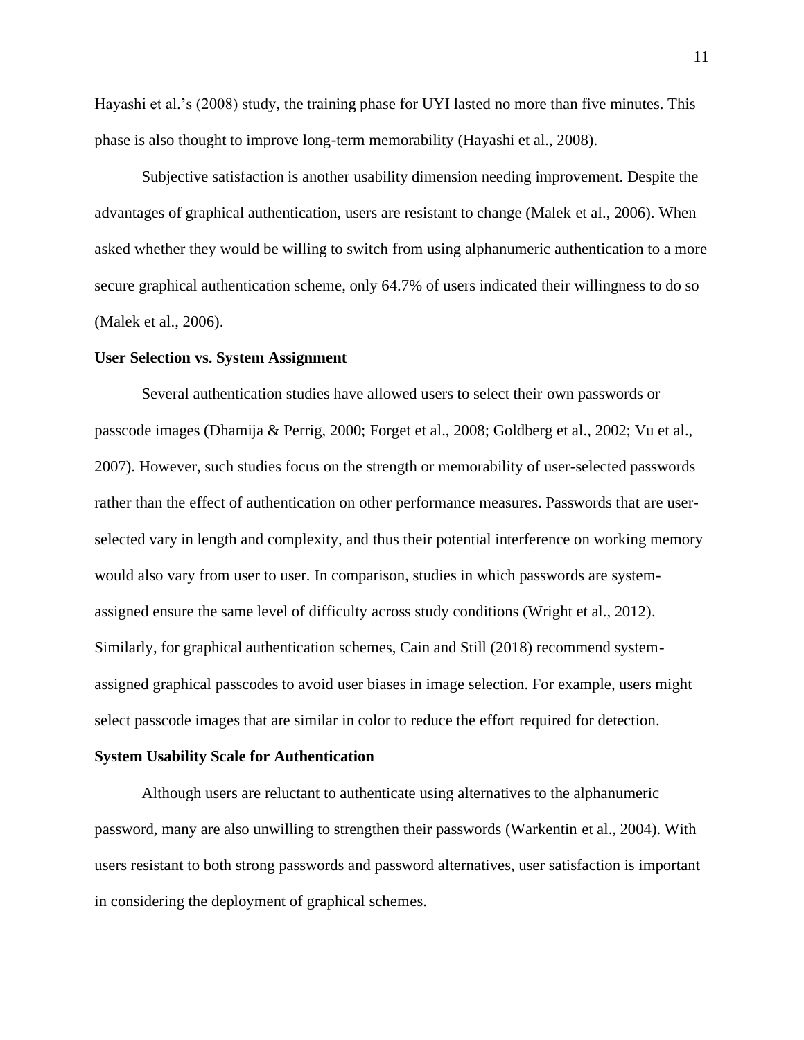Hayashi et al.'s (2008) study, the training phase for UYI lasted no more than five minutes. This phase is also thought to improve long-term memorability (Hayashi et al., 2008).

Subjective satisfaction is another usability dimension needing improvement. Despite the advantages of graphical authentication, users are resistant to change (Malek et al., 2006). When asked whether they would be willing to switch from using alphanumeric authentication to a more secure graphical authentication scheme, only 64.7% of users indicated their willingness to do so (Malek et al., 2006).

**User Selection vs. System Assignment**

Several authentication studies have allowed users to select their own passwords or passcode images (Dhamija & Perrig, 2000; Forget et al., 2008; Goldberg et al., 2002; Vu et al., 2007). However, such studies focus on the strength or memorability of user-selected passwords rather than the effect of authentication on other performance measures. Passwords that are user-selected vary in length and complexity, and thus their potential interference on working memory would also vary from user to user. In comparison, studies in which passwords are system-assigned ensure the same level of difficulty across study conditions (Wright et al., 2012). Similarly, for graphical authentication schemes, Cain and Still (2018) recommend system-assigned graphical passcodes to avoid user biases in image selection. For example, users might select passcode images that are similar in color to reduce the effort required for detection.

**System Usability Scale for Authentication**

Although users are reluctant to authenticate using alternatives to the alphanumeric password, many are also unwilling to strengthen their passwords (Warkentin et al., 2004). With users resistant to both strong passwords and password alternatives, user satisfaction is important in considering the deployment of graphical schemes.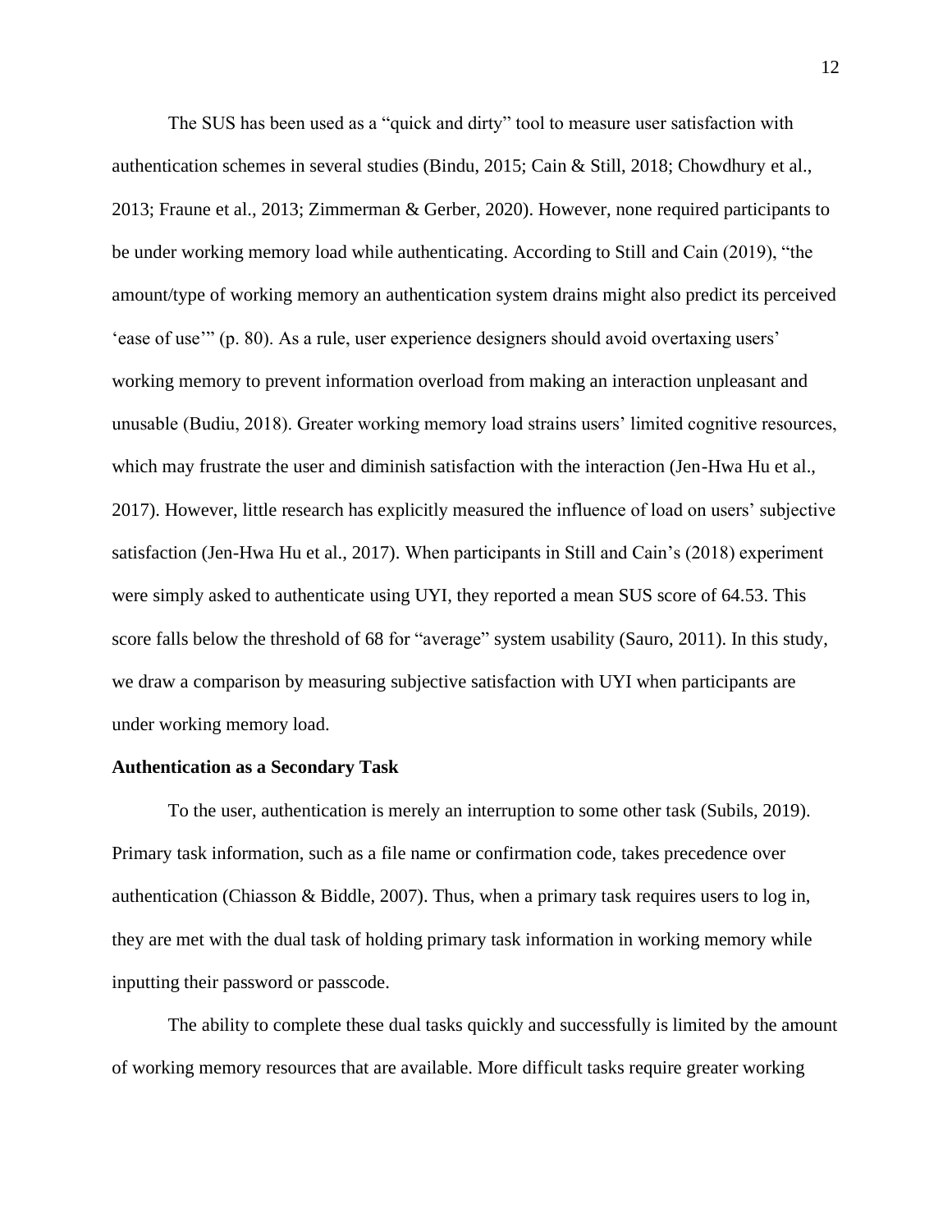The SUS has been used as a "quick and dirty" tool to measure user satisfaction with authentication schemes in several studies (Bindu, 2015; Cain & Still, 2018; Chowdhury et al., 2013; Fraune et al., 2013; Zimmerman & Gerber, 2020). However, none required participants to be under working memory load while authenticating. According to Still and Cain (2019), "the amount/type of working memory an authentication system drains might also predict its perceived 'ease of use'" (p. 80). As a rule, user experience designers should avoid overtaxing users' working memory to prevent information overload from making an interaction unpleasant and unusable (Budiu, 2018). Greater working memory load strains users' limited cognitive resources, which may frustrate the user and diminish satisfaction with the interaction (Jen-Hwa Hu et al., 2017). However, little research has explicitly measured the influence of load on users' subjective satisfaction (Jen-Hwa Hu et al., 2017). When participants in Still and Cain's (2018) experiment were simply asked to authenticate using UYI, they reported a mean SUS score of 64.53. This score falls below the threshold of 68 for "average" system usability (Sauro, 2011). In this study, we draw a comparison by measuring subjective satisfaction with UYI when participants are under working memory load.

## Authentication as a Secondary Task

To the user, authentication is merely an interruption to some other task (Subils, 2019). Primary task information, such as a file name or confirmation code, takes precedence over authentication (Chiasson & Biddle, 2007). Thus, when a primary task requires users to log in, they are met with the dual task of holding primary task information in working memory while inputting their password or passcode.

The ability to complete these dual tasks quickly and successfully is limited by the amount of working memory resources that are available. More difficult tasks require greater working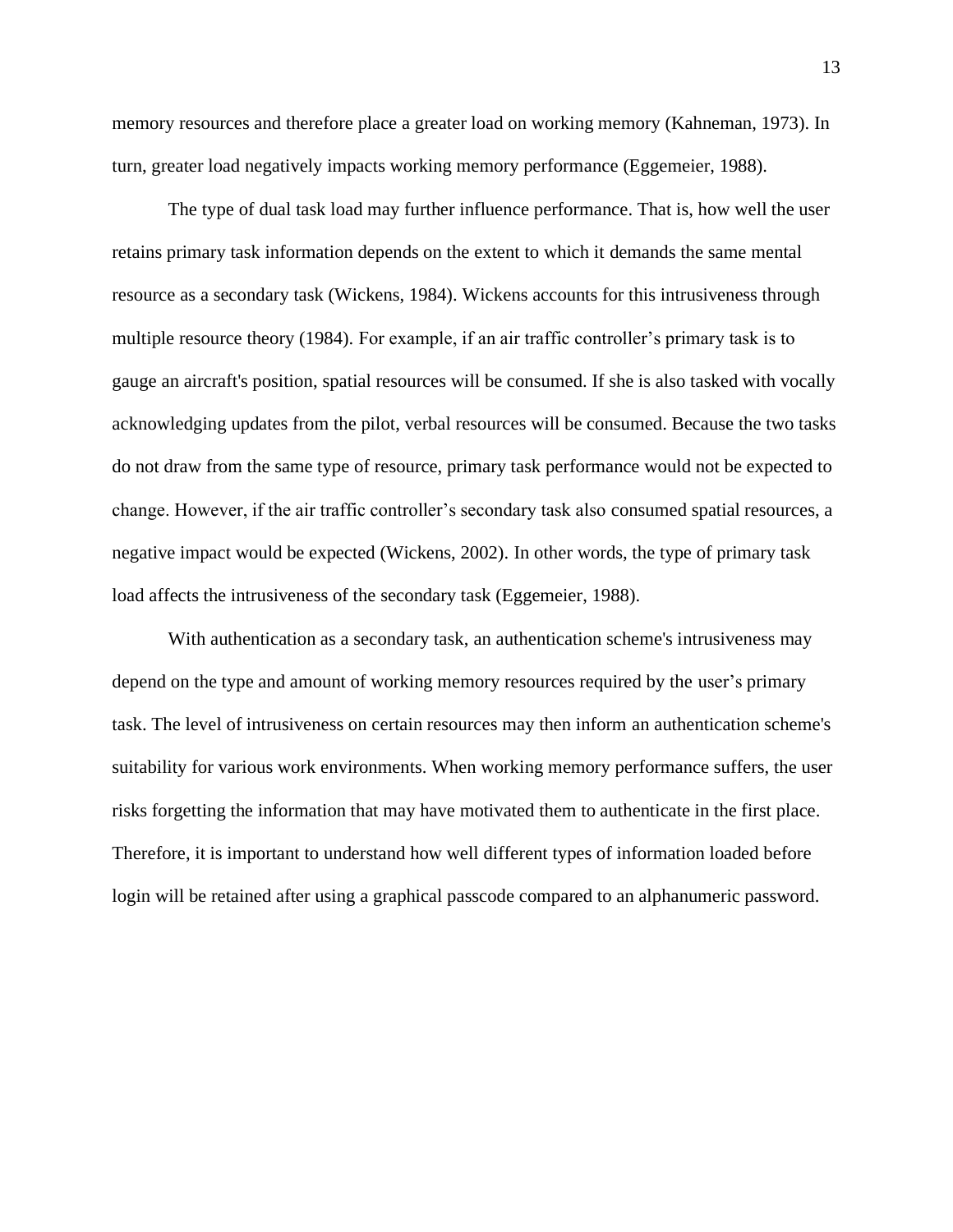memory resources and therefore place a greater load on working memory (Kahneman, 1973). In turn, greater load negatively impacts working memory performance (Eggemeier, 1988).

The type of dual task load may further influence performance. That is, how well the user retains primary task information depends on the extent to which it demands the same mental resource as a secondary task (Wickens, 1984). Wickens accounts for this intrusiveness through multiple resource theory (1984). For example, if an air traffic controller's primary task is to gauge an aircraft's position, spatial resources will be consumed. If she is also tasked with vocally acknowledging updates from the pilot, verbal resources will be consumed. Because the two tasks do not draw from the same type of resource, primary task performance would not be expected to change. However, if the air traffic controller's secondary task also consumed spatial resources, a negative impact would be expected (Wickens, 2002). In other words, the type of primary task load affects the intrusiveness of the secondary task (Eggemeier, 1988).

With authentication as a secondary task, an authentication scheme's intrusiveness may depend on the type and amount of working memory resources required by the user's primary task. The level of intrusiveness on certain resources may then inform an authentication scheme's suitability for various work environments. When working memory performance suffers, the user risks forgetting the information that may have motivated them to authenticate in the first place. Therefore, it is important to understand how well different types of information loaded before login will be retained after using a graphical passcode compared to an alphanumeric password.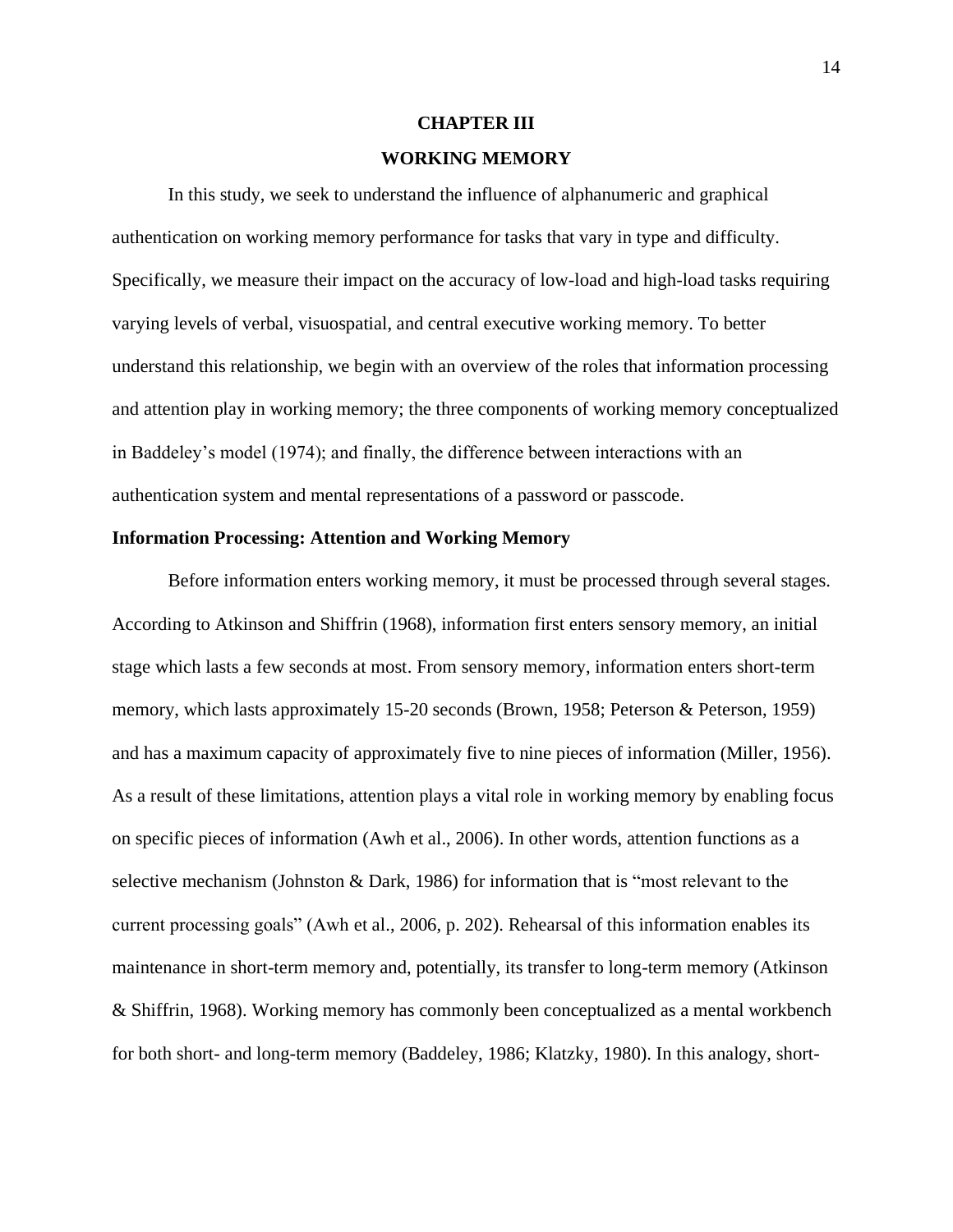# CHAPTER III

# WORKING MEMORY

In this study, we seek to understand the influence of alphanumeric and graphical authentication on working memory performance for tasks that vary in type and difficulty. Specifically, we measure their impact on the accuracy of low-load and high-load tasks requiring varying levels of verbal, visuospatial, and central executive working memory. To better understand this relationship, we begin with an overview of the roles that information processing and attention play in working memory; the three components of working memory conceptualized in Baddeley's model (1974); and finally, the difference between interactions with an authentication system and mental representations of a password or passcode.

## Information Processing: Attention and Working Memory

Before information enters working memory, it must be processed through several stages. According to Atkinson and Shiffrin (1968), information first enters sensory memory, an initial stage which lasts a few seconds at most. From sensory memory, information enters short-term memory, which lasts approximately 15-20 seconds (Brown, 1958; Peterson & Peterson, 1959) and has a maximum capacity of approximately five to nine pieces of information (Miller, 1956). As a result of these limitations, attention plays a vital role in working memory by enabling focus on specific pieces of information (Awh et al., 2006). In other words, attention functions as a selective mechanism (Johnston & Dark, 1986) for information that is "most relevant to the current processing goals" (Awh et al., 2006, p. 202). Rehearsal of this information enables its maintenance in short-term memory and, potentially, its transfer to long-term memory (Atkinson & Shiffrin, 1968). Working memory has commonly been conceptualized as a mental workbench for both short- and long-term memory (Baddeley, 1986; Klatzky, 1980). In this analogy, short-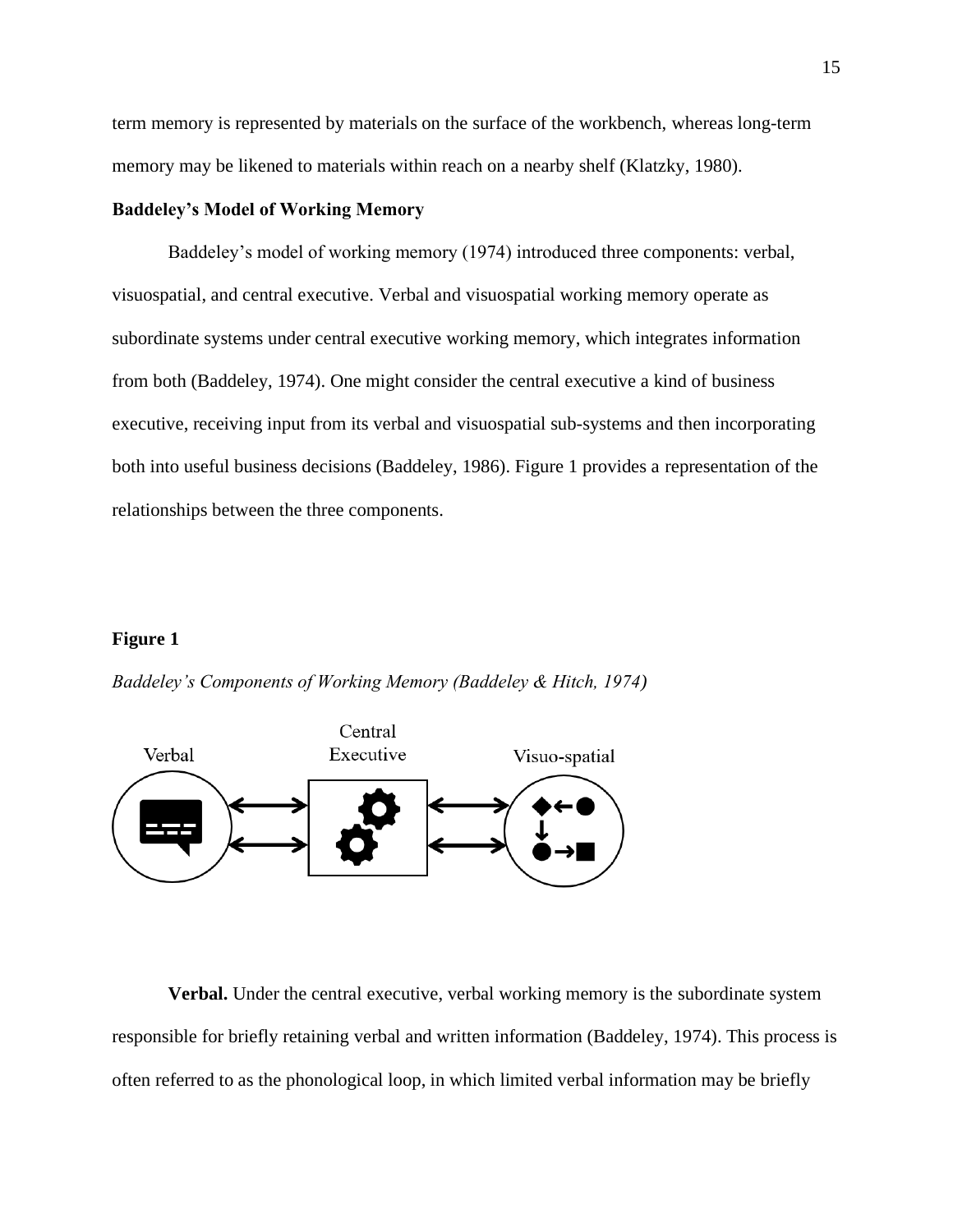term memory is represented by materials on the surface of the workbench, whereas long-term memory may be likened to materials within reach on a nearby shelf (Klatzky, 1980).

## Baddeley's Model of Working Memory

Baddeley's model of working memory (1974) introduced three components: verbal, visuospatial, and central executive. Verbal and visuospatial working memory operate as subordinate systems under central executive working memory, which integrates information from both (Baddeley, 1974). One might consider the central executive a kind of business executive, receiving input from its verbal and visuospatial sub-systems and then incorporating both into useful business decisions (Baddeley, 1986). Figure 1 provides a representation of the relationships between the three components.

**Figure 1**

*Baddeley's Components of Working Memory (Baddeley & Hitch, 1974)*

**Verbal.** Under the central executive, verbal working memory is the subordinate system responsible for briefly retaining verbal and written information (Baddeley, 1974). This process is often referred to as the phonological loop, in which limited verbal information may be briefly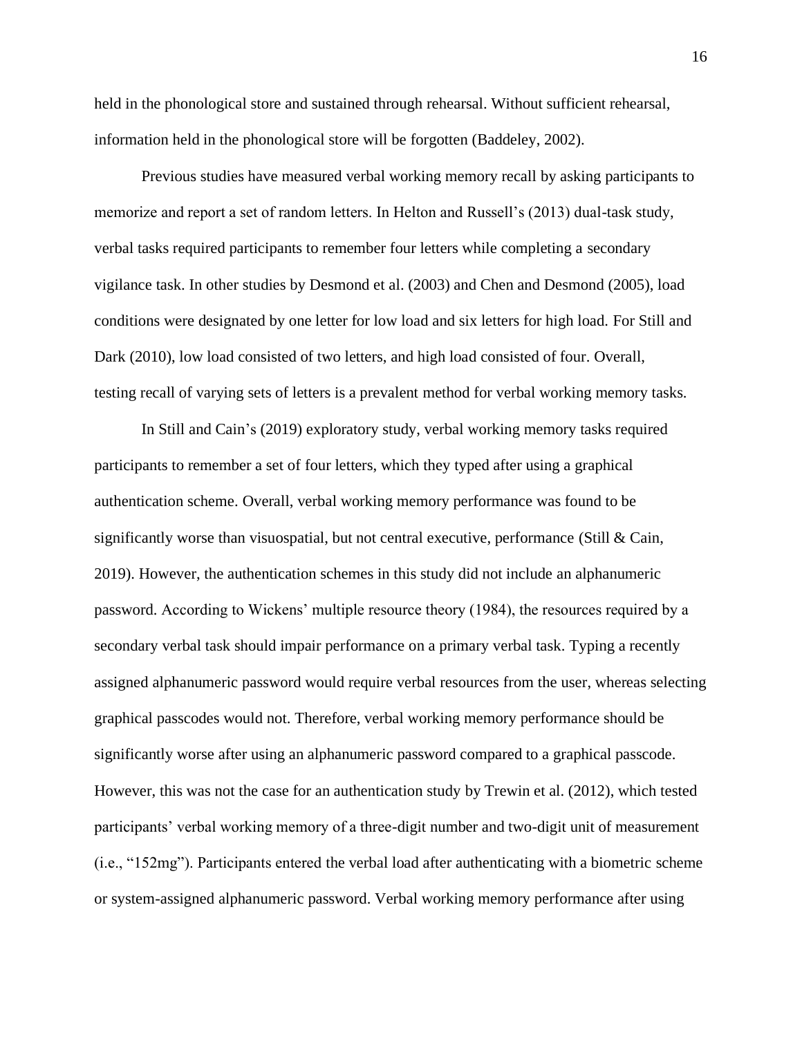held in the phonological store and sustained through rehearsal. Without sufficient rehearsal, information held in the phonological store will be forgotten (Baddeley, 2002).

Previous studies have measured verbal working memory recall by asking participants to memorize and report a set of random letters. In Helton and Russell's (2013) dual-task study, verbal tasks required participants to remember four letters while completing a secondary vigilance task. In other studies by Desmond et al. (2003) and Chen and Desmond (2005), load conditions were designated by one letter for low load and six letters for high load. For Still and Dark (2010), low load consisted of two letters, and high load consisted of four. Overall, testing recall of varying sets of letters is a prevalent method for verbal working memory tasks.

In Still and Cain's (2019) exploratory study, verbal working memory tasks required participants to remember a set of four letters, which they typed after using a graphical authentication scheme. Overall, verbal working memory performance was found to be significantly worse than visuospatial, but not central executive, performance (Still & Cain, 2019). However, the authentication schemes in this study did not include an alphanumeric password. According to Wickens' multiple resource theory (1984), the resources required by a secondary verbal task should impair performance on a primary verbal task. Typing a recently assigned alphanumeric password would require verbal resources from the user, whereas selecting graphical passcodes would not. Therefore, verbal working memory performance should be significantly worse after using an alphanumeric password compared to a graphical passcode. However, this was not the case for an authentication study by Trewin et al. (2012), which tested participants' verbal working memory of a three-digit number and two-digit unit of measurement (i.e., "152mg"). Participants entered the verbal load after authenticating with a biometric scheme or system-assigned alphanumeric password. Verbal working memory performance after using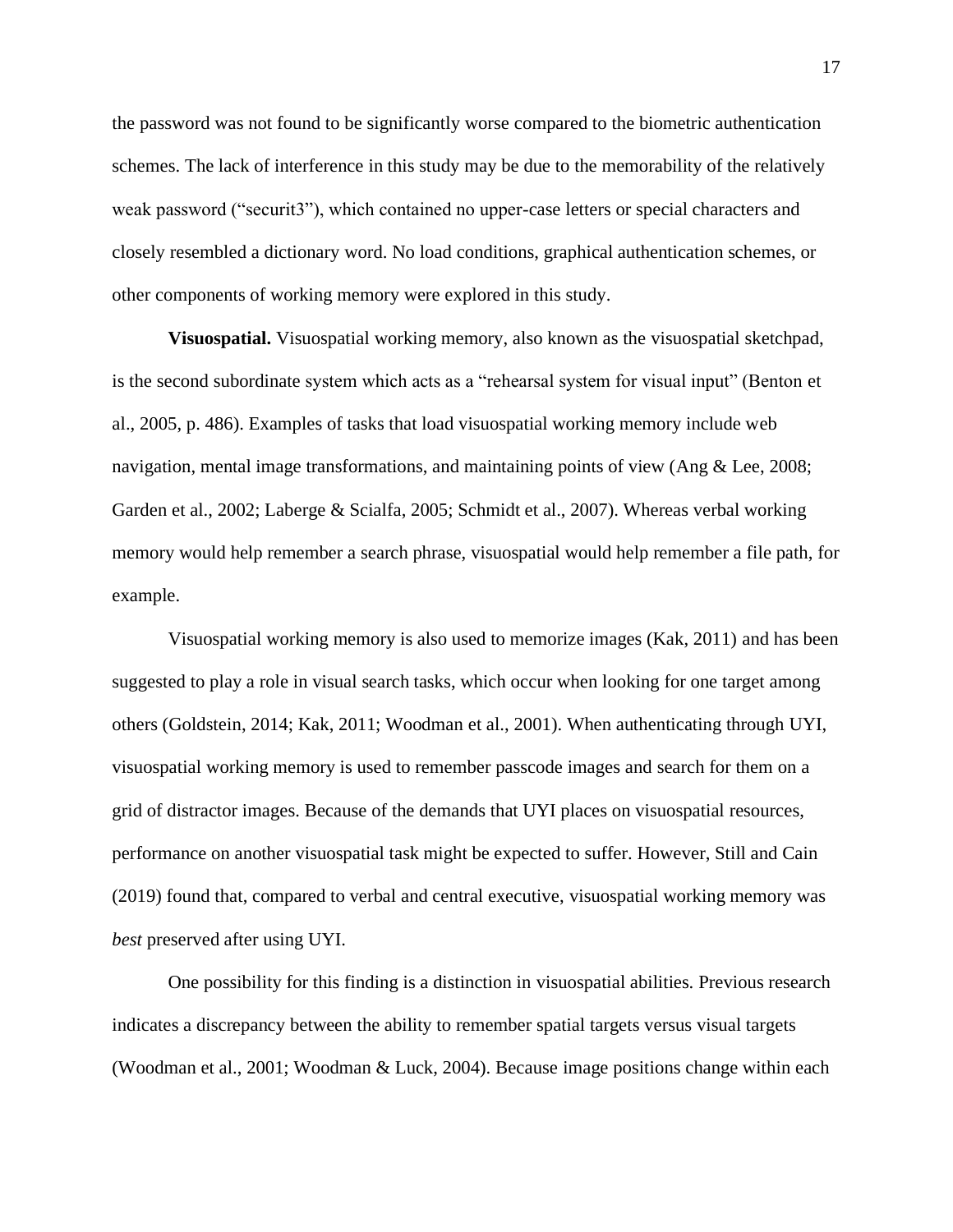the password was not found to be significantly worse compared to the biometric authentication schemes. The lack of interference in this study may be due to the memorability of the relatively weak password ("securit3"), which contained no upper-case letters or special characters and closely resembled a dictionary word. No load conditions, graphical authentication schemes, or other components of working memory were explored in this study.

**Visuospatial.** Visuospatial working memory, also known as the visuospatial sketchpad, is the second subordinate system which acts as a "rehearsal system for visual input" (Benton et al., 2005, p. 486). Examples of tasks that load visuospatial working memory include web navigation, mental image transformations, and maintaining points of view (Ang & Lee, 2008; Garden et al., 2002; Laberge & Scialfa, 2005; Schmidt et al., 2007). Whereas verbal working memory would help remember a search phrase, visuospatial would help remember a file path, for example.

Visuospatial working memory is also used to memorize images (Kak, 2011) and has been suggested to play a role in visual search tasks, which occur when looking for one target among others (Goldstein, 2014; Kak, 2011; Woodman et al., 2001). When authenticating through UYI, visuospatial working memory is used to remember passcode images and search for them on a grid of distractor images. Because of the demands that UYI places on visuospatial resources, performance on another visuospatial task might be expected to suffer. However, Still and Cain (2019) found that, compared to verbal and central executive, visuospatial working memory was *best* preserved after using UYI.

One possibility for this finding is a distinction in visuospatial abilities. Previous research indicates a discrepancy between the ability to remember spatial targets versus visual targets (Woodman et al., 2001; Woodman & Luck, 2004). Because image positions change within each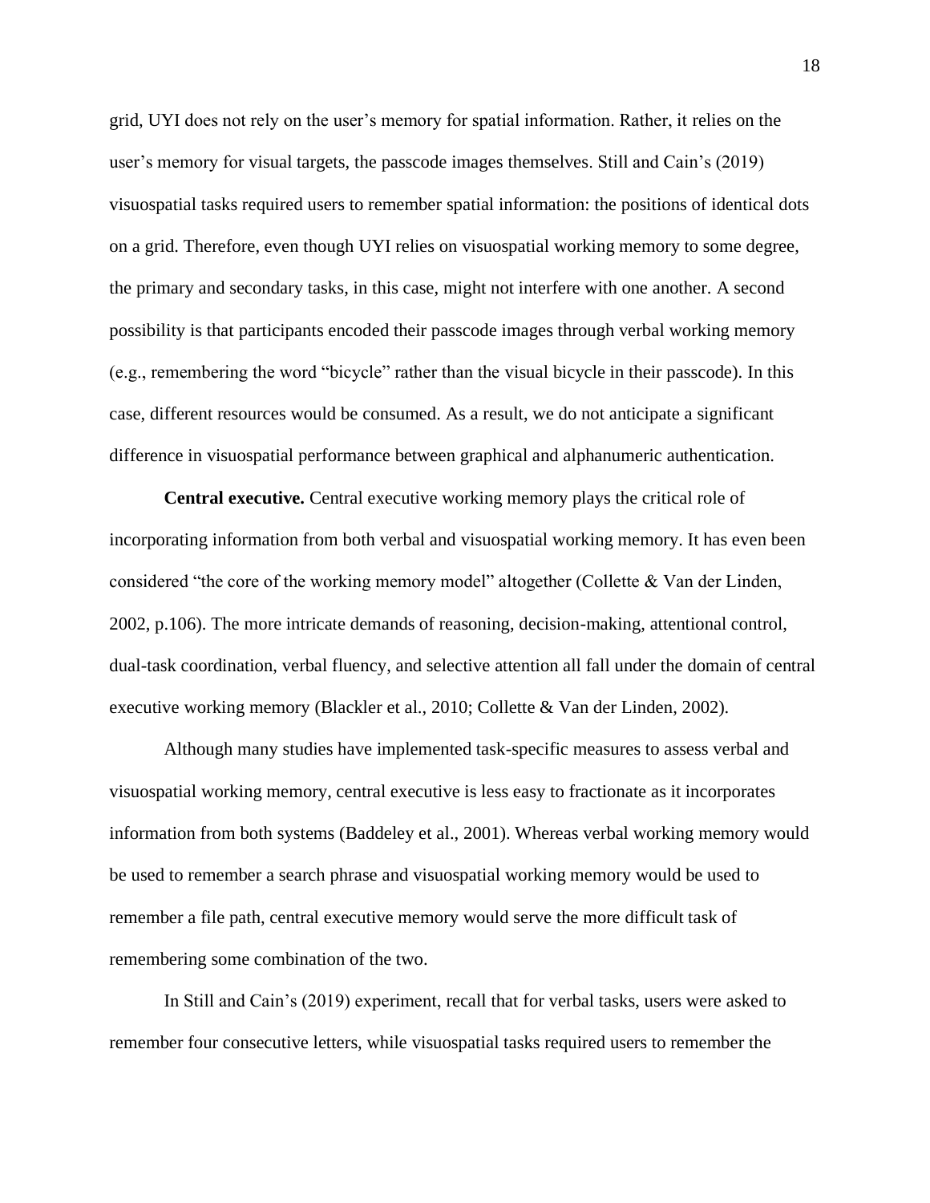grid, UYI does not rely on the user's memory for spatial information. Rather, it relies on the user's memory for visual targets, the passcode images themselves. Still and Cain's (2019) visuospatial tasks required users to remember spatial information: the positions of identical dots on a grid. Therefore, even though UYI relies on visuospatial working memory to some degree, the primary and secondary tasks, in this case, might not interfere with one another. A second possibility is that participants encoded their passcode images through verbal working memory (e.g., remembering the word "bicycle" rather than the visual bicycle in their passcode). In this case, different resources would be consumed. As a result, we do not anticipate a significant difference in visuospatial performance between graphical and alphanumeric authentication.

**Central executive.** Central executive working memory plays the critical role of incorporating information from both verbal and visuospatial working memory. It has even been considered "the core of the working memory model" altogether (Collette & Van der Linden, 2002, p.106). The more intricate demands of reasoning, decision-making, attentional control, dual-task coordination, verbal fluency, and selective attention all fall under the domain of central executive working memory (Blackler et al., 2010; Collette & Van der Linden, 2002).

Although many studies have implemented task-specific measures to assess verbal and visuospatial working memory, central executive is less easy to fractionate as it incorporates information from both systems (Baddeley et al., 2001). Whereas verbal working memory would be used to remember a search phrase and visuospatial working memory would be used to remember a file path, central executive memory would serve the more difficult task of remembering some combination of the two.

In Still and Cain's (2019) experiment, recall that for verbal tasks, users were asked to remember four consecutive letters, while visuospatial tasks required users to remember the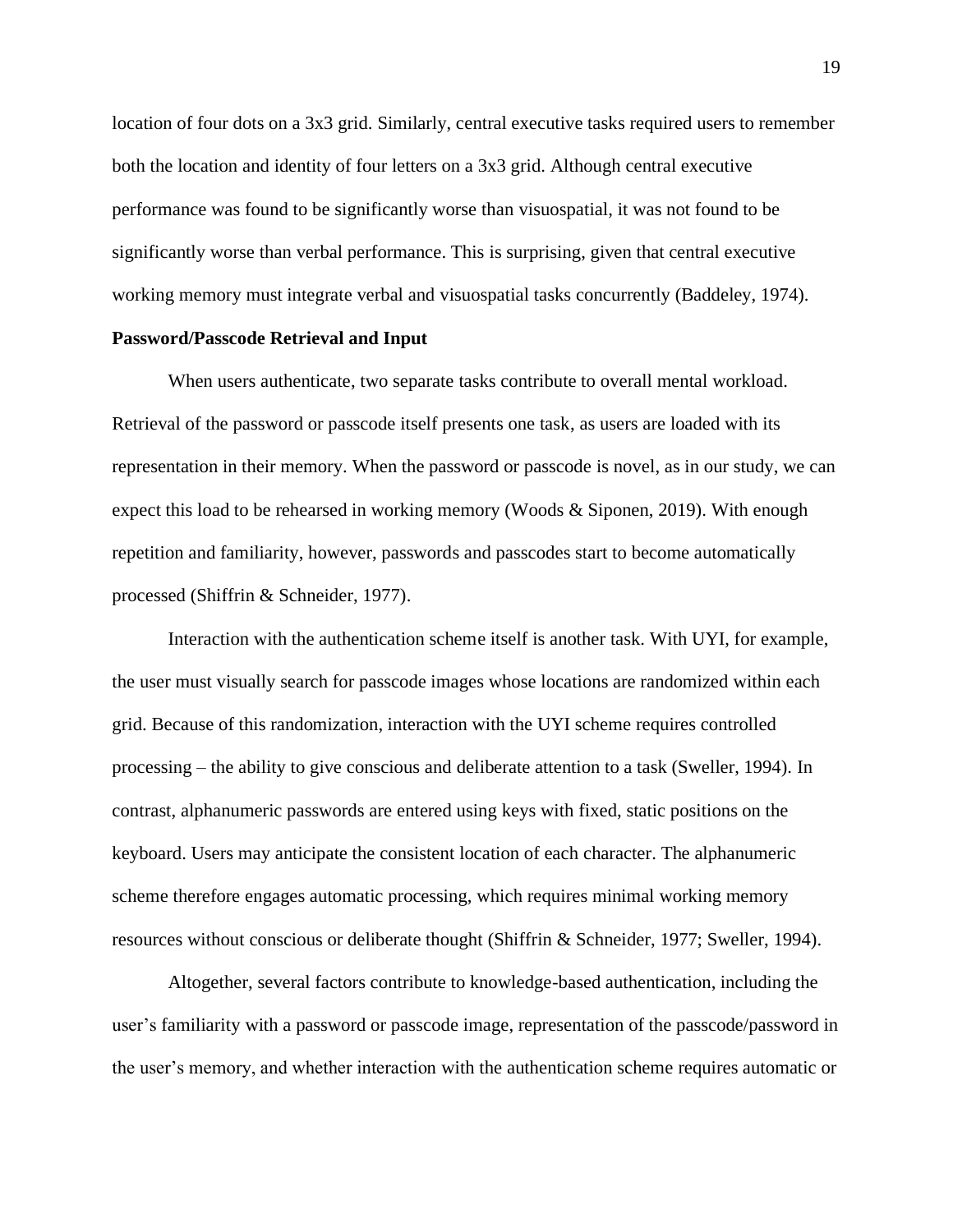location of four dots on a 3x3 grid. Similarly, central executive tasks required users to remember both the location and identity of four letters on a 3x3 grid. Although central executive performance was found to be significantly worse than visuospatial, it was not found to be significantly worse than verbal performance. This is surprising, given that central executive working memory must integrate verbal and visuospatial tasks concurrently (Baddeley, 1974).

**Password/Passcode Retrieval and Input**

When users authenticate, two separate tasks contribute to overall mental workload. Retrieval of the password or passcode itself presents one task, as users are loaded with its representation in their memory. When the password or passcode is novel, as in our study, we can expect this load to be rehearsed in working memory (Woods & Siponen, 2019). With enough repetition and familiarity, however, passwords and passcodes start to become automatically processed (Shiffrin & Schneider, 1977).

Interaction with the authentication scheme itself is another task. With UYI, for example, the user must visually search for passcode images whose locations are randomized within each grid. Because of this randomization, interaction with the UYI scheme requires controlled processing – the ability to give conscious and deliberate attention to a task (Sweller, 1994). In contrast, alphanumeric passwords are entered using keys with fixed, static positions on the keyboard. Users may anticipate the consistent location of each character. The alphanumeric scheme therefore engages automatic processing, which requires minimal working memory resources without conscious or deliberate thought (Shiffrin & Schneider, 1977; Sweller, 1994).

Altogether, several factors contribute to knowledge-based authentication, including the user's familiarity with a password or passcode image, representation of the passcode/password in the user's memory, and whether interaction with the authentication scheme requires automatic or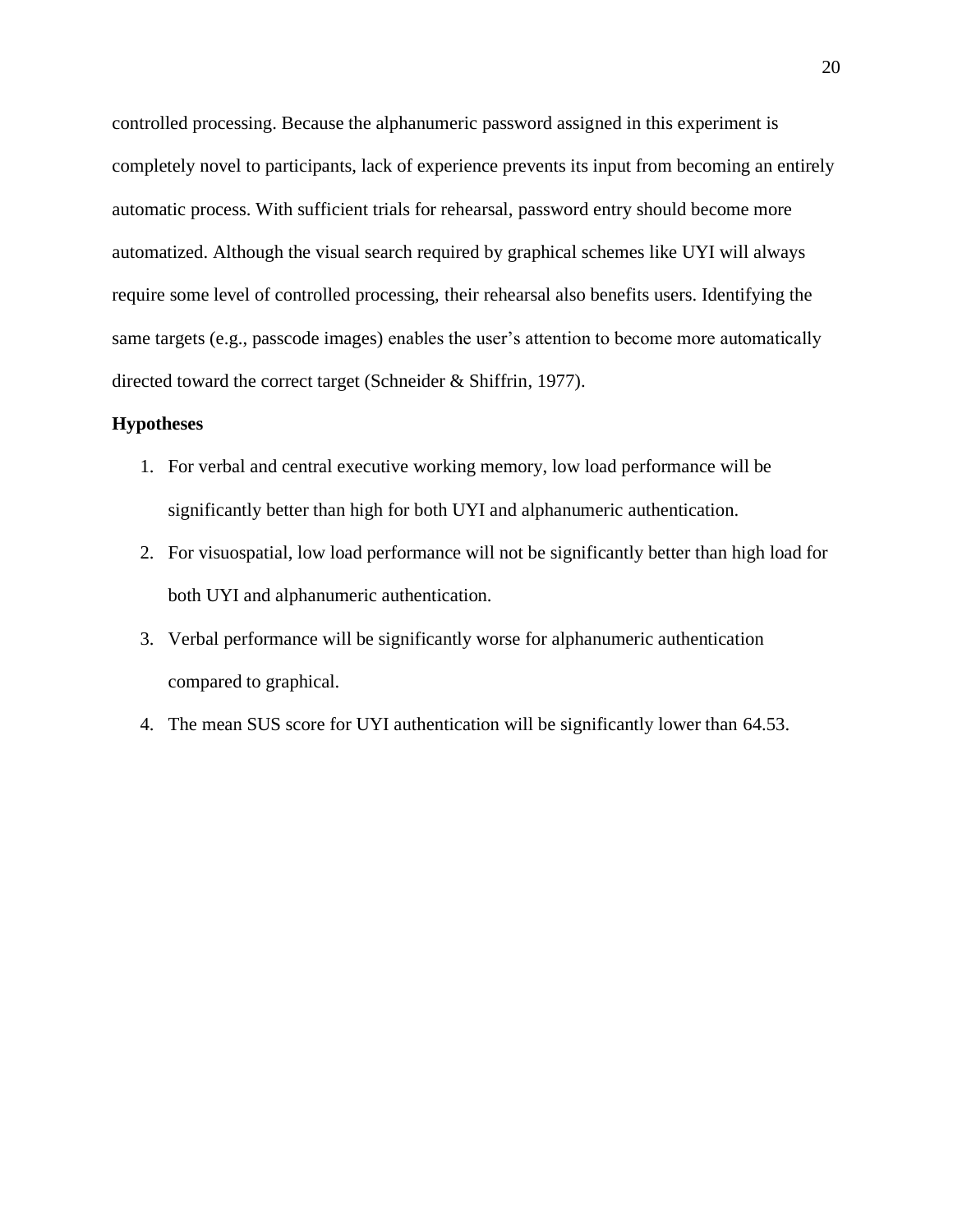controlled processing. Because the alphanumeric password assigned in this experiment is completely novel to participants, lack of experience prevents its input from becoming an entirely automatic process. With sufficient trials for rehearsal, password entry should become more automatized. Although the visual search required by graphical schemes like UYI will always require some level of controlled processing, their rehearsal also benefits users. Identifying the same targets (e.g., passcode images) enables the user's attention to become more automatically directed toward the correct target (Schneider & Shiffrin, 1977).

**Hypotheses**

1. For verbal and central executive working memory, low load performance will be significantly better than high for both UYI and alphanumeric authentication.
2. For visuospatial, low load performance will not be significantly better than high load for both UYI and alphanumeric authentication.
3. Verbal performance will be significantly worse for alphanumeric authentication compared to graphical.
4. The mean SUS score for UYI authentication will be significantly lower than 64.53.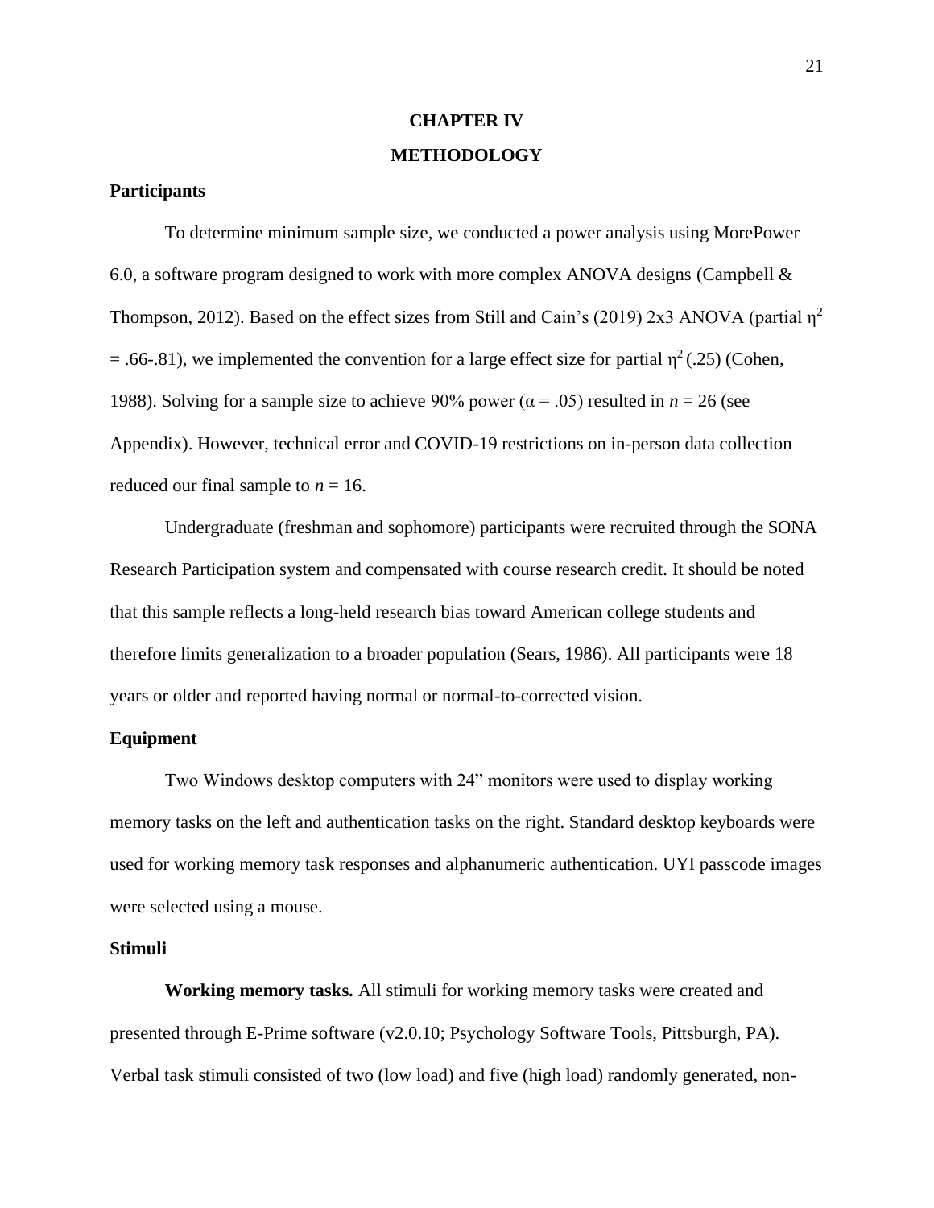# CHAPTER IV

# METHODOLOGY

## Participants

To determine minimum sample size, we conducted a power analysis using MorePower 6.0, a software program designed to work with more complex ANOVA designs (Campbell & Thompson, 2012). Based on the effect sizes from Still and Cain's (2019) 2x3 ANOVA (partial $\eta^2$ = .66-.81), we implemented the convention for a large effect size for partial $\eta^2$ (.25) (Cohen, 1988). Solving for a sample size to achieve 90% power ($\alpha = .05$) resulted in $n = 26$ (see Appendix). However, technical error and COVID-19 restrictions on in-person data collection reduced our final sample to $n = 16$.

Undergraduate (freshman and sophomore) participants were recruited through the SONA Research Participation system and compensated with course research credit. It should be noted that this sample reflects a long-held research bias toward American college students and therefore limits generalization to a broader population (Sears, 1986). All participants were 18 years or older and reported having normal or normal-to-corrected vision.

## Equipment

Two Windows desktop computers with 24" monitors were used to display working memory tasks on the left and authentication tasks on the right. Standard desktop keyboards were used for working memory task responses and alphanumeric authentication. UYI passcode images were selected using a mouse.

## Stimuli

**Working memory tasks.** All stimuli for working memory tasks were created and presented through E-Prime software (v2.0.10; Psychology Software Tools, Pittsburgh, PA). Verbal task stimuli consisted of two (low load) and five (high load) randomly generated, non-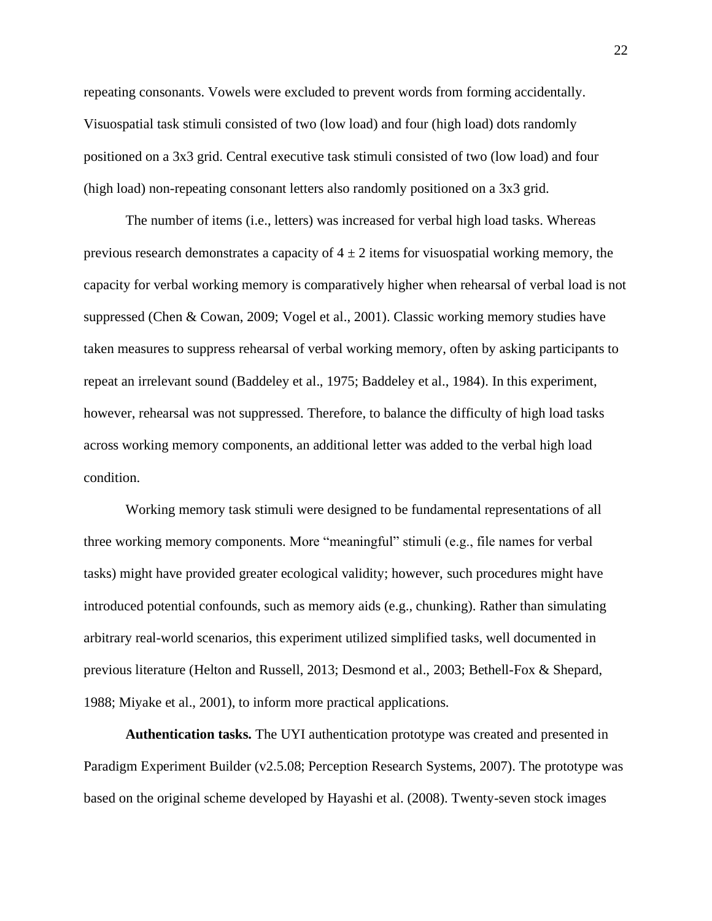repeating consonants. Vowels were excluded to prevent words from forming accidentally. Visuospatial task stimuli consisted of two (low load) and four (high load) dots randomly positioned on a 3x3 grid. Central executive task stimuli consisted of two (low load) and four (high load) non-repeating consonant letters also randomly positioned on a 3x3 grid.

The number of items (i.e., letters) was increased for verbal high load tasks. Whereas previous research demonstrates a capacity of $4 \pm 2$ items for visuospatial working memory, the capacity for verbal working memory is comparatively higher when rehearsal of verbal load is not suppressed (Chen & Cowan, 2009; Vogel et al., 2001). Classic working memory studies have taken measures to suppress rehearsal of verbal working memory, often by asking participants to repeat an irrelevant sound (Baddeley et al., 1975; Baddeley et al., 1984). In this experiment, however, rehearsal was not suppressed. Therefore, to balance the difficulty of high load tasks across working memory components, an additional letter was added to the verbal high load condition.

Working memory task stimuli were designed to be fundamental representations of all three working memory components. More “meaningful” stimuli (e.g., file names for verbal tasks) might have provided greater ecological validity; however, such procedures might have introduced potential confounds, such as memory aids (e.g., chunking). Rather than simulating arbitrary real-world scenarios, this experiment utilized simplified tasks, well documented in previous literature (Helton and Russell, 2013; Desmond et al., 2003; Bethell-Fox & Shepard, 1988; Miyake et al., 2001), to inform more practical applications.

**Authentication tasks.** The UYI authentication prototype was created and presented in Paradigm Experiment Builder (v2.5.08; Perception Research Systems, 2007). The prototype was based on the original scheme developed by Hayashi et al. (2008). Twenty-seven stock images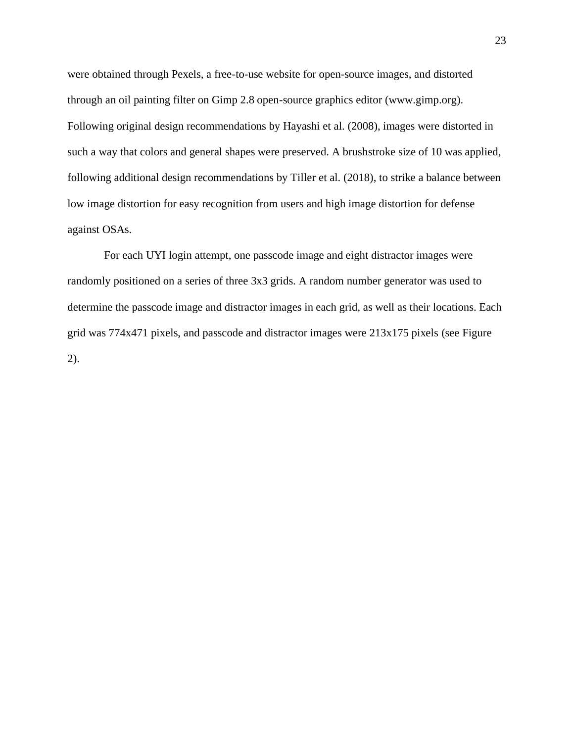were obtained through Pexels, a free-to-use website for open-source images, and distorted through an oil painting filter on Gimp 2.8 open-source graphics editor (www.gimp.org). Following original design recommendations by Hayashi et al. (2008), images were distorted in such a way that colors and general shapes were preserved. A brushstroke size of 10 was applied, following additional design recommendations by Tiller et al. (2018), to strike a balance between low image distortion for easy recognition from users and high image distortion for defense against OSAs.

For each UYI login attempt, one passcode image and eight distractor images were randomly positioned on a series of three 3x3 grids. A random number generator was used to determine the passcode image and distractor images in each grid, as well as their locations. Each grid was 774x471 pixels, and passcode and distractor images were 213x175 pixels (see Figure 2).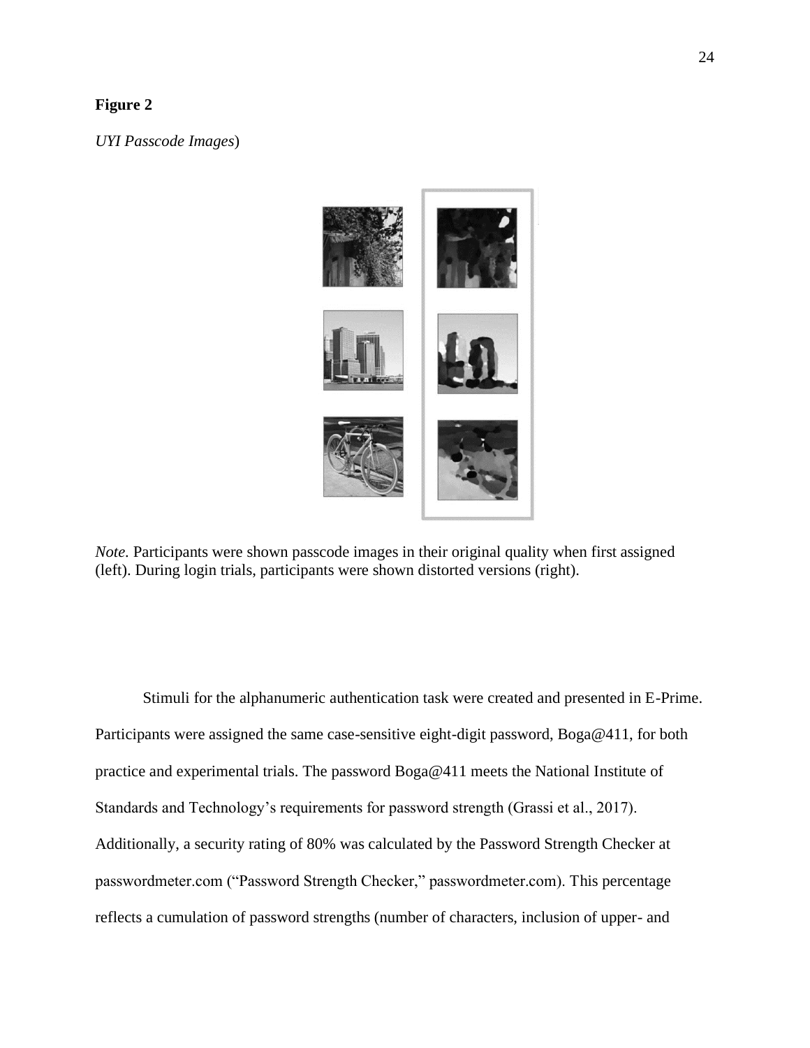**Figure 2**

*UYI Passcode Images*)

*Note.* Participants were shown passcode images in their original quality when first assigned (left). During login trials, participants were shown distorted versions (right).

Stimuli for the alphanumeric authentication task were created and presented in E-Prime. Participants were assigned the same case-sensitive eight-digit password, Boga@411, for both practice and experimental trials. The password Boga@411 meets the National Institute of Standards and Technology's requirements for password strength (Grassi et al., 2017). Additionally, a security rating of 80% was calculated by the Password Strength Checker at passwordmeter.com ("Password Strength Checker," passwordmeter.com). This percentage reflects a cumulation of password strengths (number of characters, inclusion of upper- and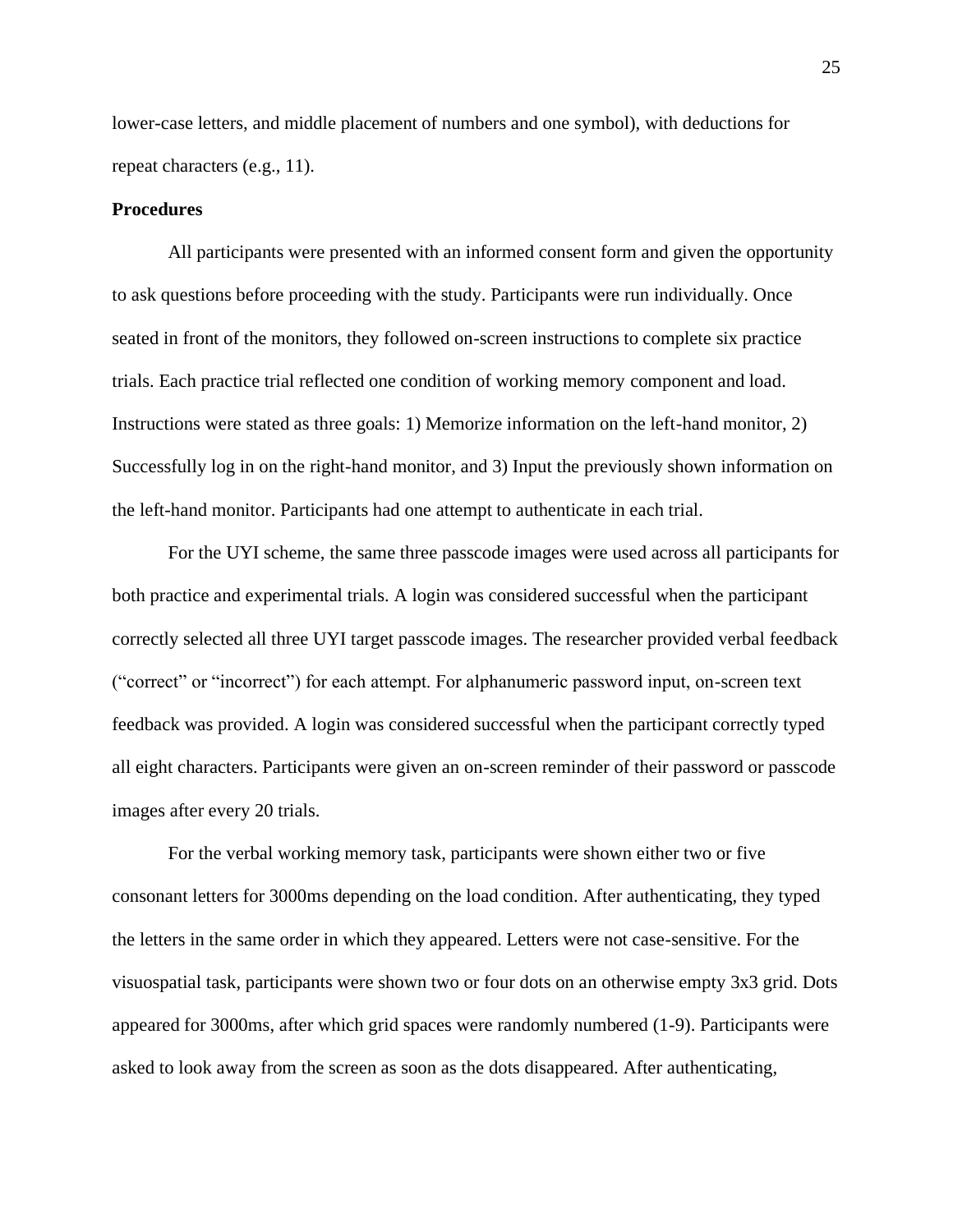lower-case letters, and middle placement of numbers and one symbol), with deductions for repeat characters (e.g., 11).

**Procedures**

All participants were presented with an informed consent form and given the opportunity to ask questions before proceeding with the study. Participants were run individually. Once seated in front of the monitors, they followed on-screen instructions to complete six practice trials. Each practice trial reflected one condition of working memory component and load. Instructions were stated as three goals: 1) Memorize information on the left-hand monitor, 2) Successfully log in on the right-hand monitor, and 3) Input the previously shown information on the left-hand monitor. Participants had one attempt to authenticate in each trial.

For the UYI scheme, the same three passcode images were used across all participants for both practice and experimental trials. A login was considered successful when the participant correctly selected all three UYI target passcode images. The researcher provided verbal feedback ("correct" or "incorrect") for each attempt. For alphanumeric password input, on-screen text feedback was provided. A login was considered successful when the participant correctly typed all eight characters. Participants were given an on-screen reminder of their password or passcode images after every 20 trials.

For the verbal working memory task, participants were shown either two or five consonant letters for 3000ms depending on the load condition. After authenticating, they typed the letters in the same order in which they appeared. Letters were not case-sensitive. For the visuospatial task, participants were shown two or four dots on an otherwise empty 3x3 grid. Dots appeared for 3000ms, after which grid spaces were randomly numbered (1-9). Participants were asked to look away from the screen as soon as the dots disappeared. After authenticating,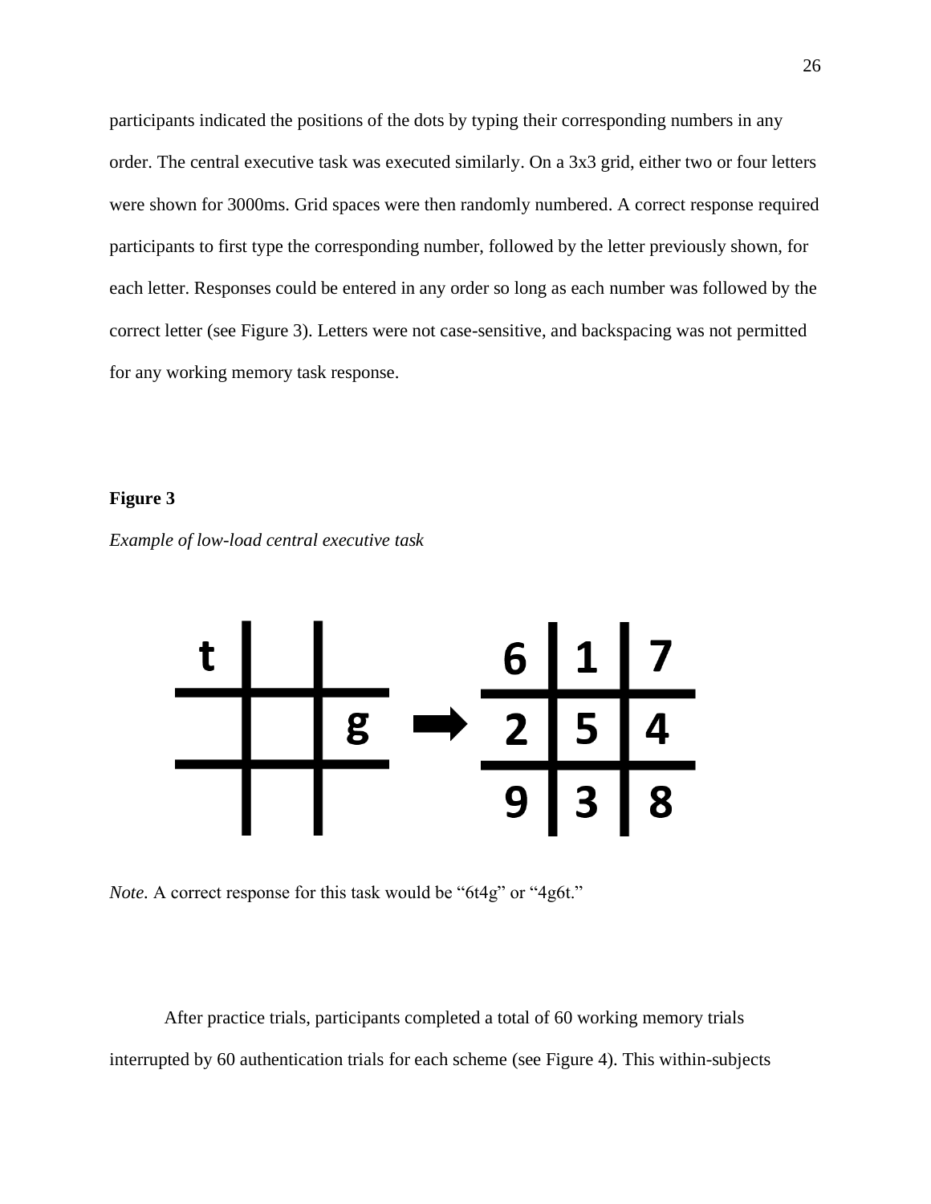participants indicated the positions of the dots by typing their corresponding numbers in any order. The central executive task was executed similarly. On a 3x3 grid, either two or four letters were shown for 3000ms. Grid spaces were then randomly numbered. A correct response required participants to first type the corresponding number, followed by the letter previously shown, for each letter. Responses could be entered in any order so long as each number was followed by the correct letter (see Figure 3). Letters were not case-sensitive, and backspacing was not permitted for any working memory task response.

**Figure 3**

*Example of low-load central executive task*

*Note.* A correct response for this task would be "6t4g" or "4g6t."

After practice trials, participants completed a total of 60 working memory trials interrupted by 60 authentication trials for each scheme (see Figure 4). This within-subjects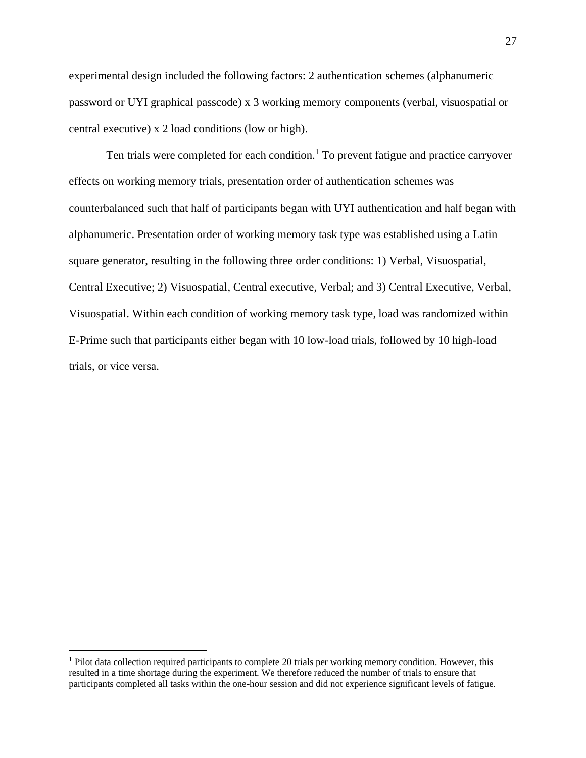experimental design included the following factors: 2 authentication schemes (alphanumeric password or UYI graphical passcode) x 3 working memory components (verbal, visuospatial or central executive) x 2 load conditions (low or high).

Ten trials were completed for each condition.[1] To prevent fatigue and practice carryover effects on working memory trials, presentation order of authentication schemes was counterbalanced such that half of participants began with UYI authentication and half began with alphanumeric. Presentation order of working memory task type was established using a Latin square generator, resulting in the following three order conditions: 1) Verbal, Visuospatial, Central Executive; 2) Visuospatial, Central executive, Verbal; and 3) Central Executive, Verbal, Visuospatial. Within each condition of working memory task type, load was randomized within E-Prime such that participants either began with 10 low-load trials, followed by 10 high-load trials, or vice versa.

---

[1] Pilot data collection required participants to complete 20 trials per working memory condition. However, this resulted in a time shortage during the experiment. We therefore reduced the number of trials to ensure that participants completed all tasks within the one-hour session and did not experience significant levels of fatigue.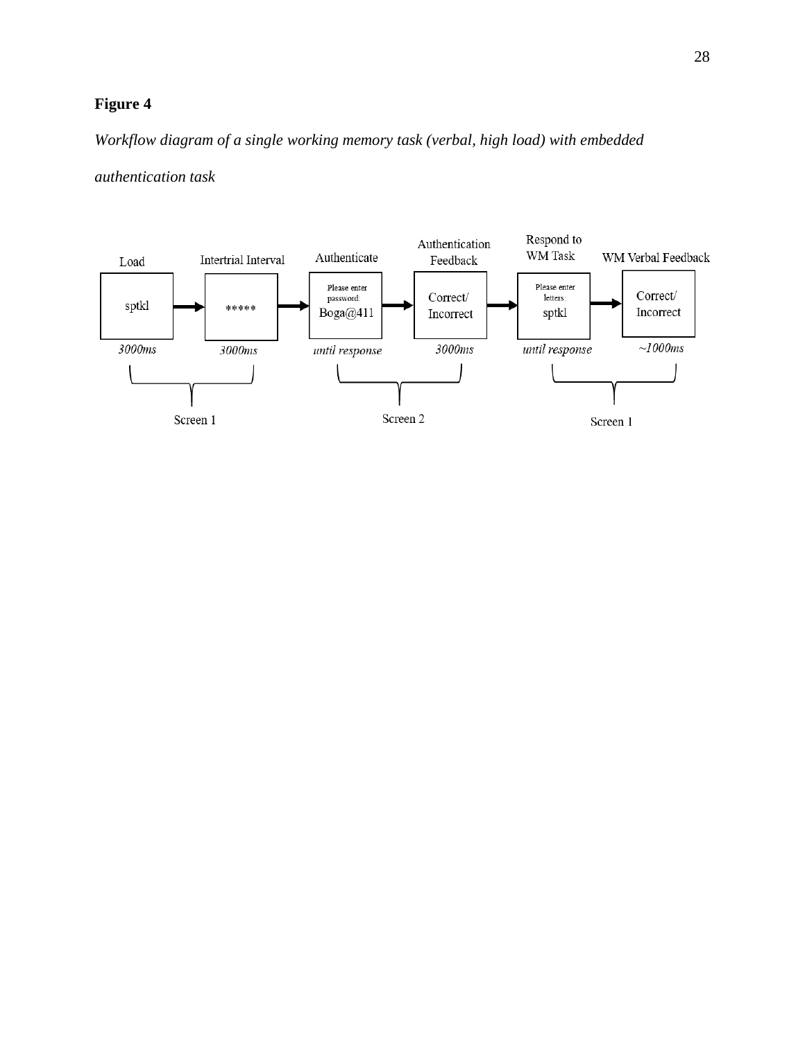**Figure 4**

*Workflow diagram of a single working memory task (verbal, high load) with embedded authentication task*

| Load | Intertrial Interval | Authenticate | Authentication Feedback | Respond to WM Task | WM Verbal Feedback |
| --- | --- | --- | --- | --- | --- |
| sptkl | ***** | Please enter password: Boga@411 | Correct/ Incorrect | Please enter letters: sptkl | Correct/ Incorrect |
| *3000ms* | *3000ms* | *until response* | *3000ms* | *until response* | *~1000ms* |
| Screen 1 | | Screen 2 | | Screen 1 | |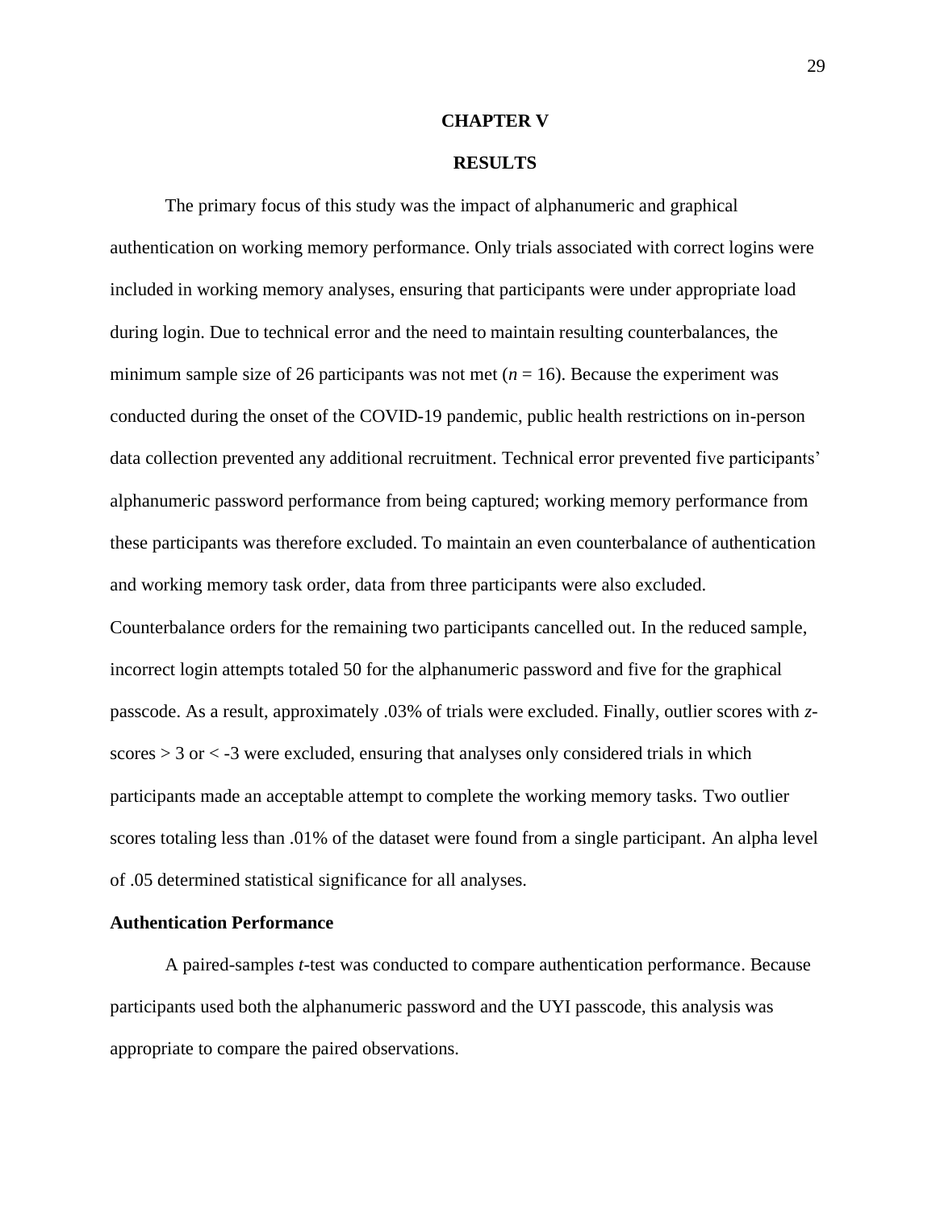# CHAPTER V

# RESULTS

The primary focus of this study was the impact of alphanumeric and graphical authentication on working memory performance. Only trials associated with correct logins were included in working memory analyses, ensuring that participants were under appropriate load during login. Due to technical error and the need to maintain resulting counterbalances, the minimum sample size of 26 participants was not met ($n = 16$). Because the experiment was conducted during the onset of the COVID-19 pandemic, public health restrictions on in-person data collection prevented any additional recruitment. Technical error prevented five participants' alphanumeric password performance from being captured; working memory performance from these participants was therefore excluded. To maintain an even counterbalance of authentication and working memory task order, data from three participants were also excluded. Counterbalance orders for the remaining two participants cancelled out. In the reduced sample, incorrect login attempts totaled 50 for the alphanumeric password and five for the graphical passcode. As a result, approximately .03% of trials were excluded. Finally, outlier scores with *z*-scores > 3 or < -3 were excluded, ensuring that analyses only considered trials in which participants made an acceptable attempt to complete the working memory tasks. Two outlier scores totaling less than .01% of the dataset were found from a single participant. An alpha level of .05 determined statistical significance for all analyses.

**Authentication Performance**

A paired-samples *t*-test was conducted to compare authentication performance. Because participants used both the alphanumeric password and the UYI passcode, this analysis was appropriate to compare the paired observations.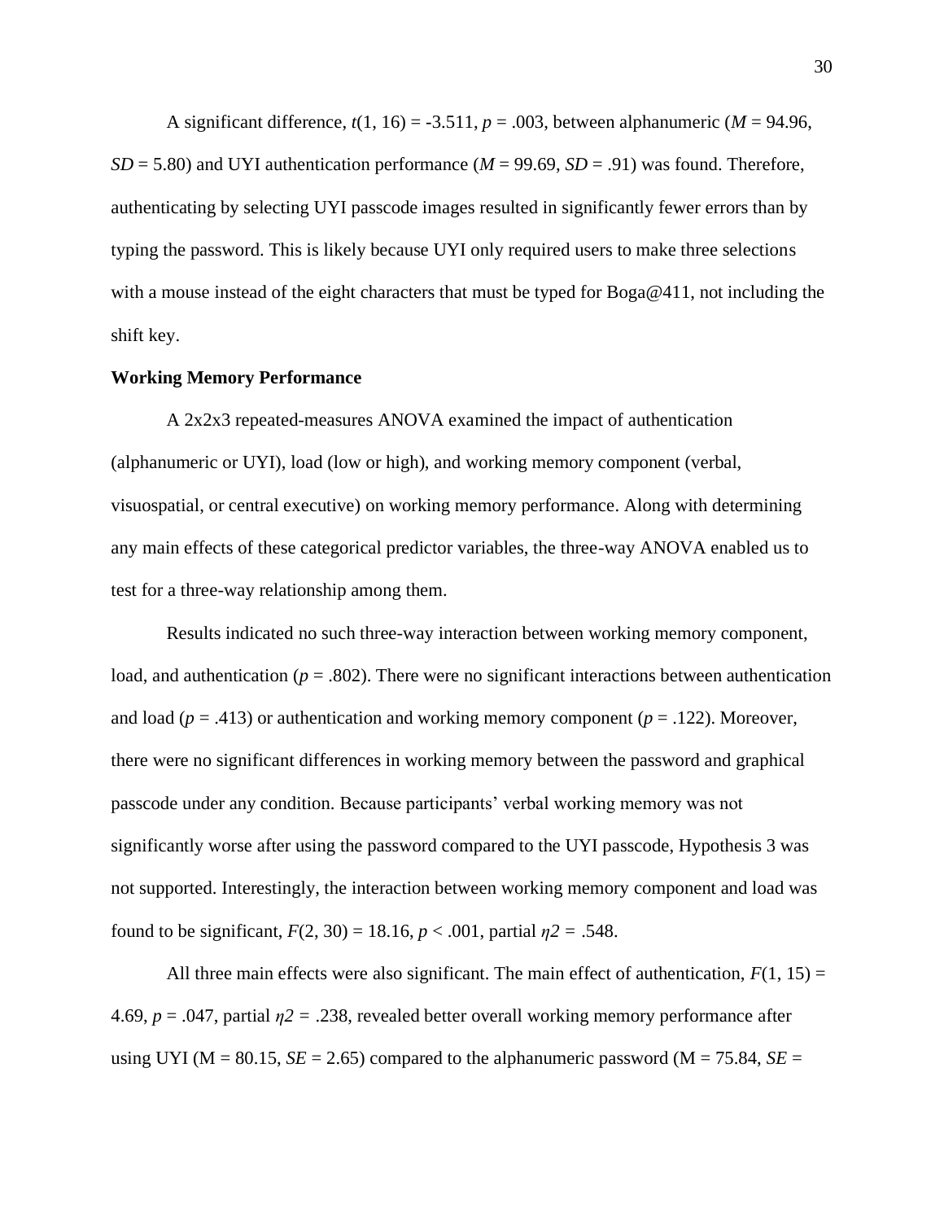A significant difference, $t(1, 16) = -3.511$, $p = .003$, between alphanumeric ($M = 94.96$, $SD = 5.80$) and UYI authentication performance ($M = 99.69$, $SD = .91$) was found. Therefore, authenticating by selecting UYI passcode images resulted in significantly fewer errors than by typing the password. This is likely because UYI only required users to make three selections with a mouse instead of the eight characters that must be typed for Boga@411, not including the shift key.

**Working Memory Performance**

A 2x2x3 repeated-measures ANOVA examined the impact of authentication (alphanumeric or UYI), load (low or high), and working memory component (verbal, visuospatial, or central executive) on working memory performance. Along with determining any main effects of these categorical predictor variables, the three-way ANOVA enabled us to test for a three-way relationship among them.

Results indicated no such three-way interaction between working memory component, load, and authentication ($p = .802$). There were no significant interactions between authentication and load ($p = .413$) or authentication and working memory component ($p = .122$). Moreover, there were no significant differences in working memory between the password and graphical passcode under any condition. Because participants' verbal working memory was not significantly worse after using the password compared to the UYI passcode, Hypothesis 3 was not supported. Interestingly, the interaction between working memory component and load was found to be significant, $F(2, 30) = 18.16$, $p < .001$, partial $\eta 2 = .548$.

All three main effects were also significant. The main effect of authentication, $F(1, 15) = 4.69$, $p = .047$, partial $\eta 2 = .238$, revealed better overall working memory performance after using UYI (M = 80.15, $SE = 2.65$) compared to the alphanumeric password (M = 75.84, $SE =$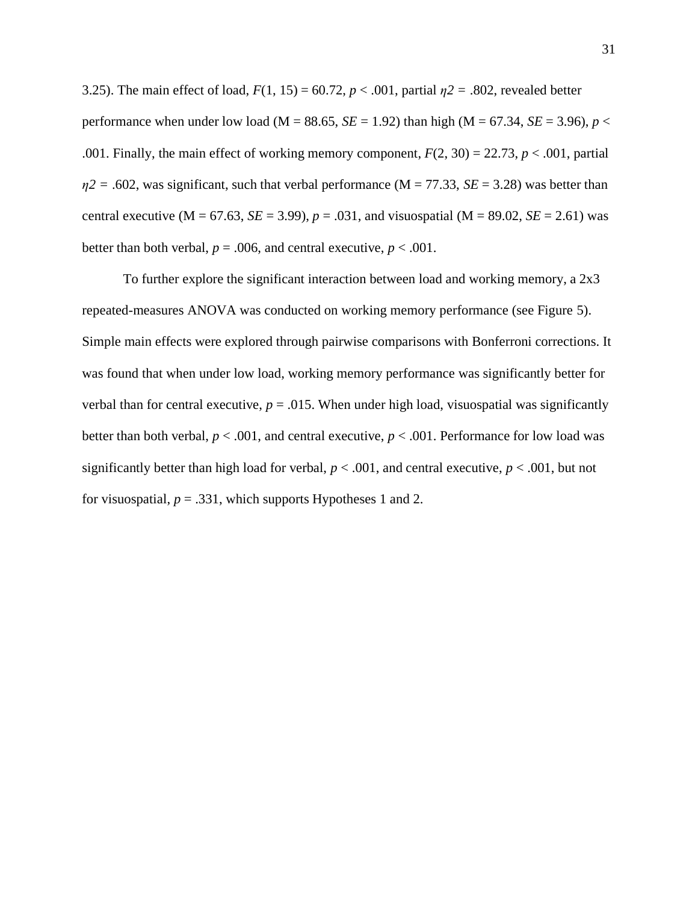3.25). The main effect of load, $F(1, 15) = 60.72$, $p < .001$, partial $\eta^2 = .802$, revealed better performance when under low load (M = 88.65, *SE* = 1.92) than high (M = 67.34, *SE* = 3.96), $p < .001$. Finally, the main effect of working memory component, $F(2, 30) = 22.73$, $p < .001$, partial $\eta^2 = .602$, was significant, such that verbal performance (M = 77.33, *SE* = 3.28) was better than central executive (M = 67.63, *SE* = 3.99), $p = .031$, and visuospatial (M = 89.02, *SE* = 2.61) was better than both verbal, $p = .006$, and central executive, $p < .001$.

To further explore the significant interaction between load and working memory, a 2x3 repeated-measures ANOVA was conducted on working memory performance (see Figure 5). Simple main effects were explored through pairwise comparisons with Bonferroni corrections. It was found that when under low load, working memory performance was significantly better for verbal than for central executive, $p = .015$. When under high load, visuospatial was significantly better than both verbal, $p < .001$, and central executive, $p < .001$. Performance for low load was significantly better than high load for verbal, $p < .001$, and central executive, $p < .001$, but not for visuospatial, $p = .331$, which supports Hypotheses 1 and 2.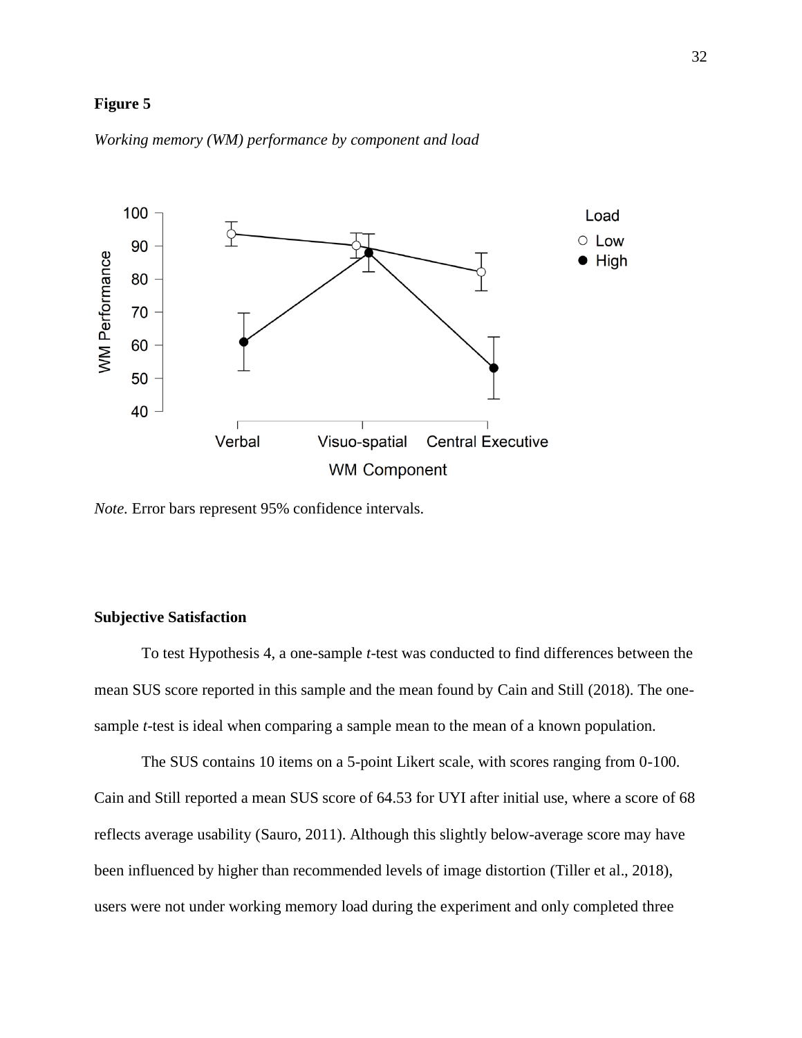**Figure 5**

*Working memory (WM) performance by component and load*

*Note.* Error bars represent 95% confidence intervals.

**Subjective Satisfaction**

To test Hypothesis 4, a one-sample *t*-test was conducted to find differences between the mean SUS score reported in this sample and the mean found by Cain and Still (2018). The one-sample *t*-test is ideal when comparing a sample mean to the mean of a known population.

The SUS contains 10 items on a 5-point Likert scale, with scores ranging from 0-100. Cain and Still reported a mean SUS score of 64.53 for UYI after initial use, where a score of 68 reflects average usability (Sauro, 2011). Although this slightly below-average score may have been influenced by higher than recommended levels of image distortion (Tiller et al., 2018), users were not under working memory load during the experiment and only completed three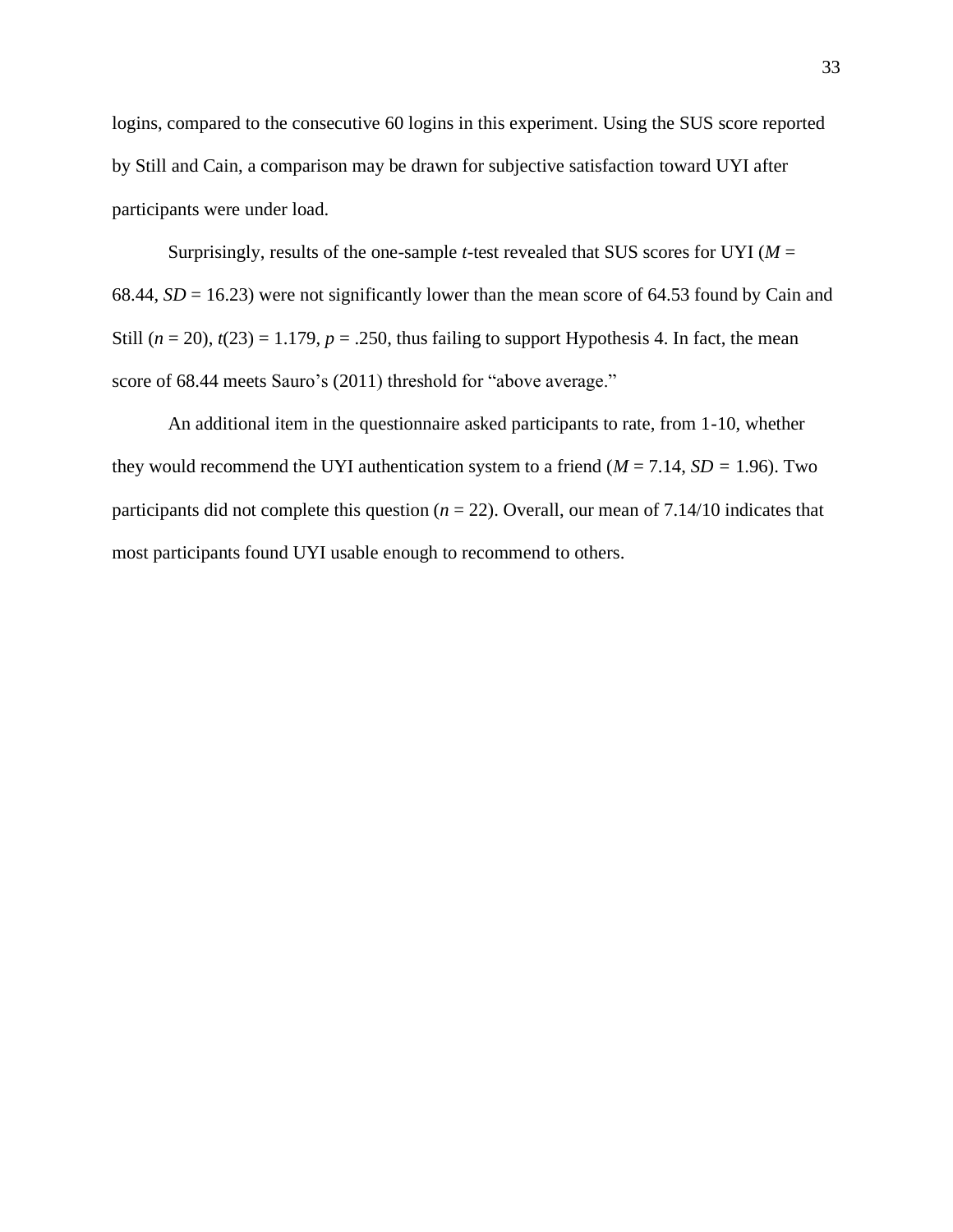logins, compared to the consecutive 60 logins in this experiment. Using the SUS score reported by Still and Cain, a comparison may be drawn for subjective satisfaction toward UYI after participants were under load.

Surprisingly, results of the one-sample *t*-test revealed that SUS scores for UYI ($M$ = 68.44, $SD$ = 16.23) were not significantly lower than the mean score of 64.53 found by Cain and Still ($n$ = 20), $t(23) = 1.179$, $p = .250$, thus failing to support Hypothesis 4. In fact, the mean score of 68.44 meets Sauro's (2011) threshold for "above average."

An additional item in the questionnaire asked participants to rate, from 1-10, whether they would recommend the UYI authentication system to a friend ($M$ = 7.14, $SD$ = 1.96). Two participants did not complete this question ($n$ = 22). Overall, our mean of 7.14/10 indicates that most participants found UYI usable enough to recommend to others.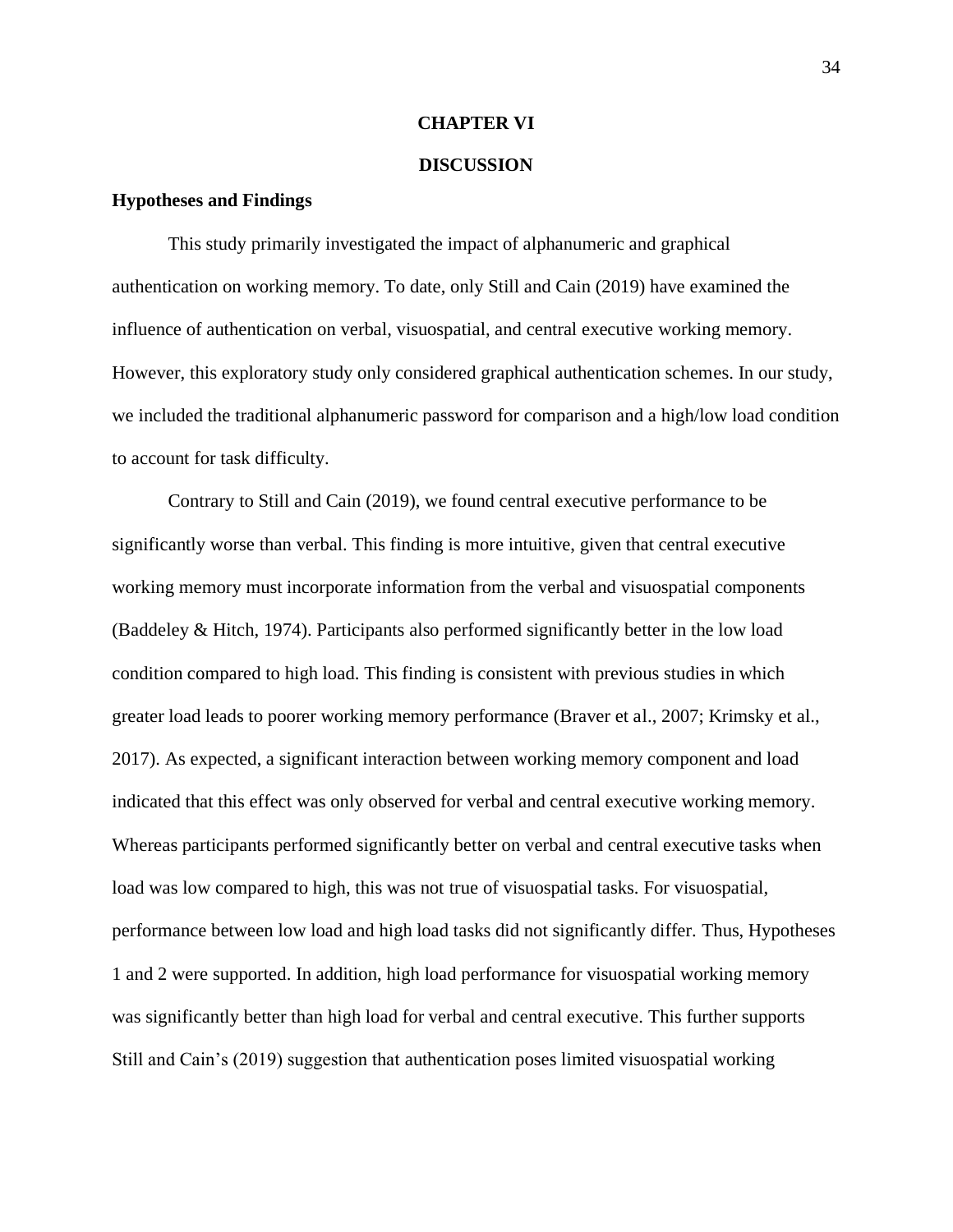# CHAPTER VI

# DISCUSSION

## Hypotheses and Findings

This study primarily investigated the impact of alphanumeric and graphical authentication on working memory. To date, only Still and Cain (2019) have examined the influence of authentication on verbal, visuospatial, and central executive working memory. However, this exploratory study only considered graphical authentication schemes. In our study, we included the traditional alphanumeric password for comparison and a high/low load condition to account for task difficulty.

Contrary to Still and Cain (2019), we found central executive performance to be significantly worse than verbal. This finding is more intuitive, given that central executive working memory must incorporate information from the verbal and visuospatial components (Baddeley & Hitch, 1974). Participants also performed significantly better in the low load condition compared to high load. This finding is consistent with previous studies in which greater load leads to poorer working memory performance (Braver et al., 2007; Krimsky et al., 2017). As expected, a significant interaction between working memory component and load indicated that this effect was only observed for verbal and central executive working memory. Whereas participants performed significantly better on verbal and central executive tasks when load was low compared to high, this was not true of visuospatial tasks. For visuospatial, performance between low load and high load tasks did not significantly differ. Thus, Hypotheses 1 and 2 were supported. In addition, high load performance for visuospatial working memory was significantly better than high load for verbal and central executive. This further supports Still and Cain's (2019) suggestion that authentication poses limited visuospatial working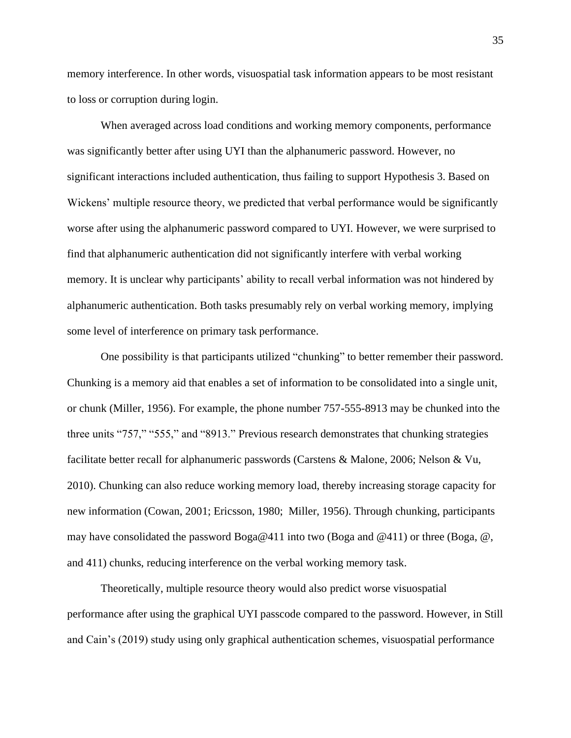memory interference. In other words, visuospatial task information appears to be most resistant to loss or corruption during login.

When averaged across load conditions and working memory components, performance was significantly better after using UYI than the alphanumeric password. However, no significant interactions included authentication, thus failing to support Hypothesis 3. Based on Wickens' multiple resource theory, we predicted that verbal performance would be significantly worse after using the alphanumeric password compared to UYI. However, we were surprised to find that alphanumeric authentication did not significantly interfere with verbal working memory. It is unclear why participants' ability to recall verbal information was not hindered by alphanumeric authentication. Both tasks presumably rely on verbal working memory, implying some level of interference on primary task performance.

One possibility is that participants utilized "chunking" to better remember their password. Chunking is a memory aid that enables a set of information to be consolidated into a single unit, or chunk (Miller, 1956). For example, the phone number 757-555-8913 may be chunked into the three units "757," "555," and "8913." Previous research demonstrates that chunking strategies facilitate better recall for alphanumeric passwords (Carstens & Malone, 2006; Nelson & Vu, 2010). Chunking can also reduce working memory load, thereby increasing storage capacity for new information (Cowan, 2001; Ericsson, 1980; Miller, 1956). Through chunking, participants may have consolidated the password Boga@411 into two (Boga and @411) or three (Boga, @, and 411) chunks, reducing interference on the verbal working memory task.

Theoretically, multiple resource theory would also predict worse visuospatial performance after using the graphical UYI passcode compared to the password. However, in Still and Cain's (2019) study using only graphical authentication schemes, visuospatial performance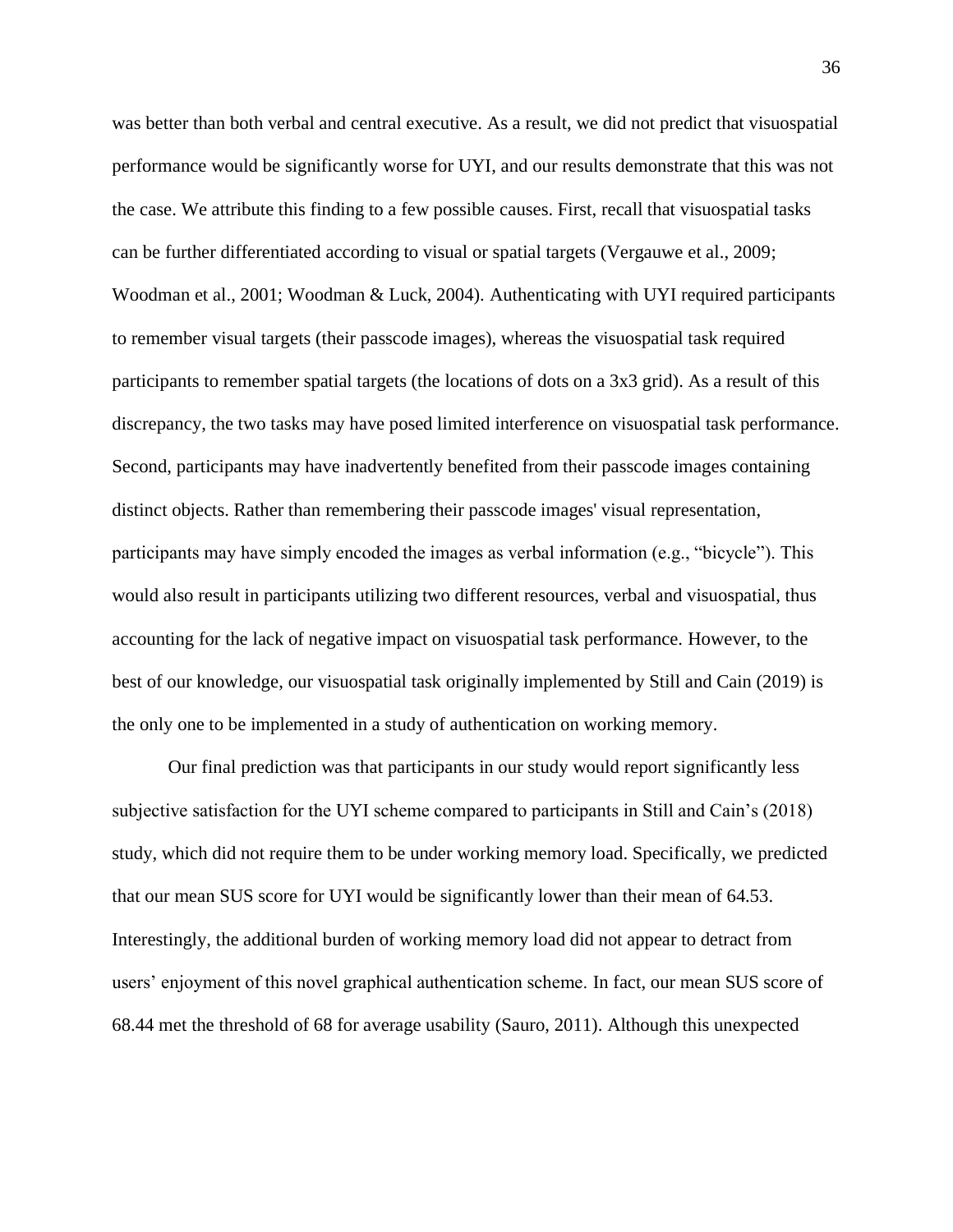was better than both verbal and central executive. As a result, we did not predict that visuospatial performance would be significantly worse for UYI, and our results demonstrate that this was not the case. We attribute this finding to a few possible causes. First, recall that visuospatial tasks can be further differentiated according to visual or spatial targets (Vergauwe et al., 2009; Woodman et al., 2001; Woodman & Luck, 2004). Authenticating with UYI required participants to remember visual targets (their passcode images), whereas the visuospatial task required participants to remember spatial targets (the locations of dots on a 3x3 grid). As a result of this discrepancy, the two tasks may have posed limited interference on visuospatial task performance. Second, participants may have inadvertently benefited from their passcode images containing distinct objects. Rather than remembering their passcode images' visual representation, participants may have simply encoded the images as verbal information (e.g., "bicycle"). This would also result in participants utilizing two different resources, verbal and visuospatial, thus accounting for the lack of negative impact on visuospatial task performance. However, to the best of our knowledge, our visuospatial task originally implemented by Still and Cain (2019) is the only one to be implemented in a study of authentication on working memory.

Our final prediction was that participants in our study would report significantly less subjective satisfaction for the UYI scheme compared to participants in Still and Cain's (2018) study, which did not require them to be under working memory load. Specifically, we predicted that our mean SUS score for UYI would be significantly lower than their mean of 64.53. Interestingly, the additional burden of working memory load did not appear to detract from users' enjoyment of this novel graphical authentication scheme. In fact, our mean SUS score of 68.44 met the threshold of 68 for average usability (Sauro, 2011). Although this unexpected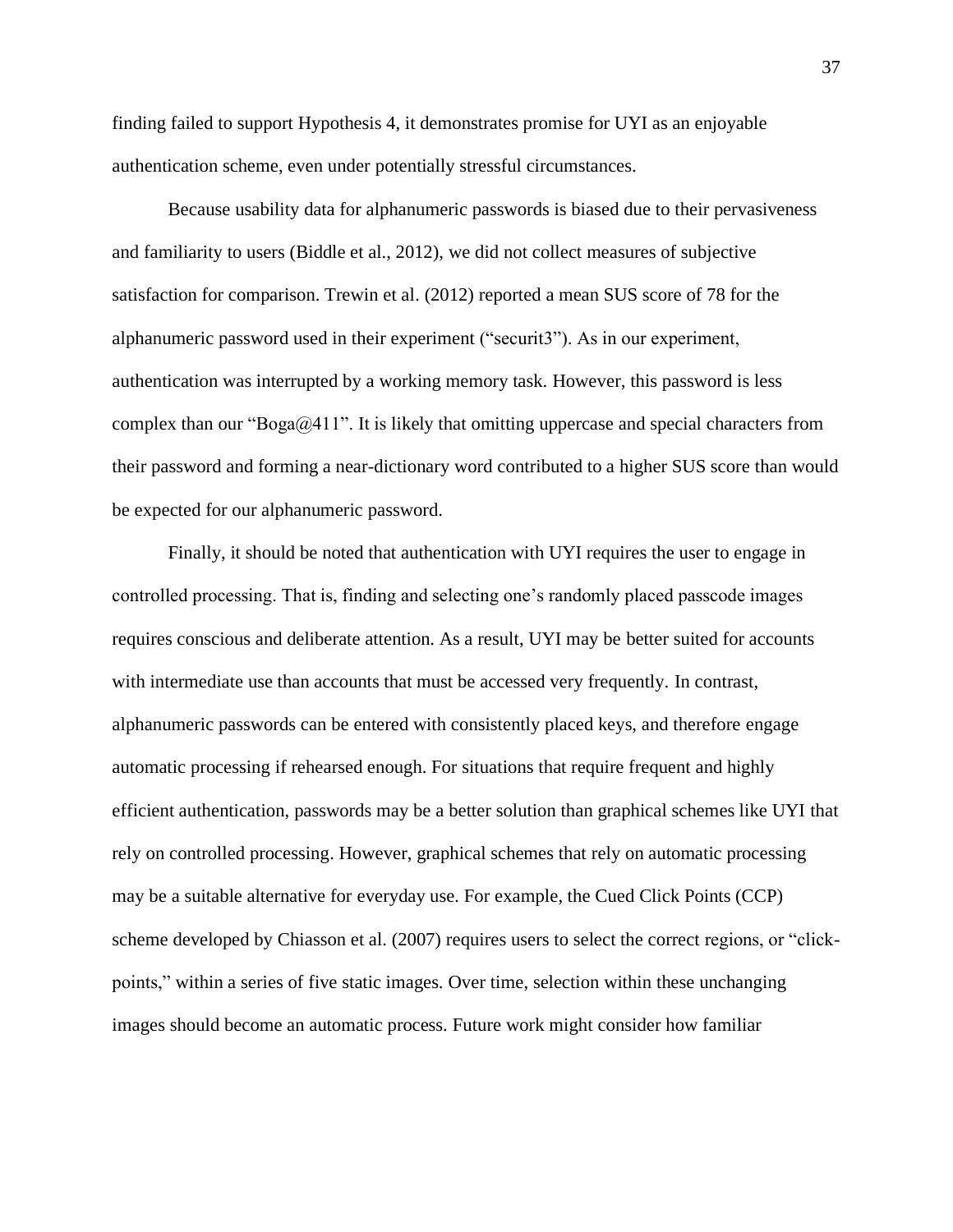finding failed to support Hypothesis 4, it demonstrates promise for UYI as an enjoyable authentication scheme, even under potentially stressful circumstances.

Because usability data for alphanumeric passwords is biased due to their pervasiveness and familiarity to users (Biddle et al., 2012), we did not collect measures of subjective satisfaction for comparison. Trewin et al. (2012) reported a mean SUS score of 78 for the alphanumeric password used in their experiment ("securit3"). As in our experiment, authentication was interrupted by a working memory task. However, this password is less complex than our "Boga@411". It is likely that omitting uppercase and special characters from their password and forming a near-dictionary word contributed to a higher SUS score than would be expected for our alphanumeric password.

Finally, it should be noted that authentication with UYI requires the user to engage in controlled processing. That is, finding and selecting one's randomly placed passcode images requires conscious and deliberate attention. As a result, UYI may be better suited for accounts with intermediate use than accounts that must be accessed very frequently. In contrast, alphanumeric passwords can be entered with consistently placed keys, and therefore engage automatic processing if rehearsed enough. For situations that require frequent and highly efficient authentication, passwords may be a better solution than graphical schemes like UYI that rely on controlled processing. However, graphical schemes that rely on automatic processing may be a suitable alternative for everyday use. For example, the Cued Click Points (CCP) scheme developed by Chiasson et al. (2007) requires users to select the correct regions, or "click-points," within a series of five static images. Over time, selection within these unchanging images should become an automatic process. Future work might consider how familiar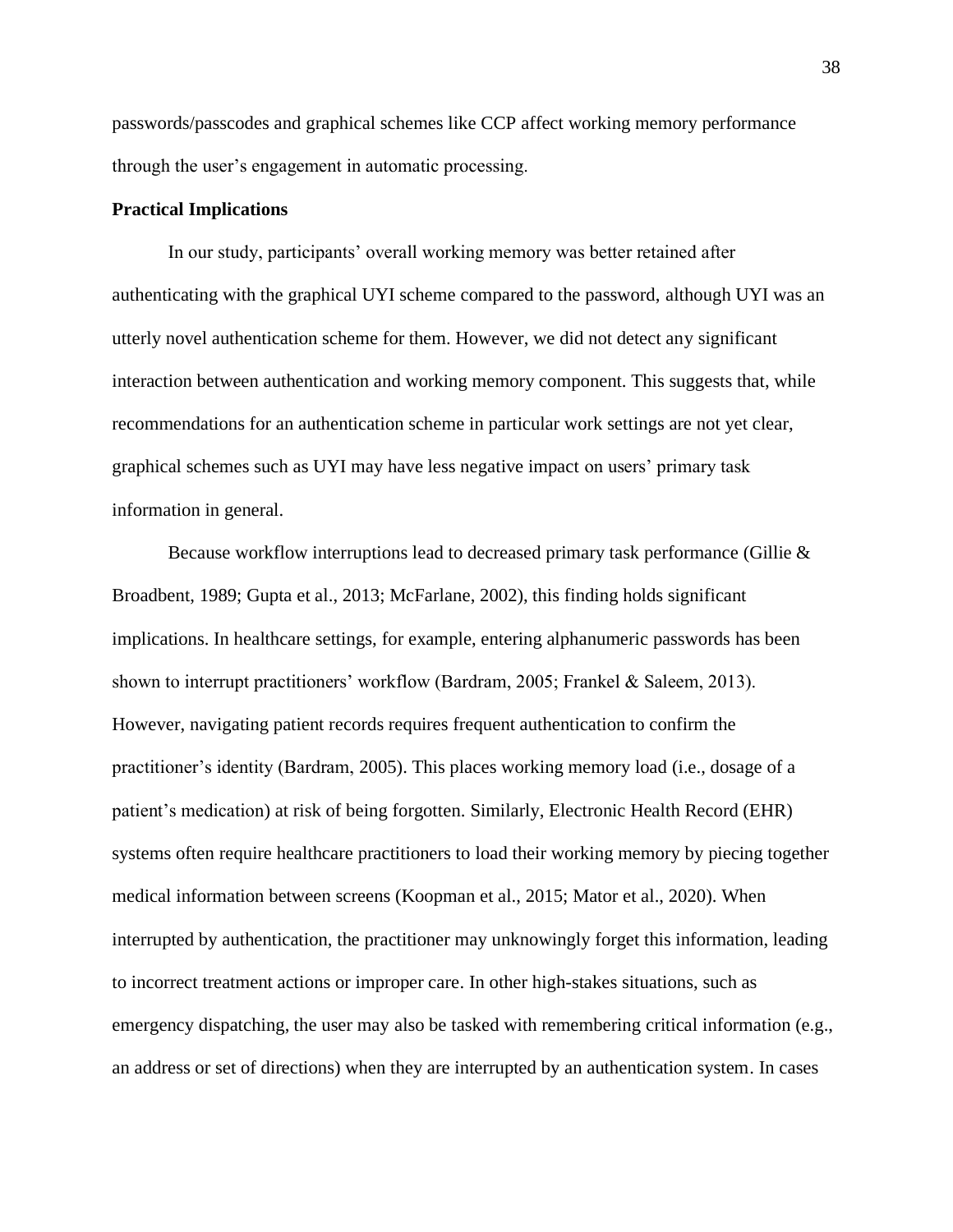passwords/passcodes and graphical schemes like CCP affect working memory performance through the user's engagement in automatic processing.

### Practical Implications

In our study, participants' overall working memory was better retained after authenticating with the graphical UYI scheme compared to the password, although UYI was an utterly novel authentication scheme for them. However, we did not detect any significant interaction between authentication and working memory component. This suggests that, while recommendations for an authentication scheme in particular work settings are not yet clear, graphical schemes such as UYI may have less negative impact on users' primary task information in general.

Because workflow interruptions lead to decreased primary task performance (Gillie & Broadbent, 1989; Gupta et al., 2013; McFarlane, 2002), this finding holds significant implications. In healthcare settings, for example, entering alphanumeric passwords has been shown to interrupt practitioners' workflow (Bardram, 2005; Frankel & Saleem, 2013). However, navigating patient records requires frequent authentication to confirm the practitioner's identity (Bardram, 2005). This places working memory load (i.e., dosage of a patient's medication) at risk of being forgotten. Similarly, Electronic Health Record (EHR) systems often require healthcare practitioners to load their working memory by piecing together medical information between screens (Koopman et al., 2015; Mator et al., 2020). When interrupted by authentication, the practitioner may unknowingly forget this information, leading to incorrect treatment actions or improper care. In other high-stakes situations, such as emergency dispatching, the user may also be tasked with remembering critical information (e.g., an address or set of directions) when they are interrupted by an authentication system. In cases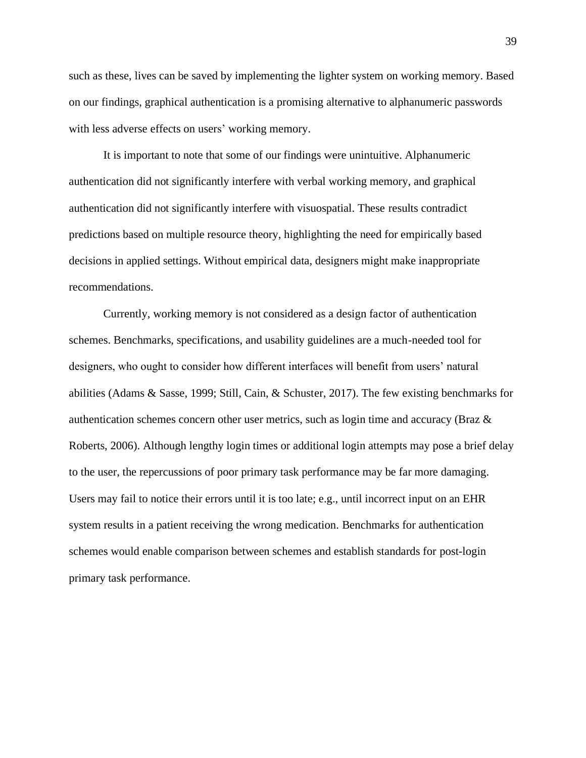such as these, lives can be saved by implementing the lighter system on working memory. Based on our findings, graphical authentication is a promising alternative to alphanumeric passwords with less adverse effects on users' working memory.

It is important to note that some of our findings were unintuitive. Alphanumeric authentication did not significantly interfere with verbal working memory, and graphical authentication did not significantly interfere with visuospatial. These results contradict predictions based on multiple resource theory, highlighting the need for empirically based decisions in applied settings. Without empirical data, designers might make inappropriate recommendations.

Currently, working memory is not considered as a design factor of authentication schemes. Benchmarks, specifications, and usability guidelines are a much-needed tool for designers, who ought to consider how different interfaces will benefit from users' natural abilities (Adams & Sasse, 1999; Still, Cain, & Schuster, 2017). The few existing benchmarks for authentication schemes concern other user metrics, such as login time and accuracy (Braz & Roberts, 2006). Although lengthy login times or additional login attempts may pose a brief delay to the user, the repercussions of poor primary task performance may be far more damaging. Users may fail to notice their errors until it is too late; e.g., until incorrect input on an EHR system results in a patient receiving the wrong medication. Benchmarks for authentication schemes would enable comparison between schemes and establish standards for post-login primary task performance.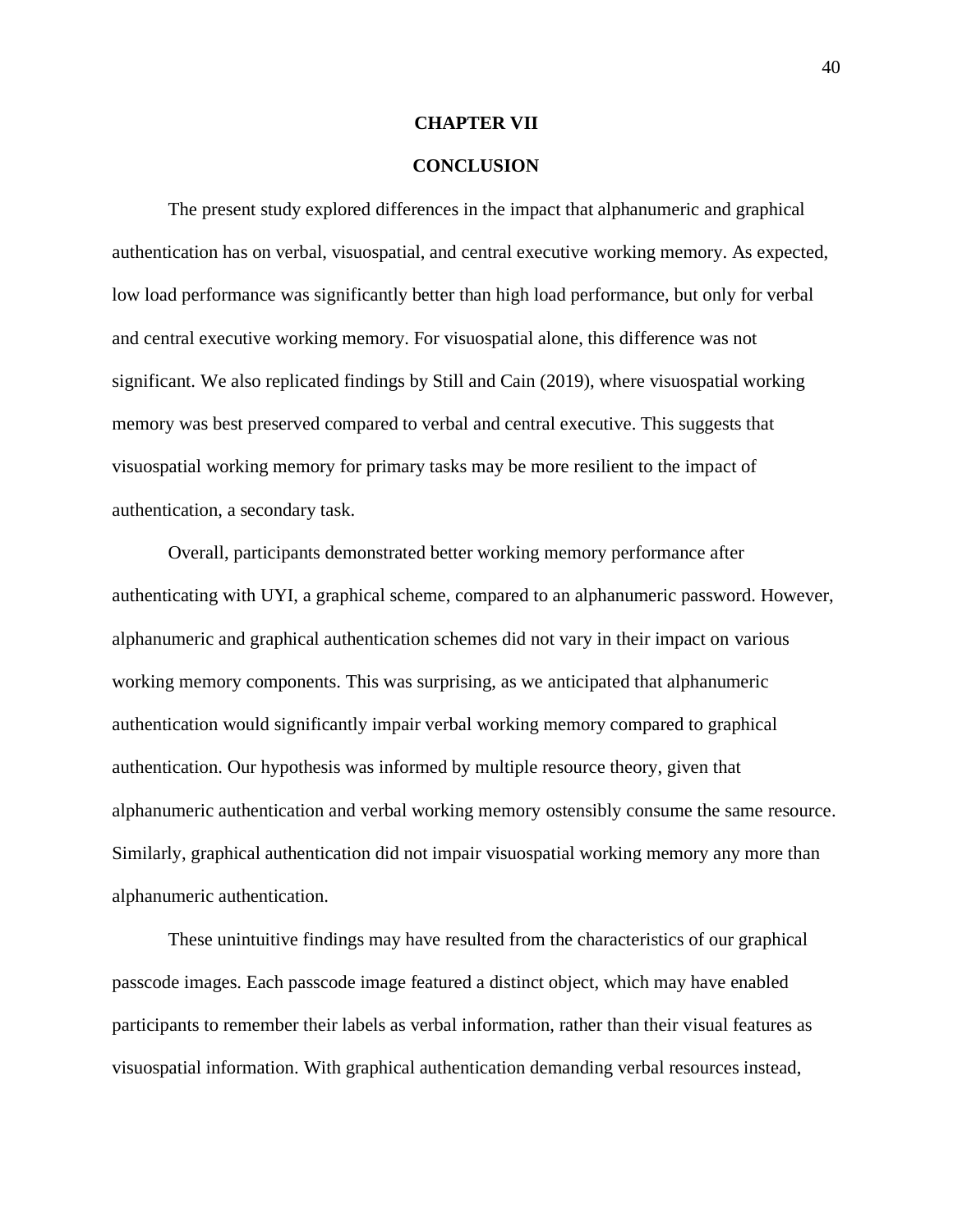# CHAPTER VII

# CONCLUSION

The present study explored differences in the impact that alphanumeric and graphical authentication has on verbal, visuospatial, and central executive working memory. As expected, low load performance was significantly better than high load performance, but only for verbal and central executive working memory. For visuospatial alone, this difference was not significant. We also replicated findings by Still and Cain (2019), where visuospatial working memory was best preserved compared to verbal and central executive. This suggests that visuospatial working memory for primary tasks may be more resilient to the impact of authentication, a secondary task.

Overall, participants demonstrated better working memory performance after authenticating with UYI, a graphical scheme, compared to an alphanumeric password. However, alphanumeric and graphical authentication schemes did not vary in their impact on various working memory components. This was surprising, as we anticipated that alphanumeric authentication would significantly impair verbal working memory compared to graphical authentication. Our hypothesis was informed by multiple resource theory, given that alphanumeric authentication and verbal working memory ostensibly consume the same resource. Similarly, graphical authentication did not impair visuospatial working memory any more than alphanumeric authentication.

These unintuitive findings may have resulted from the characteristics of our graphical passcode images. Each passcode image featured a distinct object, which may have enabled participants to remember their labels as verbal information, rather than their visual features as visuospatial information. With graphical authentication demanding verbal resources instead,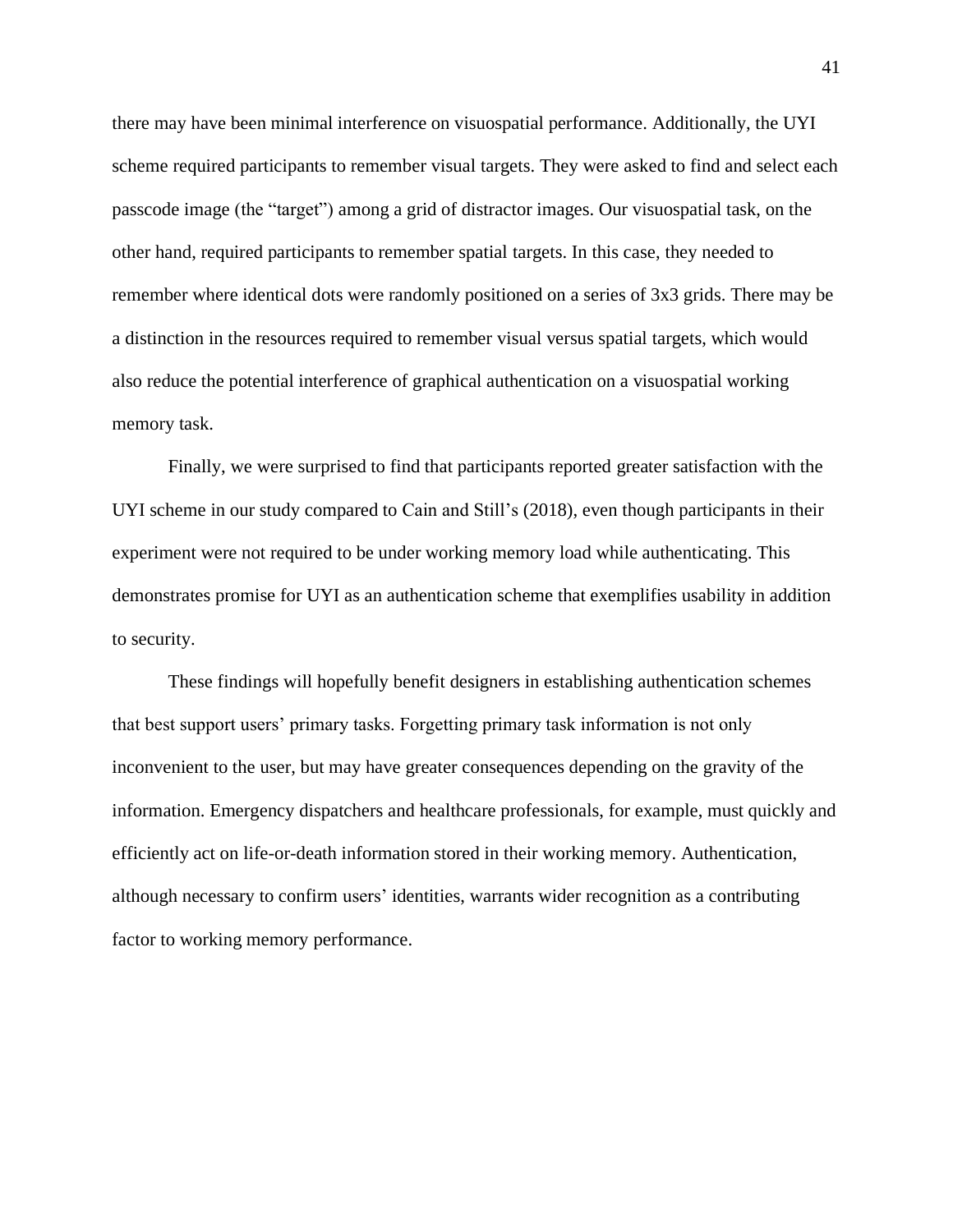there may have been minimal interference on visuospatial performance. Additionally, the UYI scheme required participants to remember visual targets. They were asked to find and select each passcode image (the "target") among a grid of distractor images. Our visuospatial task, on the other hand, required participants to remember spatial targets. In this case, they needed to remember where identical dots were randomly positioned on a series of 3x3 grids. There may be a distinction in the resources required to remember visual versus spatial targets, which would also reduce the potential interference of graphical authentication on a visuospatial working memory task.

Finally, we were surprised to find that participants reported greater satisfaction with the UYI scheme in our study compared to Cain and Still's (2018), even though participants in their experiment were not required to be under working memory load while authenticating. This demonstrates promise for UYI as an authentication scheme that exemplifies usability in addition to security.

These findings will hopefully benefit designers in establishing authentication schemes that best support users' primary tasks. Forgetting primary task information is not only inconvenient to the user, but may have greater consequences depending on the gravity of the information. Emergency dispatchers and healthcare professionals, for example, must quickly and efficiently act on life-or-death information stored in their working memory. Authentication, although necessary to confirm users' identities, warrants wider recognition as a contributing factor to working memory performance.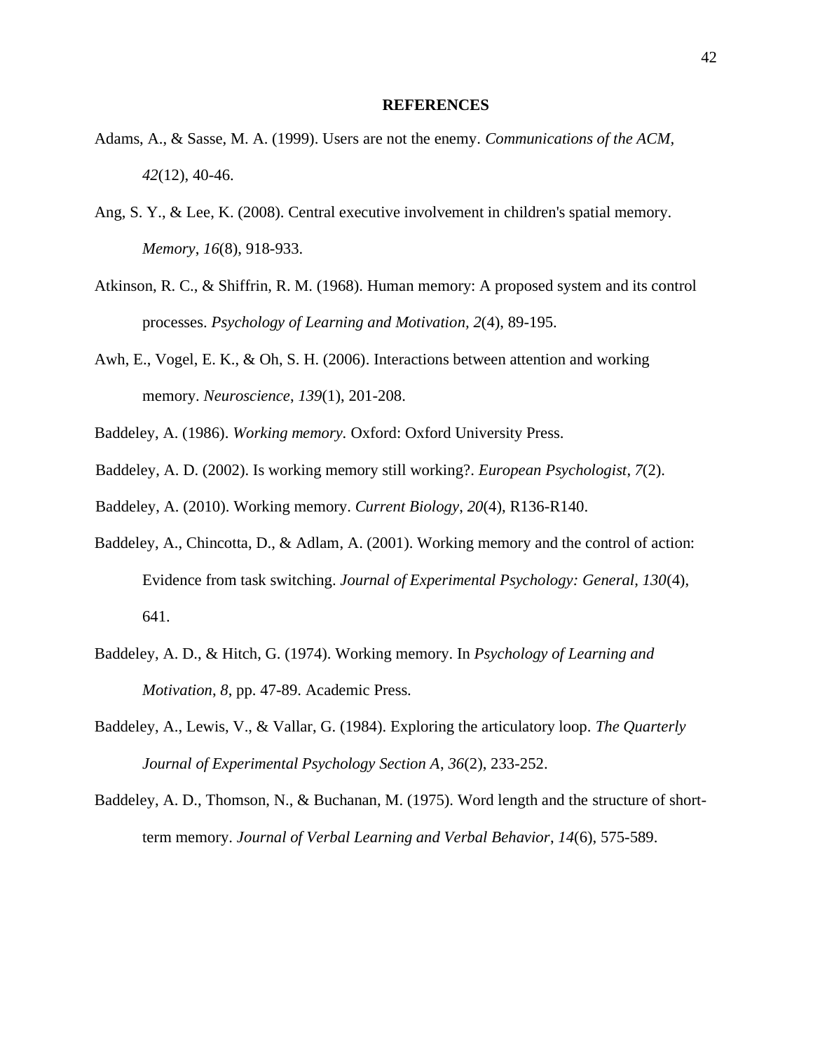# REFERENCES

Adams, A., & Sasse, M. A. (1999). Users are not the enemy. *Communications of the ACM, 42*(12), 40-46.

Ang, S. Y., & Lee, K. (2008). Central executive involvement in children's spatial memory. *Memory*, *16*(8), 918-933.

Atkinson, R. C., & Shiffrin, R. M. (1968). Human memory: A proposed system and its control processes. *Psychology of Learning and Motivation, 2*(4), 89-195.

Awh, E., Vogel, E. K., & Oh, S. H. (2006). Interactions between attention and working memory. *Neuroscience*, *139*(1), 201-208.

Baddeley, A. (1986). *Working memory.* Oxford: Oxford University Press.

Baddeley, A. D. (2002). Is working memory still working?. *European Psychologist*, *7*(2).

Baddeley, A. (2010). Working memory. *Current Biology*, *20*(4), R136-R140.

Baddeley, A., Chincotta, D., & Adlam, A. (2001). Working memory and the control of action: Evidence from task switching. *Journal of Experimental Psychology: General, 130*(4), 641.

Baddeley, A. D., & Hitch, G. (1974). Working memory. In *Psychology of Learning and Motivation*, *8*, pp. 47-89. Academic Press.

Baddeley, A., Lewis, V., & Vallar, G. (1984). Exploring the articulatory loop. *The Quarterly Journal of Experimental Psychology Section A*, *36*(2), 233-252.

Baddeley, A. D., Thomson, N., & Buchanan, M. (1975). Word length and the structure of short-term memory. *Journal of Verbal Learning and Verbal Behavior*, *14*(6), 575-589.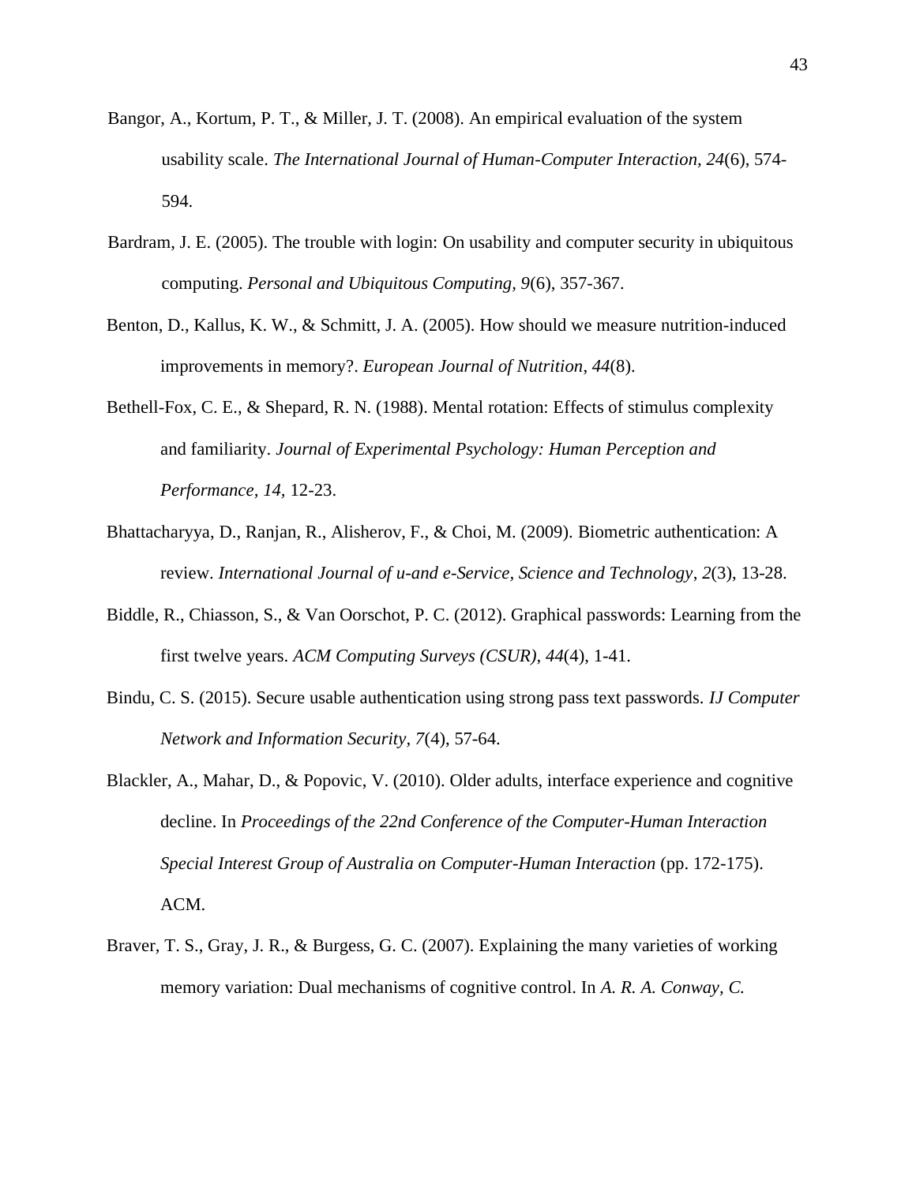Bangor, A., Kortum, P. T., & Miller, J. T. (2008). An empirical evaluation of the system usability scale. *The International Journal of Human-Computer Interaction*, *24*(6), 574-594.

Bardram, J. E. (2005). The trouble with login: On usability and computer security in ubiquitous computing. *Personal and Ubiquitous Computing*, *9*(6), 357-367.

Benton, D., Kallus, K. W., & Schmitt, J. A. (2005). How should we measure nutrition-induced improvements in memory?. *European Journal of Nutrition*, *44*(8).

Bethell-Fox, C. E., & Shepard, R. N. (1988). Mental rotation: Effects of stimulus complexity and familiarity. *Journal of Experimental Psychology: Human Perception and Performance*, *14*, 12-23.

Bhattacharyya, D., Ranjan, R., Alisherov, F., & Choi, M. (2009). Biometric authentication: A review. *International Journal of u-and e-Service, Science and Technology*, *2*(3), 13-28.

Biddle, R., Chiasson, S., & Van Oorschot, P. C. (2012). Graphical passwords: Learning from the first twelve years. *ACM Computing Surveys (CSUR)*, *44*(4), 1-41.

Bindu, C. S. (2015). Secure usable authentication using strong pass text passwords. *IJ Computer Network and Information Security*, *7*(4), 57-64.

Blackler, A., Mahar, D., & Popovic, V. (2010). Older adults, interface experience and cognitive decline. In *Proceedings of the 22nd Conference of the Computer-Human Interaction Special Interest Group of Australia on Computer-Human Interaction* (pp. 172-175). ACM.

Braver, T. S., Gray, J. R., & Burgess, G. C. (2007). Explaining the many varieties of working memory variation: Dual mechanisms of cognitive control. In *A. R. A. Conway, C.*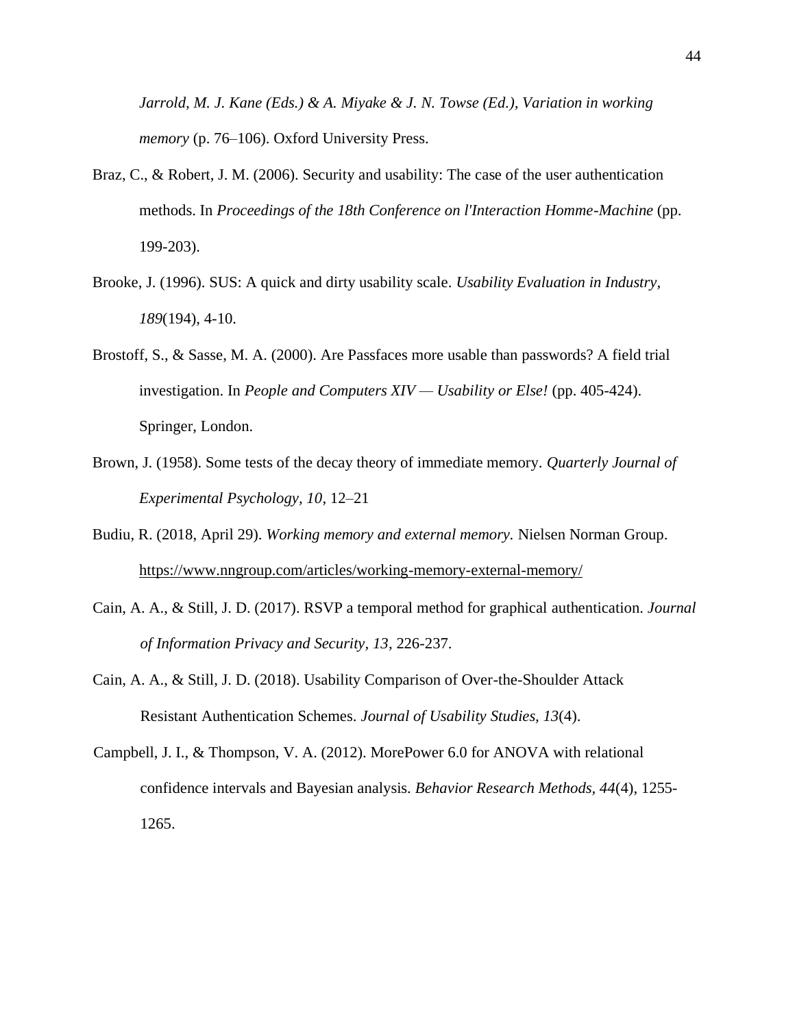*Jarrold, M. J. Kane (Eds.) & A. Miyake & J. N. Towse (Ed.), Variation in working memory* (p. 76–106). Oxford University Press.

Braz, C., & Robert, J. M. (2006). Security and usability: The case of the user authentication methods. In *Proceedings of the 18th Conference on l'Interaction Homme-Machine* (pp. 199-203).

Brooke, J. (1996). SUS: A quick and dirty usability scale. *Usability Evaluation in Industry, 189*(194), 4-10.

Brostoff, S., & Sasse, M. A. (2000). Are Passfaces more usable than passwords? A field trial investigation. In *People and Computers XIV — Usability or Else!* (pp. 405-424). Springer, London.

Brown, J. (1958). Some tests of the decay theory of immediate memory. *Quarterly Journal of Experimental Psychology, 10*, 12–21

Budiu, R. (2018, April 29). *Working memory and external memory.* Nielsen Norman Group. https://www.nngroup.com/articles/working-memory-external-memory/

Cain, A. A., & Still, J. D. (2017). RSVP a temporal method for graphical authentication. *Journal of Information Privacy and Security, 13*, 226-237.

Cain, A. A., & Still, J. D. (2018). Usability Comparison of Over-the-Shoulder Attack Resistant Authentication Schemes. *Journal of Usability Studies, 13*(4).

Campbell, J. I., & Thompson, V. A. (2012). MorePower 6.0 for ANOVA with relational confidence intervals and Bayesian analysis. *Behavior Research Methods, 44*(4), 1255-1265.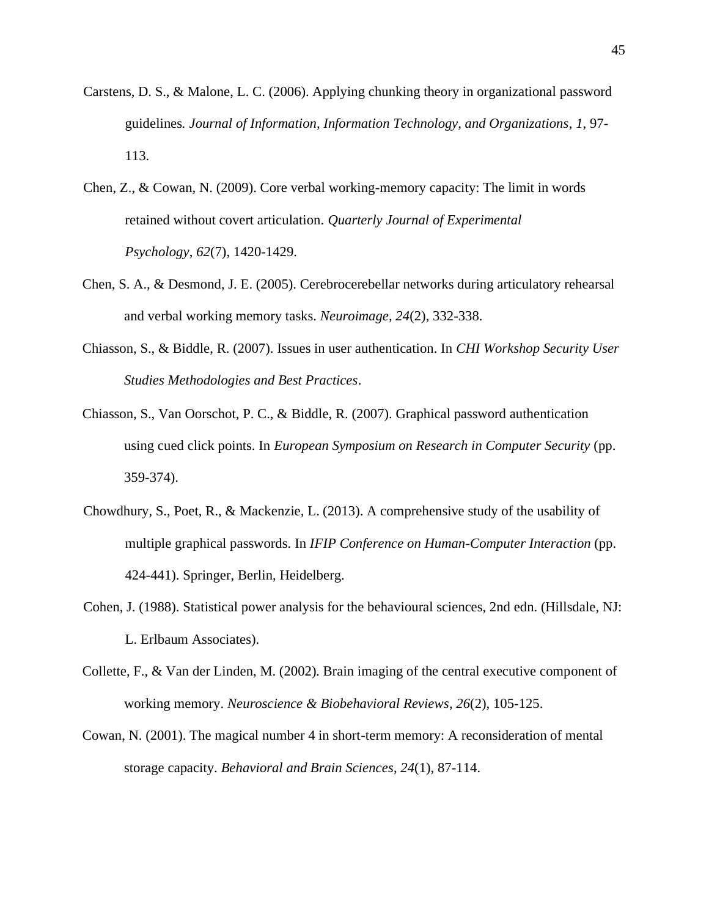Carstens, D. S., & Malone, L. C. (2006). Applying chunking theory in organizational password guidelines. *Journal of Information, Information Technology, and Organizations*, *1*, 97-113.

Chen, Z., & Cowan, N. (2009). Core verbal working-memory capacity: The limit in words retained without covert articulation. *Quarterly Journal of Experimental Psychology*, *62*(7), 1420-1429.

Chen, S. A., & Desmond, J. E. (2005). Cerebrocerebellar networks during articulatory rehearsal and verbal working memory tasks. *Neuroimage, 24*(2), 332-338.

Chiasson, S., & Biddle, R. (2007). Issues in user authentication. In *CHI Workshop Security User Studies Methodologies and Best Practices*.

Chiasson, S., Van Oorschot, P. C., & Biddle, R. (2007). Graphical password authentication using cued click points. In *European Symposium on Research in Computer Security* (pp. 359-374).

Chowdhury, S., Poet, R., & Mackenzie, L. (2013). A comprehensive study of the usability of multiple graphical passwords. In *IFIP Conference on Human-Computer Interaction* (pp. 424-441). Springer, Berlin, Heidelberg.

Cohen, J. (1988). Statistical power analysis for the behavioural sciences, 2nd edn. (Hillsdale, NJ: L. Erlbaum Associates).

Collette, F., & Van der Linden, M. (2002). Brain imaging of the central executive component of working memory. *Neuroscience & Biobehavioral Reviews*, *26*(2), 105-125.

Cowan, N. (2001). The magical number 4 in short-term memory: A reconsideration of mental storage capacity. *Behavioral and Brain Sciences*, *24*(1), 87-114.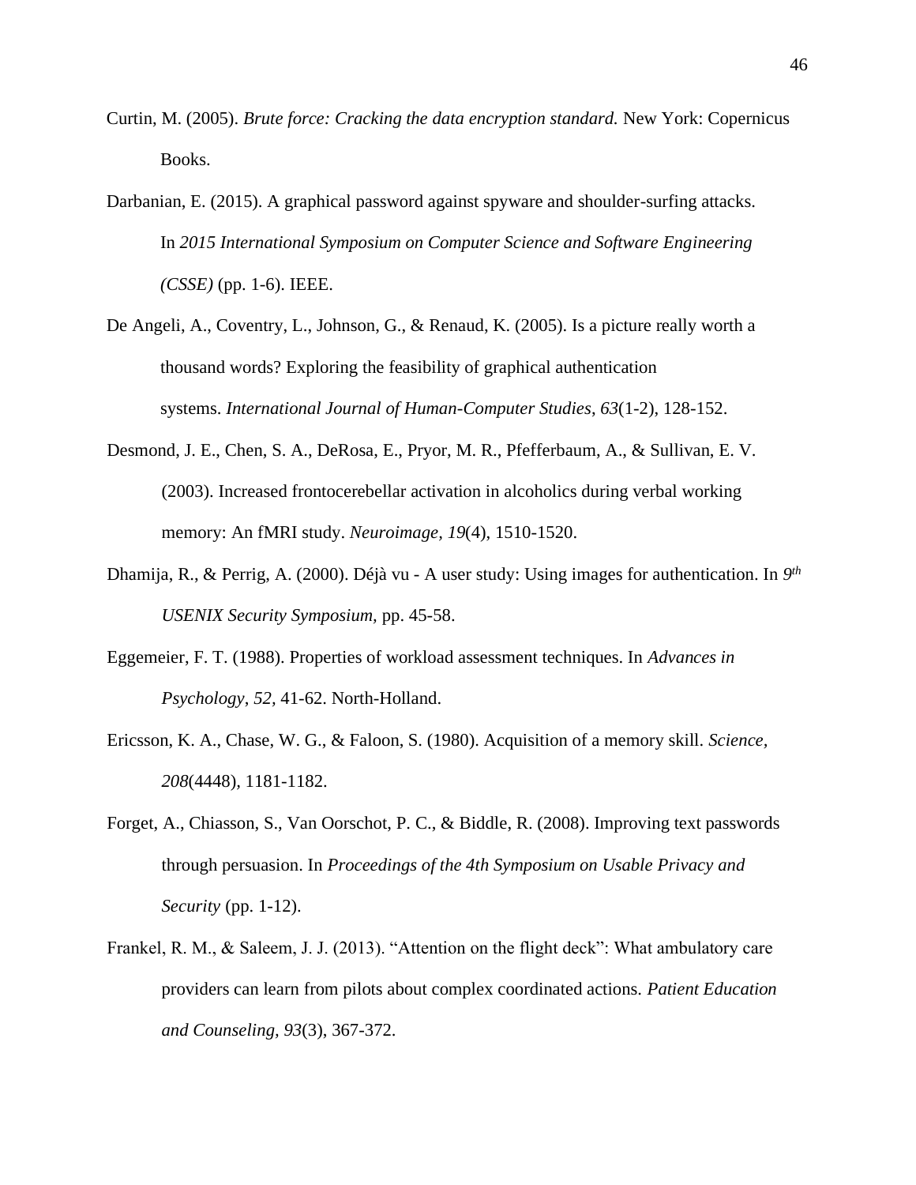Curtin, M. (2005). *Brute force: Cracking the data encryption standard.* New York: Copernicus Books.

Darbanian, E. (2015). A graphical password against spyware and shoulder-surfing attacks. In *2015 International Symposium on Computer Science and Software Engineering (CSSE)* (pp. 1-6). IEEE.

De Angeli, A., Coventry, L., Johnson, G., & Renaud, K. (2005). Is a picture really worth a thousand words? Exploring the feasibility of graphical authentication systems. *International Journal of Human-Computer Studies*, *63*(1-2), 128-152.

Desmond, J. E., Chen, S. A., DeRosa, E., Pryor, M. R., Pfefferbaum, A., & Sullivan, E. V. (2003). Increased frontocerebellar activation in alcoholics during verbal working memory: An fMRI study. *Neuroimage, 19*(4), 1510-1520.

Dhamija, R., & Perrig, A. (2000). Déjà vu - A user study: Using images for authentication. In *9th USENIX Security Symposium,* pp. 45-58.

Eggemeier, F. T. (1988). Properties of workload assessment techniques. In *Advances in Psychology*, *52,* 41-62. North-Holland.

Ericsson, K. A., Chase, W. G., & Faloon, S. (1980). Acquisition of a memory skill. *Science*, *208*(4448), 1181-1182.

Forget, A., Chiasson, S., Van Oorschot, P. C., & Biddle, R. (2008). Improving text passwords through persuasion. In *Proceedings of the 4th Symposium on Usable Privacy and Security* (pp. 1-12).

Frankel, R. M., & Saleem, J. J. (2013). "Attention on the flight deck": What ambulatory care providers can learn from pilots about complex coordinated actions. *Patient Education and Counseling, 93*(3), 367-372.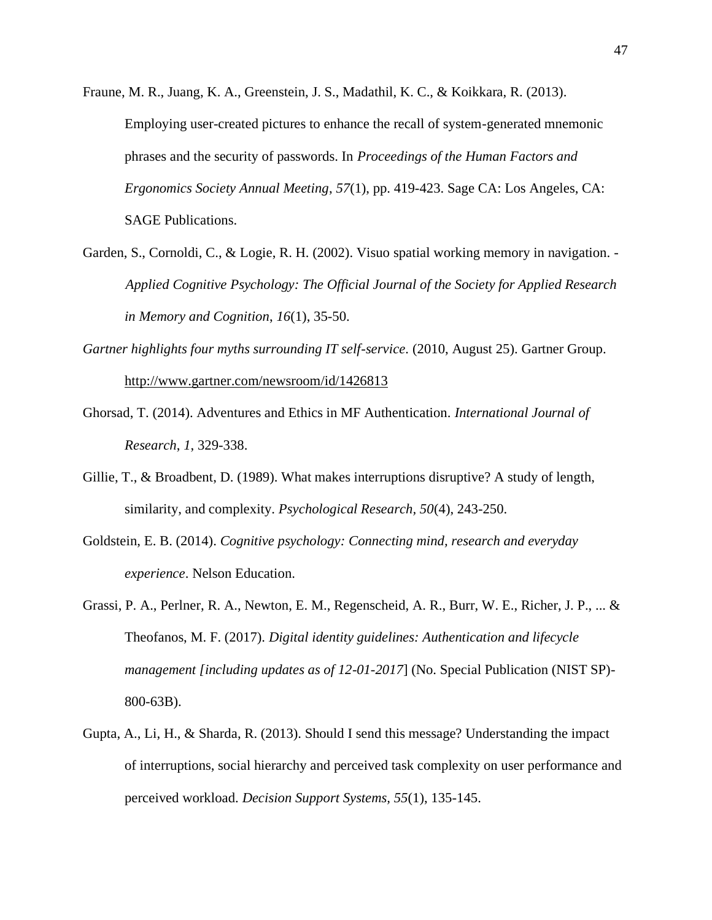Fraune, M. R., Juang, K. A., Greenstein, J. S., Madathil, K. C., & Koikkara, R. (2013). Employing user-created pictures to enhance the recall of system-generated mnemonic phrases and the security of passwords. In *Proceedings of the Human Factors and Ergonomics Society Annual Meeting*, *57*(1), pp. 419-423. Sage CA: Los Angeles, CA: SAGE Publications.

Garden, S., Cornoldi, C., & Logie, R. H. (2002). Visuo spatial working memory in navigation. - *Applied Cognitive Psychology: The Official Journal of the Society for Applied Research in Memory and Cognition*, *16*(1), 35-50.

*Gartner highlights four myths surrounding IT self-service*. (2010, August 25). Gartner Group. http://www.gartner.com/newsroom/id/1426813

Ghorsad, T. (2014). Adventures and Ethics in MF Authentication. *International Journal of Research*, *1*, 329-338.

Gillie, T., & Broadbent, D. (1989). What makes interruptions disruptive? A study of length, similarity, and complexity. *Psychological Research, 50*(4), 243-250.

Goldstein, E. B. (2014). *Cognitive psychology: Connecting mind, research and everyday experience*. Nelson Education.

Grassi, P. A., Perlner, R. A., Newton, E. M., Regenscheid, A. R., Burr, W. E., Richer, J. P., ... & Theofanos, M. F. (2017). *Digital identity guidelines: Authentication and lifecycle management [including updates as of 12-01-2017*] (No. Special Publication (NIST SP)-800-63B).

Gupta, A., Li, H., & Sharda, R. (2013). Should I send this message? Understanding the impact of interruptions, social hierarchy and perceived task complexity on user performance and perceived workload. *Decision Support Systems, 55*(1), 135-145.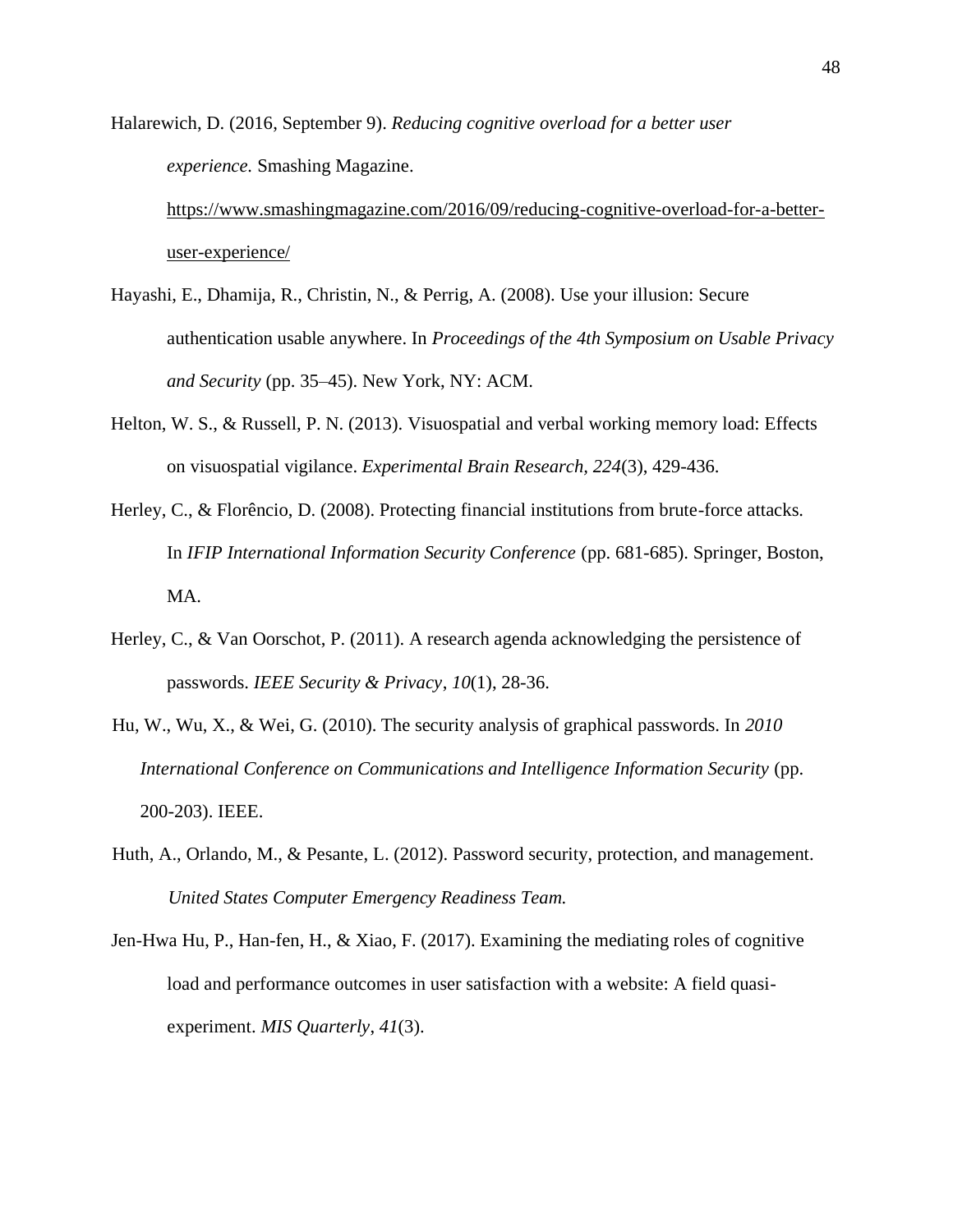Halarewich, D. (2016, September 9). *Reducing cognitive overload for a better user experience.* Smashing Magazine. https://www.smashingmagazine.com/2016/09/reducing-cognitive-overload-for-a-better-user-experience/

Hayashi, E., Dhamija, R., Christin, N., & Perrig, A. (2008). Use your illusion: Secure authentication usable anywhere. In *Proceedings of the 4th Symposium on Usable Privacy and Security* (pp. 35–45). New York, NY: ACM.

Helton, W. S., & Russell, P. N. (2013). Visuospatial and verbal working memory load: Effects on visuospatial vigilance. *Experimental Brain Research*, *224*(3), 429-436.

Herley, C., & Florêncio, D. (2008). Protecting financial institutions from brute-force attacks. In *IFIP International Information Security Conference* (pp. 681-685). Springer, Boston, MA.

Herley, C., & Van Oorschot, P. (2011). A research agenda acknowledging the persistence of passwords. *IEEE Security & Privacy*, *10*(1), 28-36.

Hu, W., Wu, X., & Wei, G. (2010). The security analysis of graphical passwords. In *2010 International Conference on Communications and Intelligence Information Security* (pp. 200-203). IEEE.

Huth, A., Orlando, M., & Pesante, L. (2012). Password security, protection, and management. *United States Computer Emergency Readiness Team.*

Jen-Hwa Hu, P., Han-fen, H., & Xiao, F. (2017). Examining the mediating roles of cognitive load and performance outcomes in user satisfaction with a website: A field quasi-experiment. *MIS Quarterly*, *41*(3).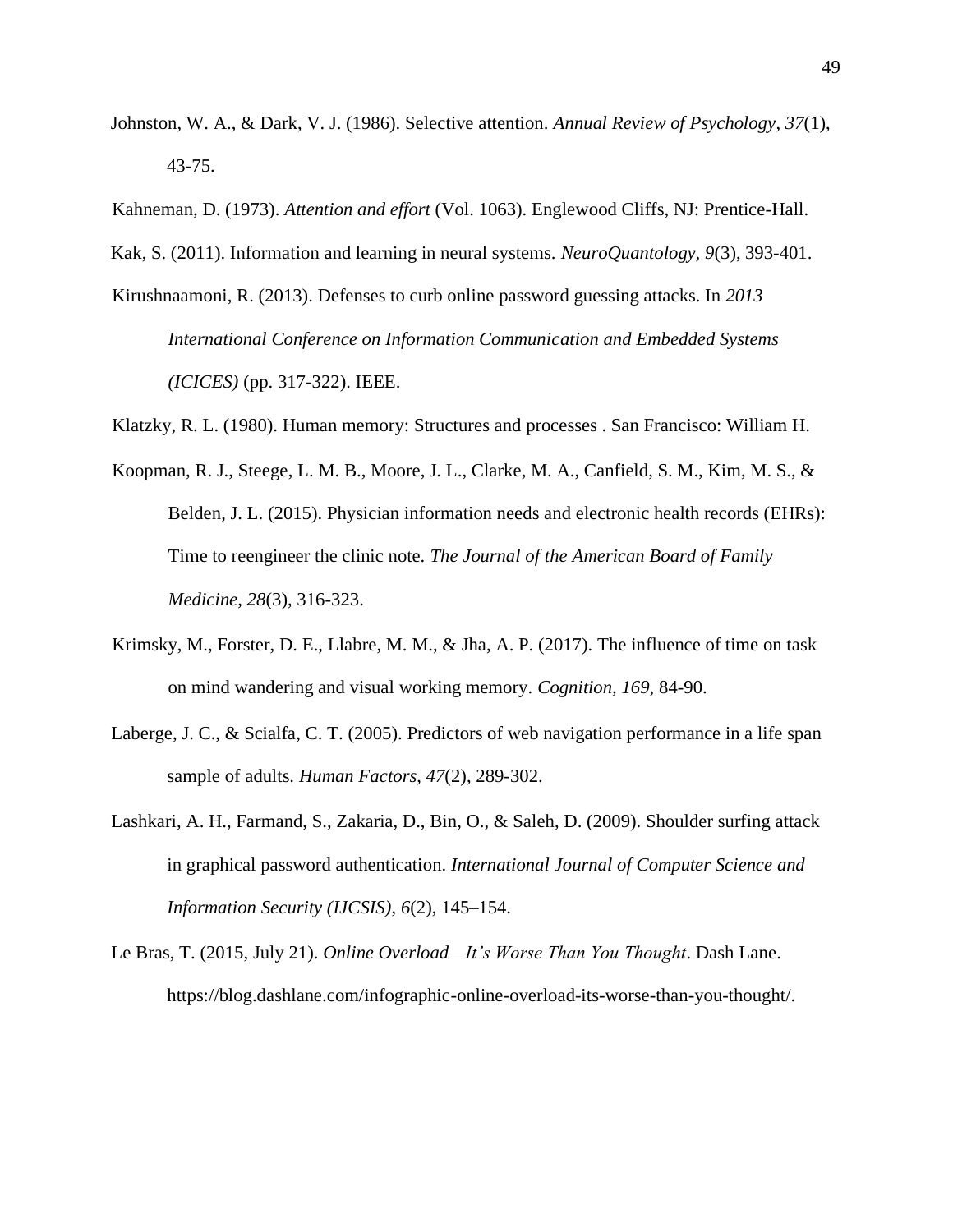Johnston, W. A., & Dark, V. J. (1986). Selective attention. *Annual Review of Psychology*, *37*(1), 43-75.

Kahneman, D. (1973). *Attention and effort* (Vol. 1063). Englewood Cliffs, NJ: Prentice-Hall.

Kak, S. (2011). Information and learning in neural systems. *NeuroQuantology, 9*(3), 393-401.

Kirushnaamoni, R. (2013). Defenses to curb online password guessing attacks. In *2013 International Conference on Information Communication and Embedded Systems (ICICES)* (pp. 317-322). IEEE.

Klatzky, R. L. (1980). Human memory: Structures and processes . San Francisco: William H.

Koopman, R. J., Steege, L. M. B., Moore, J. L., Clarke, M. A., Canfield, S. M., Kim, M. S., & Belden, J. L. (2015). Physician information needs and electronic health records (EHRs): Time to reengineer the clinic note. *The Journal of the American Board of Family Medicine, 28*(3), 316-323.

Krimsky, M., Forster, D. E., Llabre, M. M., & Jha, A. P. (2017). The influence of time on task on mind wandering and visual working memory. *Cognition, 169,* 84-90.

Laberge, J. C., & Scialfa, C. T. (2005). Predictors of web navigation performance in a life span sample of adults. *Human Factors, 47*(2), 289-302.

Lashkari, A. H., Farmand, S., Zakaria, D., Bin, O., & Saleh, D. (2009). Shoulder surfing attack in graphical password authentication. *International Journal of Computer Science and Information Security (IJCSIS)*, *6*(2), 145–154.

Le Bras, T. (2015, July 21). *Online Overload—It's Worse Than You Thought*. Dash Lane. https://blog.dashlane.com/infographic-online-overload-its-worse-than-you-thought/.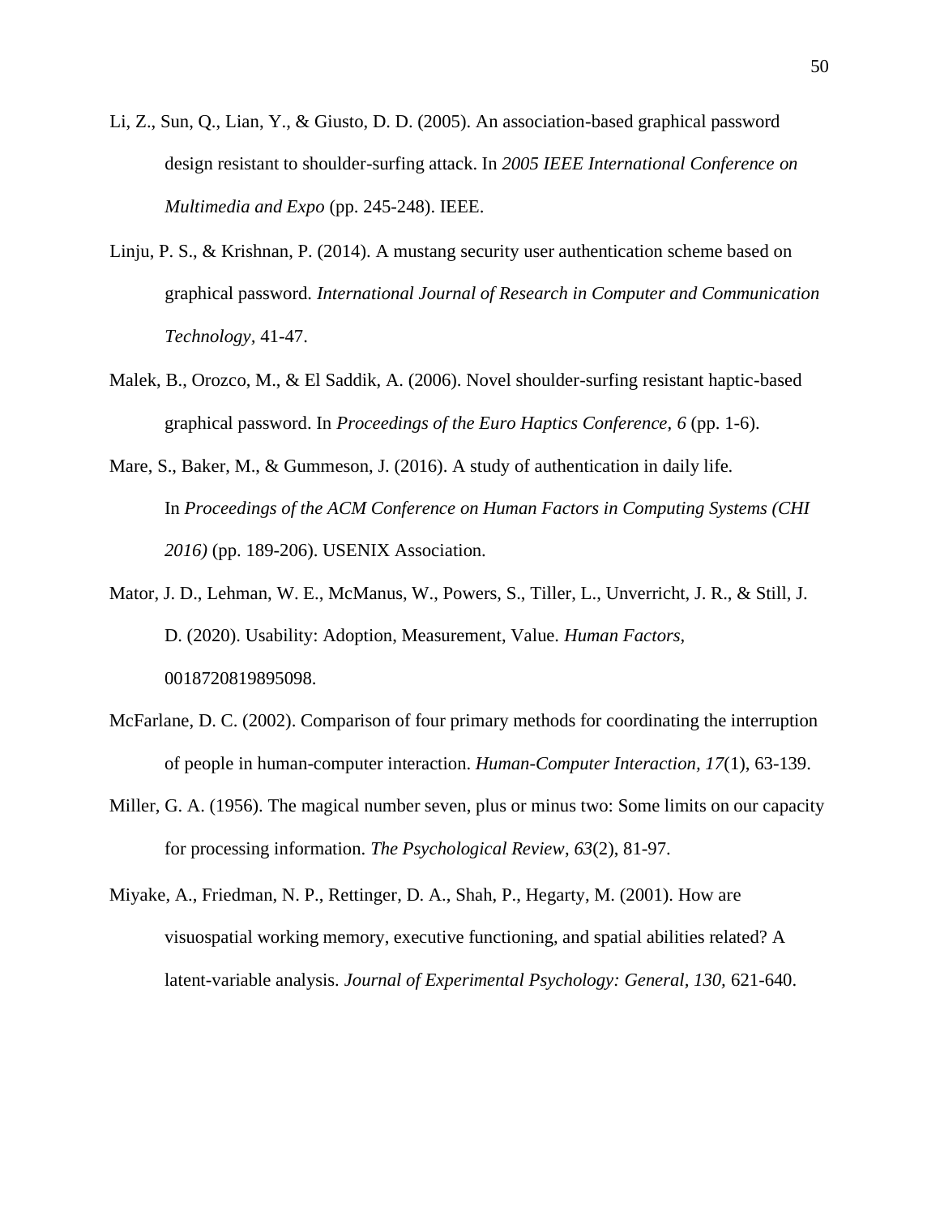Li, Z., Sun, Q., Lian, Y., & Giusto, D. D. (2005). An association-based graphical password design resistant to shoulder-surfing attack. In *2005 IEEE International Conference on Multimedia and Expo* (pp. 245-248). IEEE.

Linju, P. S., & Krishnan, P. (2014). A mustang security user authentication scheme based on graphical password. *International Journal of Research in Computer and Communication Technology,* 41-47.

Malek, B., Orozco, M., & El Saddik, A. (2006). Novel shoulder-surfing resistant haptic-based graphical password. In *Proceedings of the Euro Haptics Conference, 6* (pp. 1-6).

Mare, S., Baker, M., & Gummeson, J. (2016). A study of authentication in daily life. In *Proceedings of the ACM Conference on Human Factors in Computing Systems (CHI 2016)* (pp. 189-206). USENIX Association.

Mator, J. D., Lehman, W. E., McManus, W., Powers, S., Tiller, L., Unverricht, J. R., & Still, J. D. (2020). Usability: Adoption, Measurement, Value. *Human Factors,* 0018720819895098.

McFarlane, D. C. (2002). Comparison of four primary methods for coordinating the interruption of people in human-computer interaction. *Human-Computer Interaction, 17*(1), 63-139.

Miller, G. A. (1956). The magical number seven, plus or minus two: Some limits on our capacity for processing information. *The Psychological Review*, *63*(2), 81-97.

Miyake, A., Friedman, N. P., Rettinger, D. A., Shah, P., Hegarty, M. (2001). How are visuospatial working memory, executive functioning, and spatial abilities related? A latent-variable analysis. *Journal of Experimental Psychology: General, 130,* 621-640.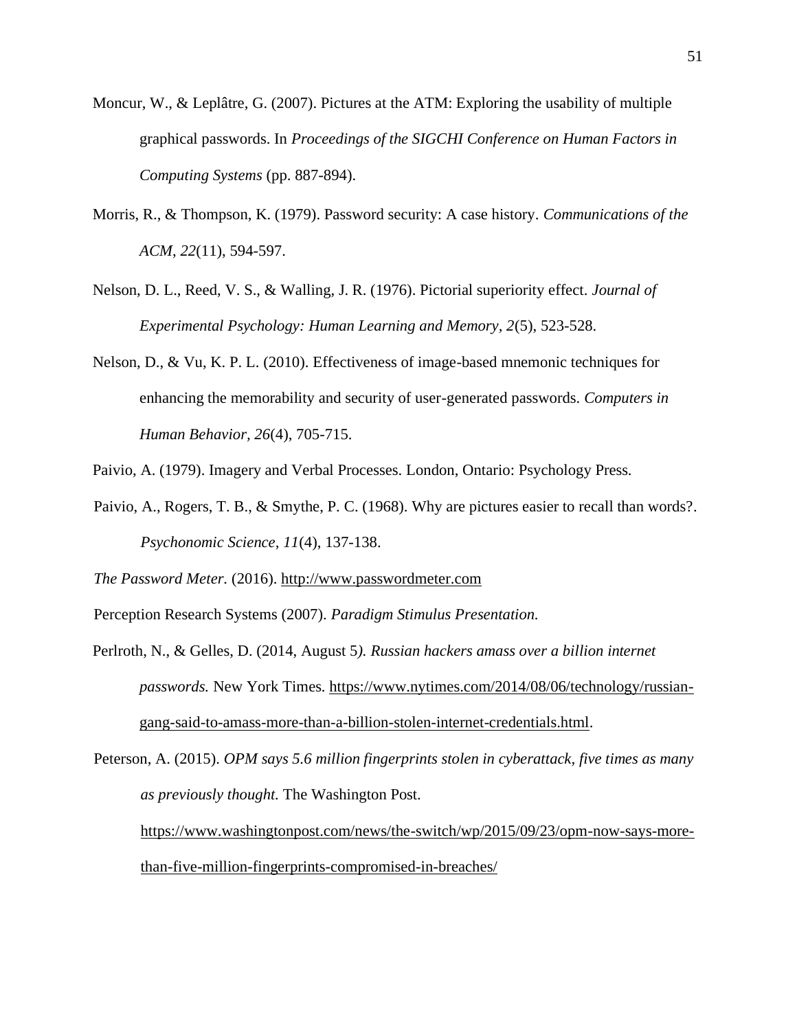Moncur, W., & Leplâtre, G. (2007). Pictures at the ATM: Exploring the usability of multiple graphical passwords. In *Proceedings of the SIGCHI Conference on Human Factors in Computing Systems* (pp. 887-894).

Morris, R., & Thompson, K. (1979). Password security: A case history. *Communications of the ACM*, *22*(11), 594-597.

Nelson, D. L., Reed, V. S., & Walling, J. R. (1976). Pictorial superiority effect. *Journal of Experimental Psychology: Human Learning and Memory*, *2*(5), 523-528.

Nelson, D., & Vu, K. P. L. (2010). Effectiveness of image-based mnemonic techniques for enhancing the memorability and security of user-generated passwords. *Computers in Human Behavior*, *26*(4), 705-715.

Paivio, A. (1979). Imagery and Verbal Processes. London, Ontario: Psychology Press.

Paivio, A., Rogers, T. B., & Smythe, P. C. (1968). Why are pictures easier to recall than words?. *Psychonomic Science*, *11*(4), 137-138.

*The Password Meter.* (2016). http://www.passwordmeter.com

Perception Research Systems (2007). *Paradigm Stimulus Presentation.*

Perlroth, N., & Gelles, D. (2014, August 5*). Russian hackers amass over a billion internet passwords.* New York Times. https://www.nytimes.com/2014/08/06/technology/russian-gang-said-to-amass-more-than-a-billion-stolen-internet-credentials.html.

Peterson, A. (2015). *OPM says 5.6 million fingerprints stolen in cyberattack, five times as many as previously thought.* The Washington Post. https://www.washingtonpost.com/news/the-switch/wp/2015/09/23/opm-now-says-more-than-five-million-fingerprints-compromised-in-breaches/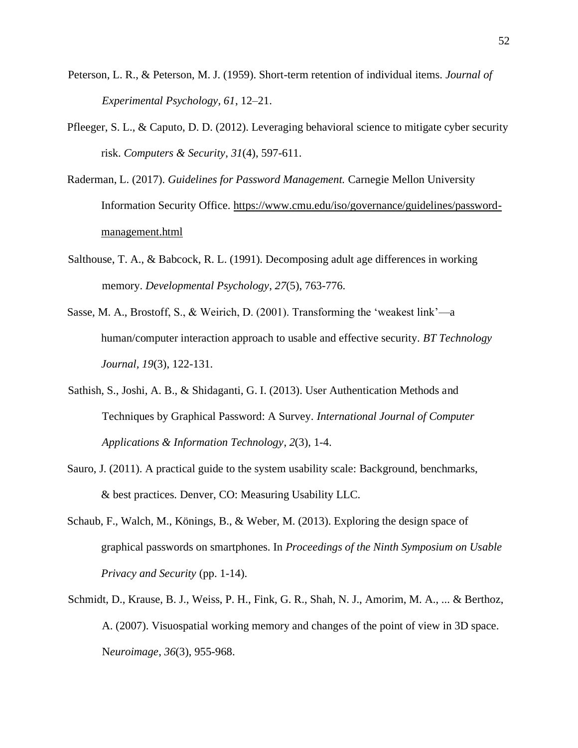Peterson, L. R., & Peterson, M. J. (1959). Short-term retention of individual items. *Journal of Experimental Psychology, 61*, 12–21.

Pfleeger, S. L., & Caputo, D. D. (2012). Leveraging behavioral science to mitigate cyber security risk. *Computers & Security*, *31*(4), 597-611.

Raderman, L. (2017). *Guidelines for Password Management.* Carnegie Mellon University Information Security Office. https://www.cmu.edu/iso/governance/guidelines/password-management.html

Salthouse, T. A., & Babcock, R. L. (1991). Decomposing adult age differences in working memory. *Developmental Psychology*, *27*(5), 763-776.

Sasse, M. A., Brostoff, S., & Weirich, D. (2001). Transforming the 'weakest link'—a human/computer interaction approach to usable and effective security. *BT Technology Journal*, *19*(3), 122-131.

Sathish, S., Joshi, A. B., & Shidaganti, G. I. (2013). User Authentication Methods and Techniques by Graphical Password: A Survey. *International Journal of Computer Applications & Information Technology*, *2*(3), 1-4.

Sauro, J. (2011). A practical guide to the system usability scale: Background, benchmarks, & best practices. Denver, CO: Measuring Usability LLC.

Schaub, F., Walch, M., Könings, B., & Weber, M. (2013). Exploring the design space of graphical passwords on smartphones. In *Proceedings of the Ninth Symposium on Usable Privacy and Security* (pp. 1-14).

Schmidt, D., Krause, B. J., Weiss, P. H., Fink, G. R., Shah, N. J., Amorim, M. A., ... & Berthoz, A. (2007). Visuospatial working memory and changes of the point of view in 3D space. N*euroimage*, *36*(3), 955-968.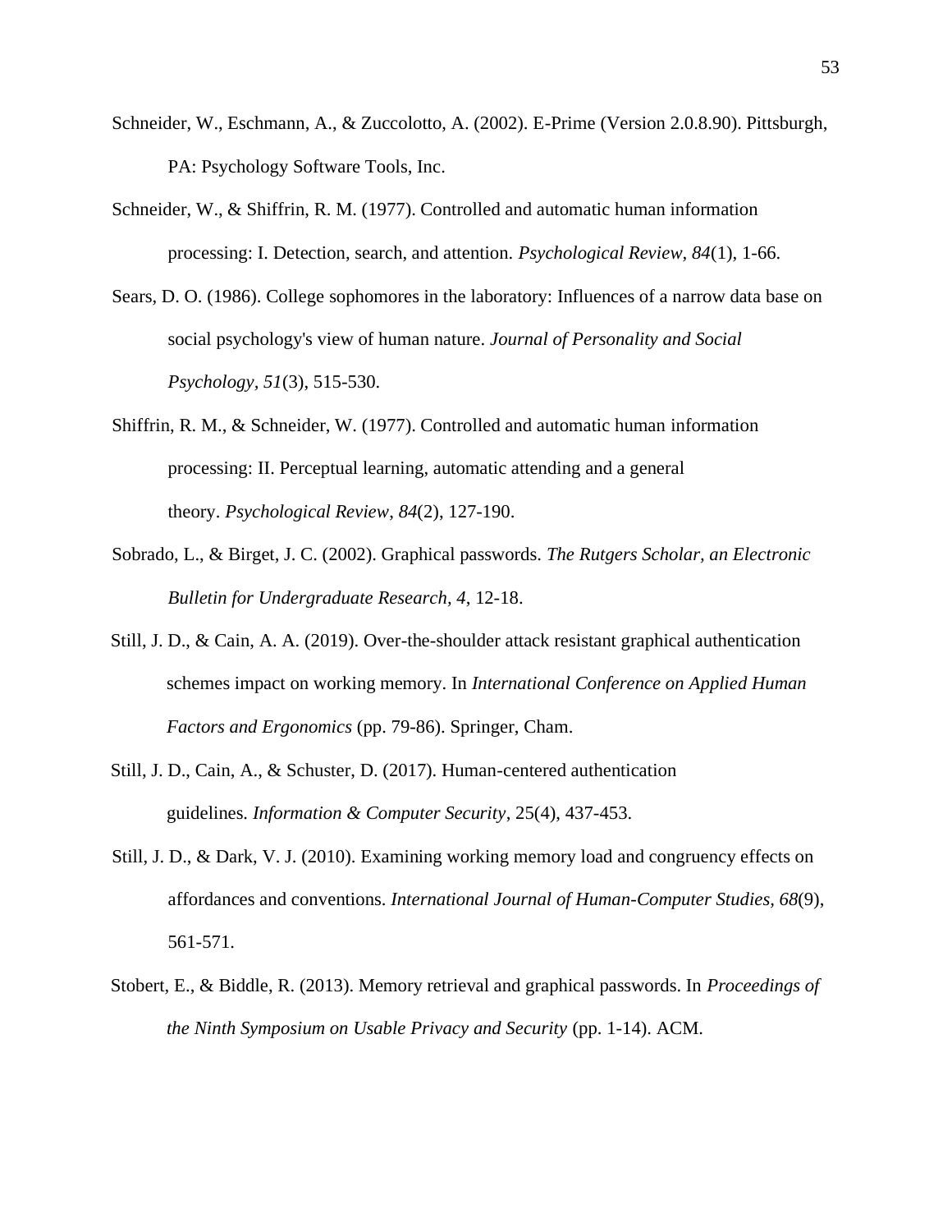Schneider, W., Eschmann, A., & Zuccolotto, A. (2002). E-Prime (Version 2.0.8.90). Pittsburgh, PA: Psychology Software Tools, Inc.

Schneider, W., & Shiffrin, R. M. (1977). Controlled and automatic human information processing: I. Detection, search, and attention. *Psychological Review*, *84*(1), 1-66.

Sears, D. O. (1986). College sophomores in the laboratory: Influences of a narrow data base on social psychology's view of human nature. *Journal of Personality and Social Psychology*, *51*(3), 515-530.

Shiffrin, R. M., & Schneider, W. (1977). Controlled and automatic human information processing: II. Perceptual learning, automatic attending and a general theory. *Psychological Review*, *84*(2), 127-190.

Sobrado, L., & Birget, J. C. (2002). Graphical passwords. *The Rutgers Scholar, an Electronic Bulletin for Undergraduate Research, 4*, 12-18.

Still, J. D., & Cain, A. A. (2019). Over-the-shoulder attack resistant graphical authentication schemes impact on working memory. In *International Conference on Applied Human Factors and Ergonomics* (pp. 79-86). Springer, Cham.

Still, J. D., Cain, A., & Schuster, D. (2017). Human-centered authentication guidelines. *Information & Computer Security*, 25(4), 437-453.

Still, J. D., & Dark, V. J. (2010). Examining working memory load and congruency effects on affordances and conventions. *International Journal of Human-Computer Studies, 68*(9), 561-571.

Stobert, E., & Biddle, R. (2013). Memory retrieval and graphical passwords. In *Proceedings of the Ninth Symposium on Usable Privacy and Security* (pp. 1-14). ACM.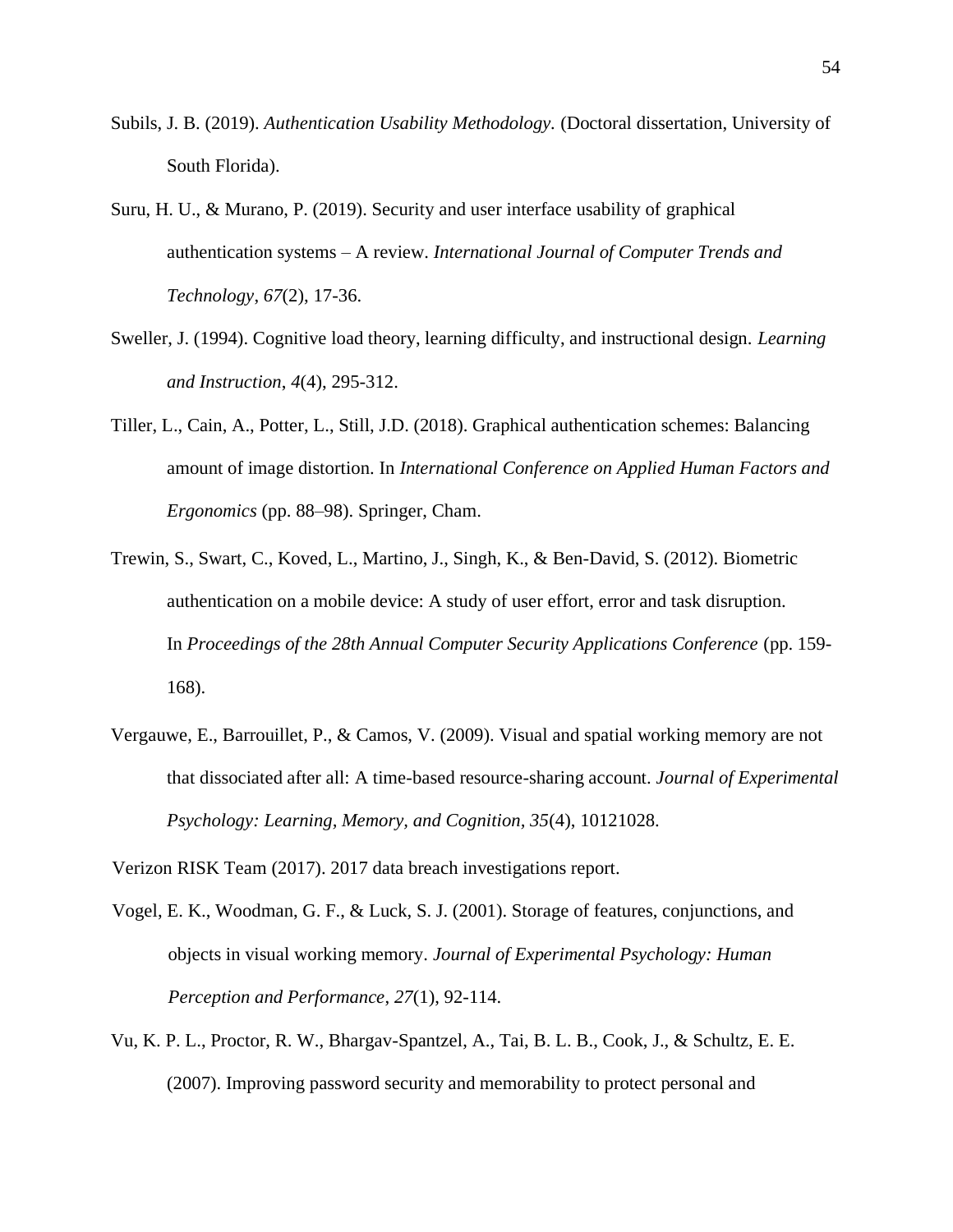Subils, J. B. (2019). *Authentication Usability Methodology.* (Doctoral dissertation, University of South Florida).

Suru, H. U., & Murano, P. (2019). Security and user interface usability of graphical authentication systems – A review. *International Journal of Computer Trends and Technology*, *67*(2), 17-36.

Sweller, J. (1994). Cognitive load theory, learning difficulty, and instructional design. *Learning and Instruction*, *4*(4), 295-312.

Tiller, L., Cain, A., Potter, L., Still, J.D. (2018). Graphical authentication schemes: Balancing amount of image distortion. In *International Conference on Applied Human Factors and Ergonomics* (pp. 88–98). Springer, Cham.

Trewin, S., Swart, C., Koved, L., Martino, J., Singh, K., & Ben-David, S. (2012). Biometric authentication on a mobile device: A study of user effort, error and task disruption. In *Proceedings of the 28th Annual Computer Security Applications Conference* (pp. 159-168).

Vergauwe, E., Barrouillet, P., & Camos, V. (2009). Visual and spatial working memory are not that dissociated after all: A time-based resource-sharing account. *Journal of Experimental Psychology: Learning, Memory, and Cognition*, *35*(4), 10121028.

Verizon RISK Team (2017). 2017 data breach investigations report.

Vogel, E. K., Woodman, G. F., & Luck, S. J. (2001). Storage of features, conjunctions, and objects in visual working memory. *Journal of Experimental Psychology: Human Perception and Performance*, *27*(1), 92-114.

Vu, K. P. L., Proctor, R. W., Bhargav-Spantzel, A., Tai, B. L. B., Cook, J., & Schultz, E. E. (2007). Improving password security and memorability to protect personal and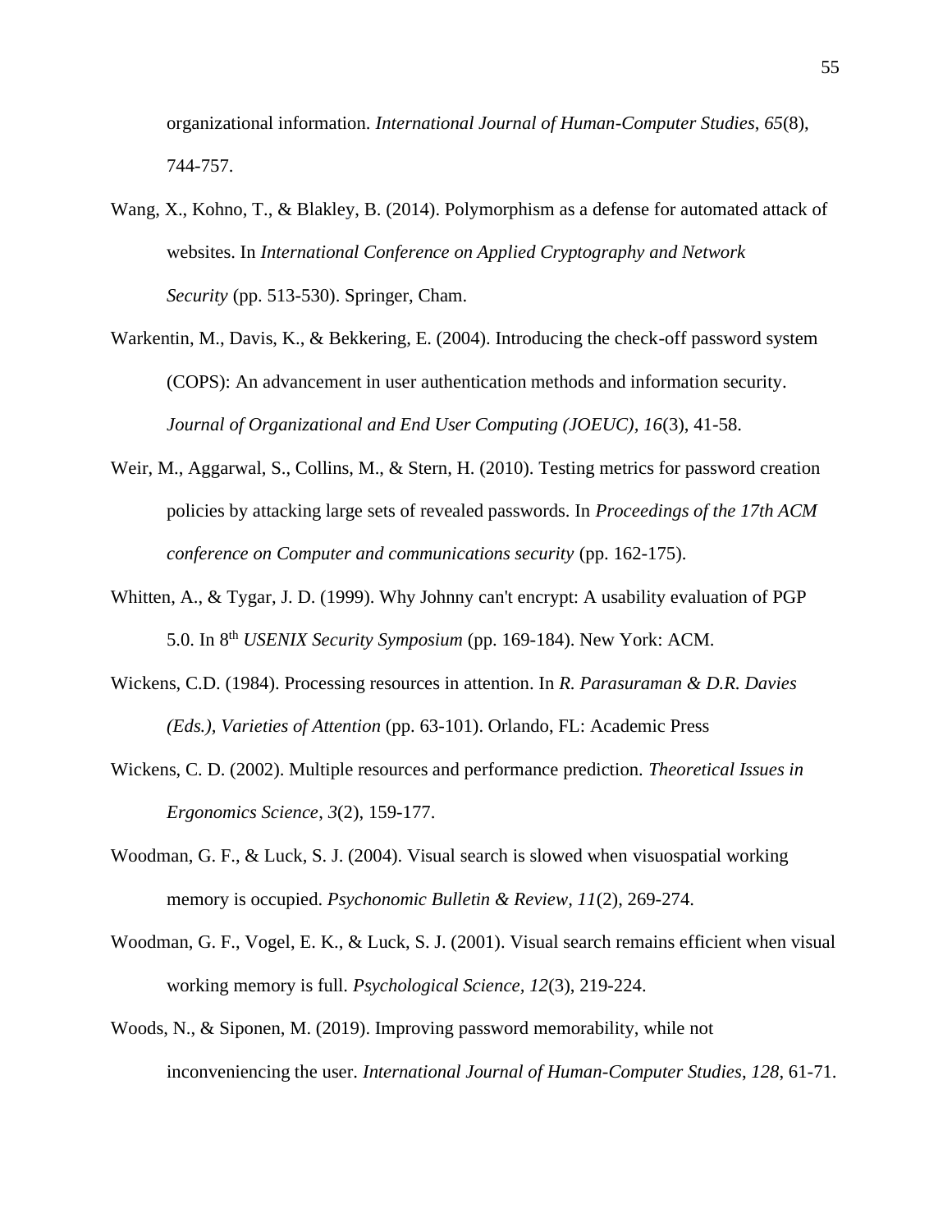organizational information. *International Journal of Human-Computer Studies*, *65*(8), 744-757.

Wang, X., Kohno, T., & Blakley, B. (2014). Polymorphism as a defense for automated attack of websites. In *International Conference on Applied Cryptography and Network Security* (pp. 513-530). Springer, Cham.

Warkentin, M., Davis, K., & Bekkering, E. (2004). Introducing the check-off password system (COPS): An advancement in user authentication methods and information security. *Journal of Organizational and End User Computing (JOEUC), 16*(3), 41-58.

Weir, M., Aggarwal, S., Collins, M., & Stern, H. (2010). Testing metrics for password creation policies by attacking large sets of revealed passwords. In *Proceedings of the 17th ACM conference on Computer and communications security* (pp. 162-175).

Whitten, A., & Tygar, J. D. (1999). Why Johnny can't encrypt: A usability evaluation of PGP 5.0. In 8th *USENIX Security Symposium* (pp. 169-184). New York: ACM.

Wickens, C.D. (1984). Processing resources in attention. In *R. Parasuraman & D.R. Davies (Eds.), Varieties of Attention* (pp. 63-101). Orlando, FL: Academic Press

Wickens, C. D. (2002). Multiple resources and performance prediction. *Theoretical Issues in Ergonomics Science*, *3*(2), 159-177.

Woodman, G. F., & Luck, S. J. (2004). Visual search is slowed when visuospatial working memory is occupied. *Psychonomic Bulletin & Review, 11*(2), 269-274.

Woodman, G. F., Vogel, E. K., & Luck, S. J. (2001). Visual search remains efficient when visual working memory is full. *Psychological Science, 12*(3), 219-224.

Woods, N., & Siponen, M. (2019). Improving password memorability, while not inconveniencing the user. *International Journal of Human-Computer Studies*, *128*, 61-71.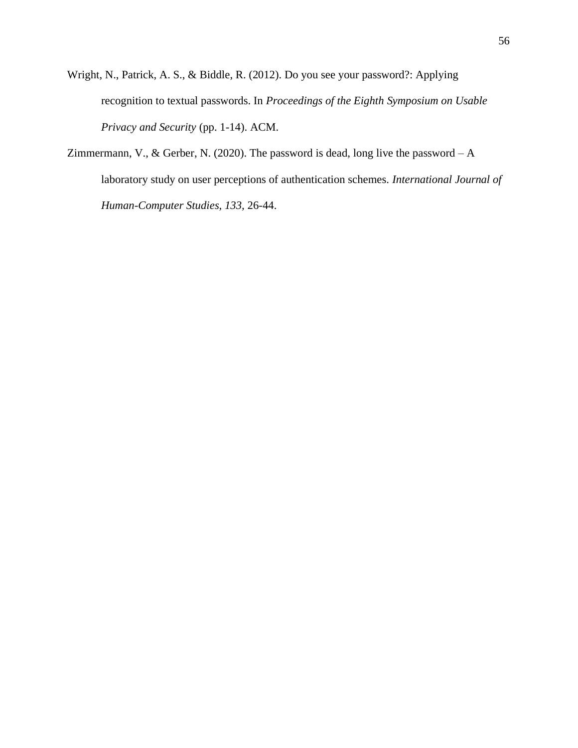Wright, N., Patrick, A. S., & Biddle, R. (2012). Do you see your password?: Applying recognition to textual passwords. In *Proceedings of the Eighth Symposium on Usable Privacy and Security* (pp. 1-14). ACM.

Zimmermann, V., & Gerber, N. (2020). The password is dead, long live the password – A laboratory study on user perceptions of authentication schemes. *International Journal of Human-Computer Studies, 133,* 26-44.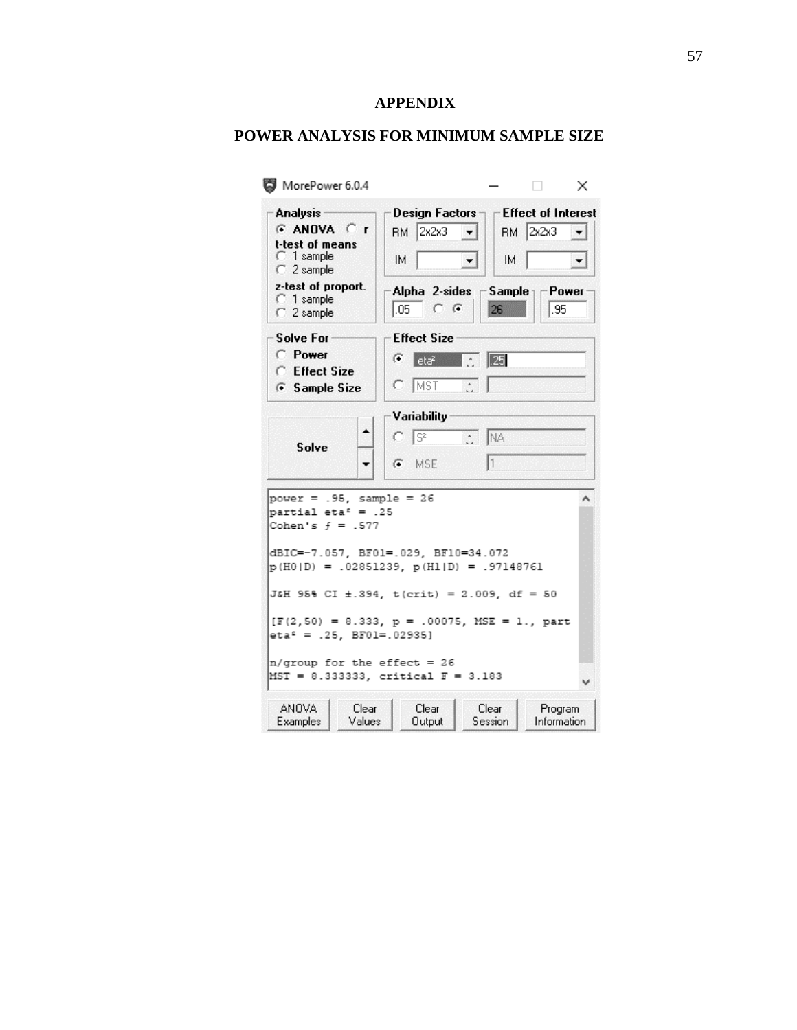# APPENDIX

## POWER ANALYSIS FOR MINIMUM SAMPLE SIZE

MorePower 6.0.4

**Analysis**
- (•) ANOVA ( ) r
- t-test of means
  - ( ) 1 sample
  - ( ) 2 sample
- z-test of proport.
  - ( ) 1 sample
  - ( ) 2 sample

**Design Factors**
- RM: 2x2x3
- IM:

**Effect of Interest**
- RM: 2x2x3
- IM:

**Alpha** .05 **2-sides** ( ) (•)

**Sample** 26

**Power** .95

**Solve For**
- ( ) Power
- ( ) Effect Size
- (•) Sample Size

**Effect Size**
- (•) eta² .25
- ( ) MST

**Variability**
- ( ) S² NA
- (•) MSE 1

Solve

```
power = .95, sample = 26
partial eta² = .25
Cohen's f = .577

dBIC=-7.057, BF01=.029, BF10=34.072
p(H0|D) = .02851239, p(H1|D) = .97148761

J&H 95% CI ±.394, t(crit) = 2.009, df = 50

[F(2,50) = 8.333, p = .00075, MSE = 1., part
eta² = .25, BF01=.02935]

n/group for the effect = 26
MST = 8.333333, critical F = 3.183
```

ANOVA Examples | Clear Values | Clear Output | Clear Session | Program Information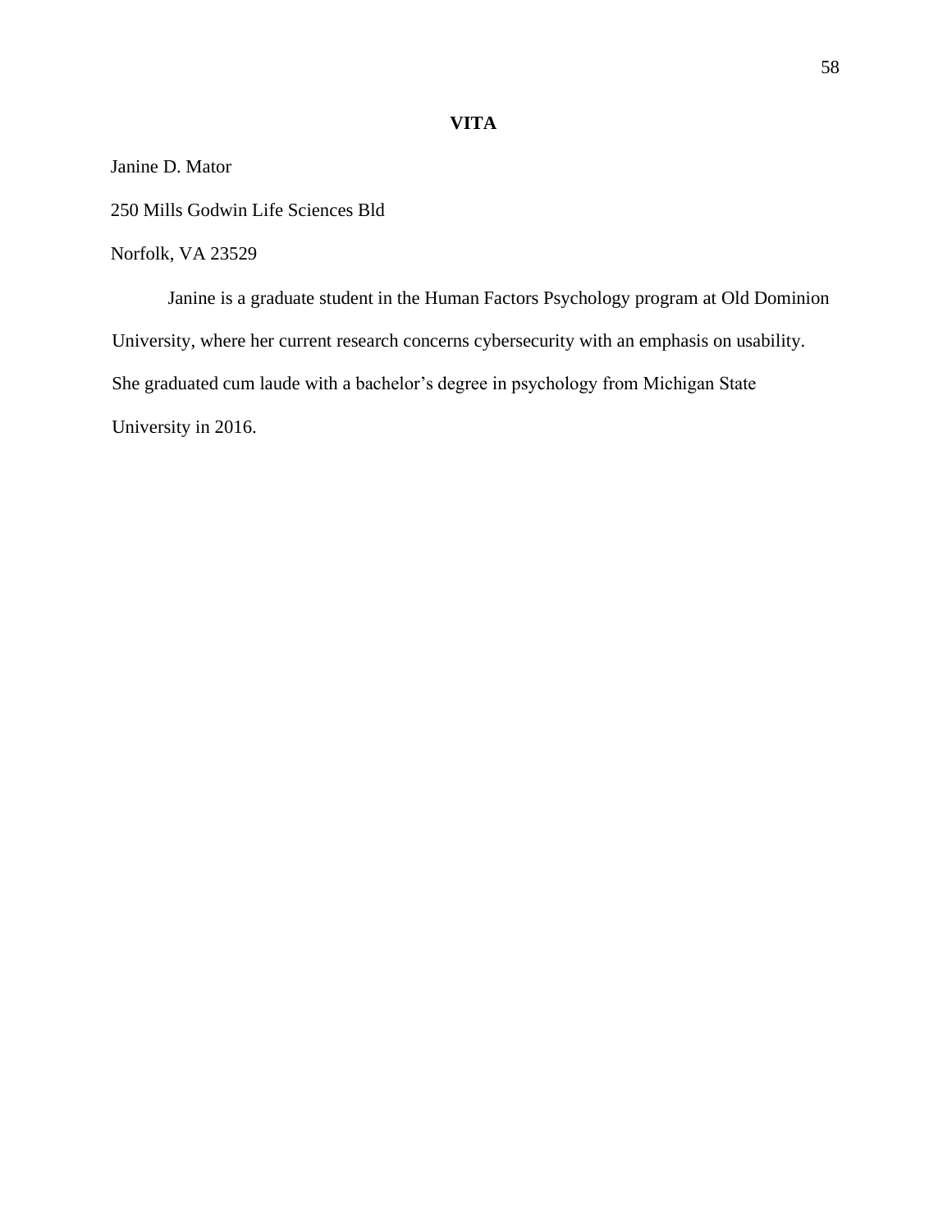# VITA

Janine D. Mator

250 Mills Godwin Life Sciences Bld

Norfolk, VA 23529

Janine is a graduate student in the Human Factors Psychology program at Old Dominion University, where her current research concerns cybersecurity with an emphasis on usability. She graduated cum laude with a bachelor’s degree in psychology from Michigan State University in 2016.